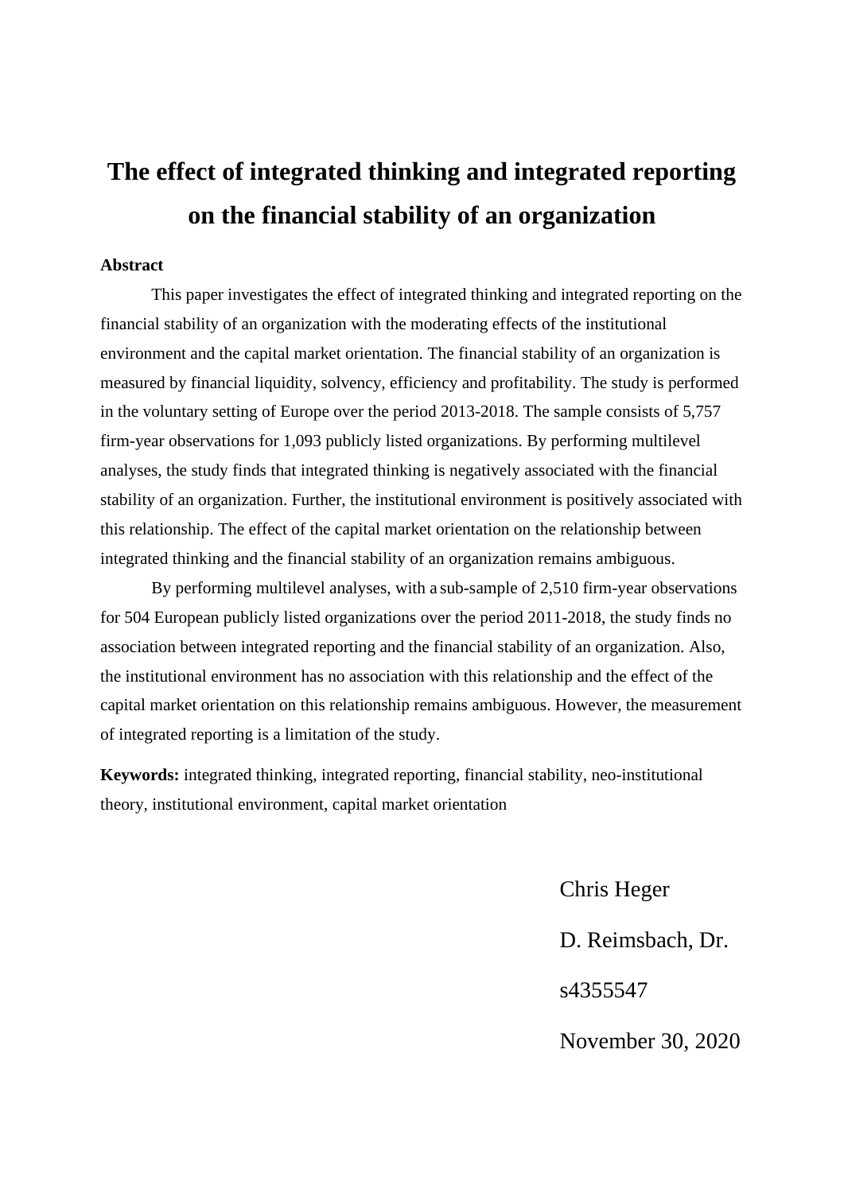# The effect of integrated thinking and integrated reporting on the financial stability of an organization

**Abstract**

This paper investigates the effect of integrated thinking and integrated reporting on the financial stability of an organization with the moderating effects of the institutional environment and the capital market orientation. The financial stability of an organization is measured by financial liquidity, solvency, efficiency and profitability. The study is performed in the voluntary setting of Europe over the period 2013-2018. The sample consists of 5,757 firm-year observations for 1,093 publicly listed organizations. By performing multilevel analyses, the study finds that integrated thinking is negatively associated with the financial stability of an organization. Further, the institutional environment is positively associated with this relationship. The effect of the capital market orientation on the relationship between integrated thinking and the financial stability of an organization remains ambiguous.

By performing multilevel analyses, with a sub-sample of 2,510 firm-year observations for 504 European publicly listed organizations over the period 2011-2018, the study finds no association between integrated reporting and the financial stability of an organization. Also, the institutional environment has no association with this relationship and the effect of the capital market orientation on this relationship remains ambiguous. However, the measurement of integrated reporting is a limitation of the study.

**Keywords:** integrated thinking, integrated reporting, financial stability, neo-institutional theory, institutional environment, capital market orientation

Chris Heger

D. Reimsbach, Dr.

s4355547

November 30, 2020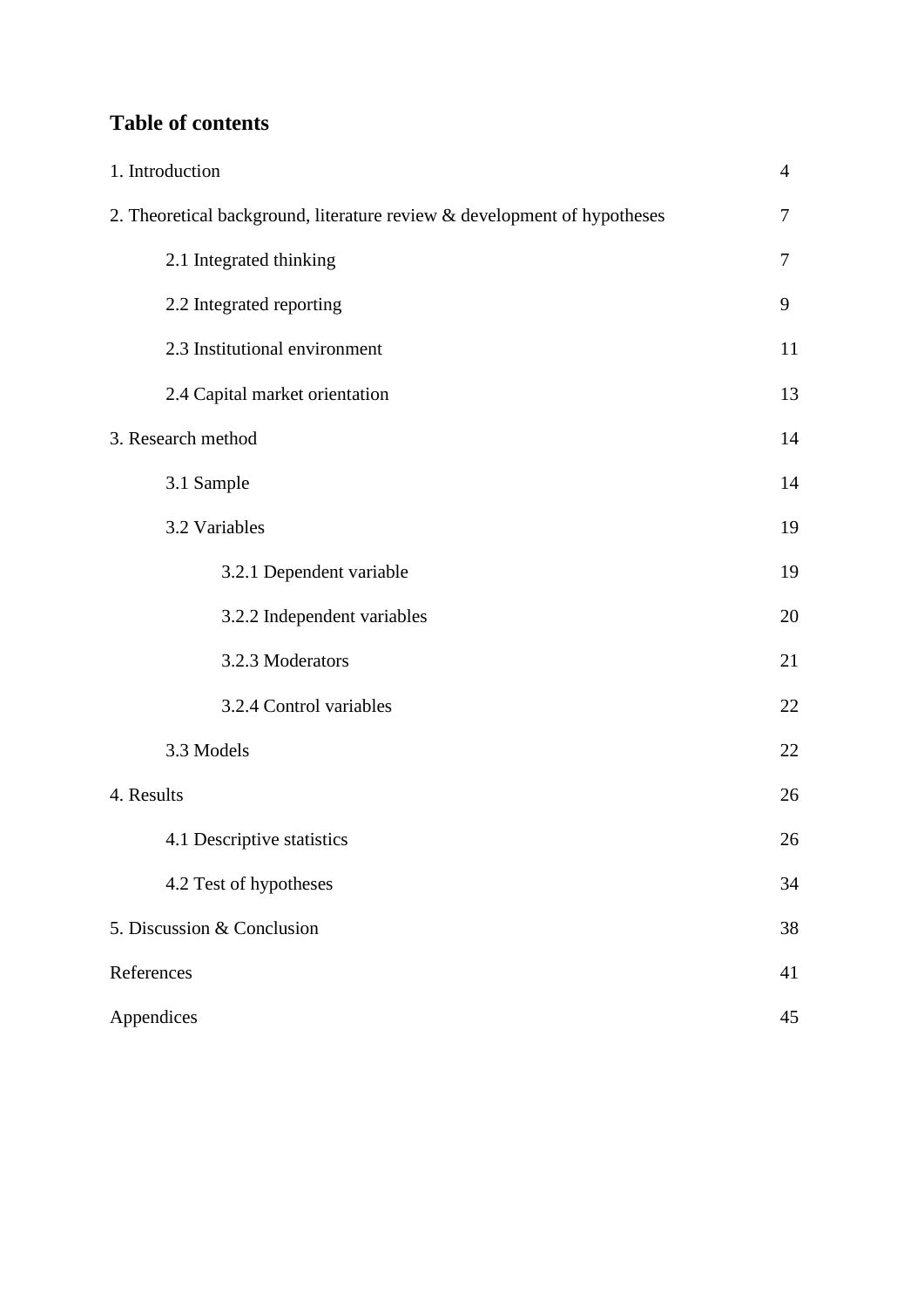## Table of contents

1. Introduction 4

2. Theoretical background, literature review & development of hypotheses 7

  2.1 Integrated thinking 7

  2.2 Integrated reporting 9

  2.3 Institutional environment 11

  2.4 Capital market orientation 13

3. Research method 14

  3.1 Sample 14

  3.2 Variables 19

    3.2.1 Dependent variable 19

    3.2.2 Independent variables 20

    3.2.3 Moderators 21

    3.2.4 Control variables 22

  3.3 Models 22

4. Results 26

  4.1 Descriptive statistics 26

  4.2 Test of hypotheses 34

5. Discussion & Conclusion 38

References 41

Appendices 45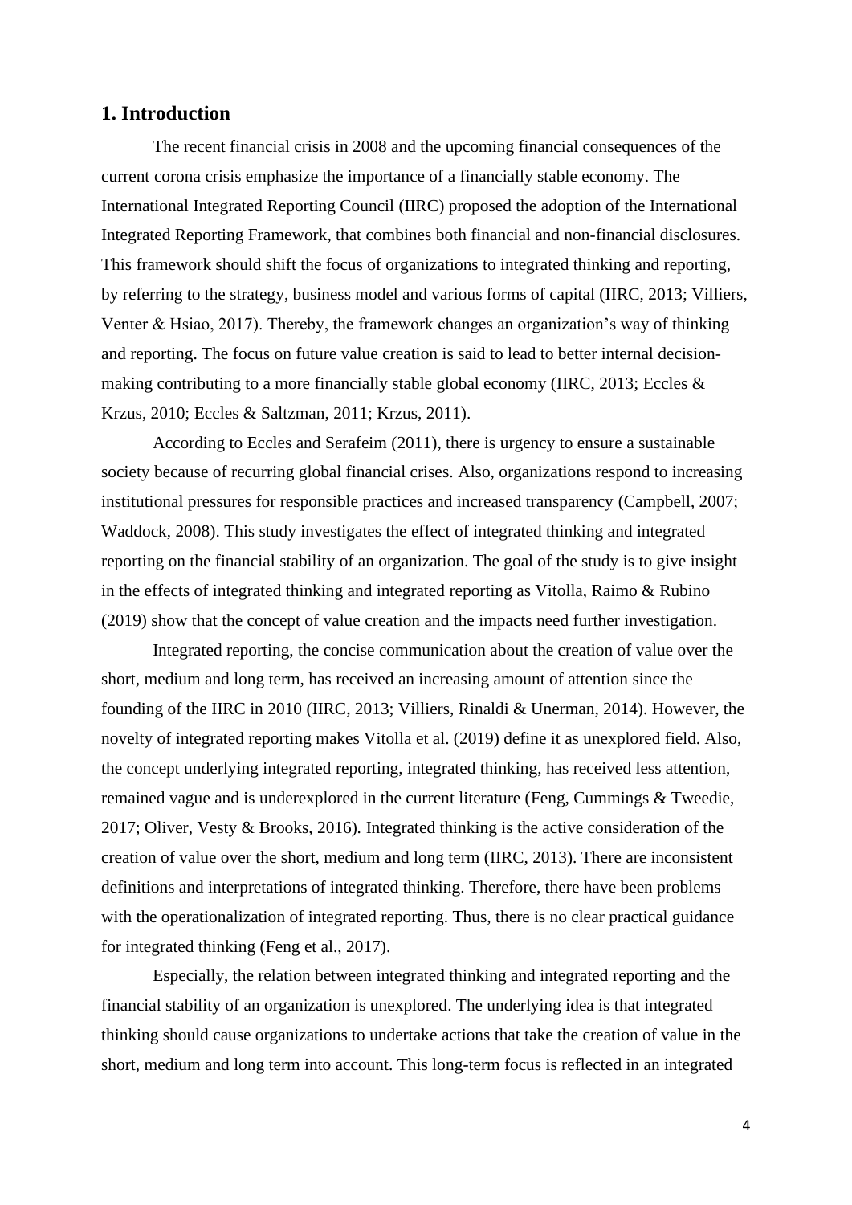## 1. Introduction

The recent financial crisis in 2008 and the upcoming financial consequences of the current corona crisis emphasize the importance of a financially stable economy. The International Integrated Reporting Council (IIRC) proposed the adoption of the International Integrated Reporting Framework, that combines both financial and non-financial disclosures. This framework should shift the focus of organizations to integrated thinking and reporting, by referring to the strategy, business model and various forms of capital (IIRC, 2013; Villiers, Venter & Hsiao, 2017). Thereby, the framework changes an organization's way of thinking and reporting. The focus on future value creation is said to lead to better internal decision-making contributing to a more financially stable global economy (IIRC, 2013; Eccles & Krzus, 2010; Eccles & Saltzman, 2011; Krzus, 2011).

According to Eccles and Serafeim (2011), there is urgency to ensure a sustainable society because of recurring global financial crises. Also, organizations respond to increasing institutional pressures for responsible practices and increased transparency (Campbell, 2007; Waddock, 2008). This study investigates the effect of integrated thinking and integrated reporting on the financial stability of an organization. The goal of the study is to give insight in the effects of integrated thinking and integrated reporting as Vitolla, Raimo & Rubino (2019) show that the concept of value creation and the impacts need further investigation.

Integrated reporting, the concise communication about the creation of value over the short, medium and long term, has received an increasing amount of attention since the founding of the IIRC in 2010 (IIRC, 2013; Villiers, Rinaldi & Unerman, 2014). However, the novelty of integrated reporting makes Vitolla et al. (2019) define it as unexplored field. Also, the concept underlying integrated reporting, integrated thinking, has received less attention, remained vague and is underexplored in the current literature (Feng, Cummings & Tweedie, 2017; Oliver, Vesty & Brooks, 2016). Integrated thinking is the active consideration of the creation of value over the short, medium and long term (IIRC, 2013). There are inconsistent definitions and interpretations of integrated thinking. Therefore, there have been problems with the operationalization of integrated reporting. Thus, there is no clear practical guidance for integrated thinking (Feng et al., 2017).

Especially, the relation between integrated thinking and integrated reporting and the financial stability of an organization is unexplored. The underlying idea is that integrated thinking should cause organizations to undertake actions that take the creation of value in the short, medium and long term into account. This long-term focus is reflected in an integrated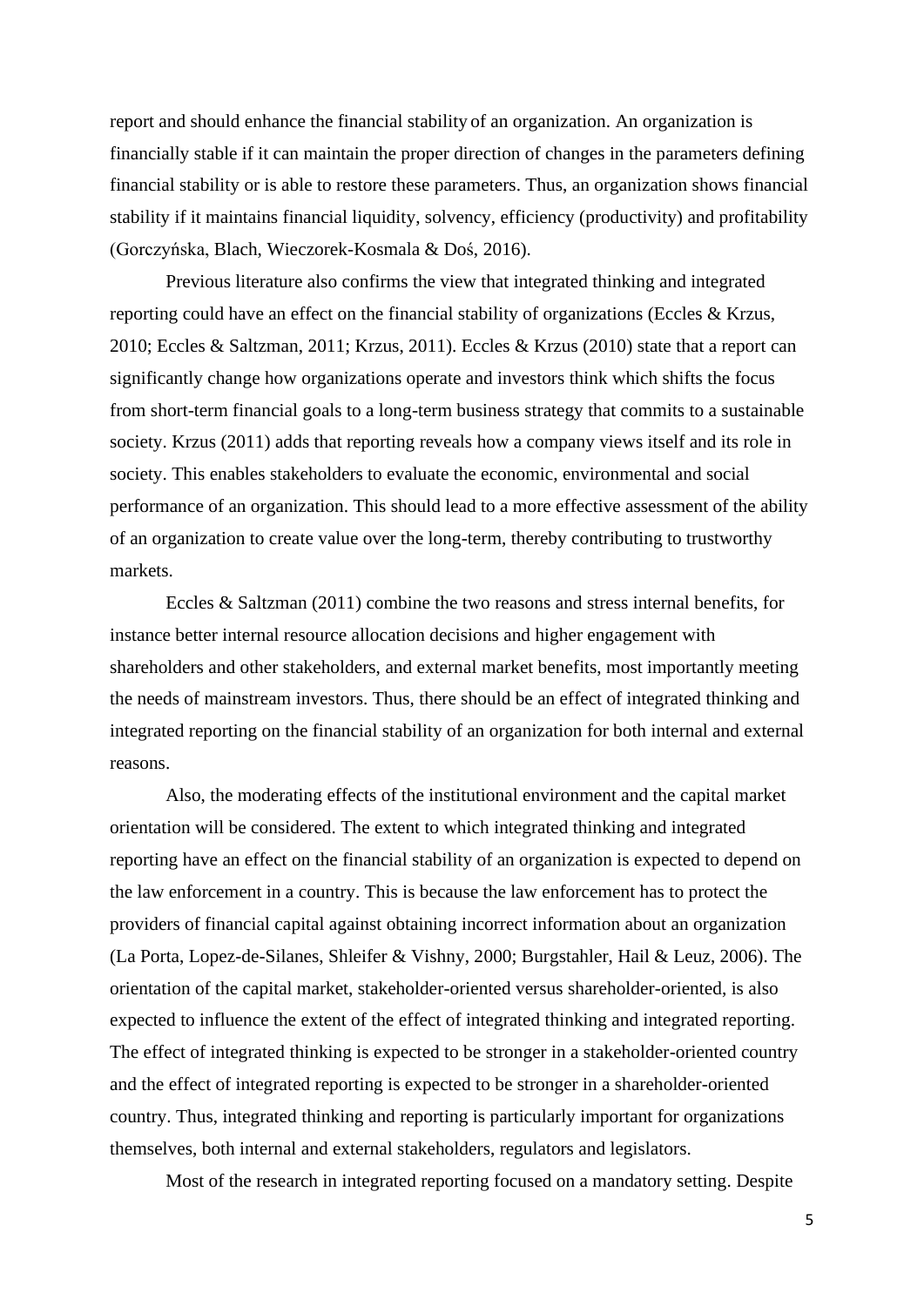report and should enhance the financial stability of an organization. An organization is financially stable if it can maintain the proper direction of changes in the parameters defining financial stability or is able to restore these parameters. Thus, an organization shows financial stability if it maintains financial liquidity, solvency, efficiency (productivity) and profitability (Gorczyńska, Blach, Wieczorek-Kosmala & Doś, 2016).

Previous literature also confirms the view that integrated thinking and integrated reporting could have an effect on the financial stability of organizations (Eccles & Krzus, 2010; Eccles & Saltzman, 2011; Krzus, 2011). Eccles & Krzus (2010) state that a report can significantly change how organizations operate and investors think which shifts the focus from short-term financial goals to a long-term business strategy that commits to a sustainable society. Krzus (2011) adds that reporting reveals how a company views itself and its role in society. This enables stakeholders to evaluate the economic, environmental and social performance of an organization. This should lead to a more effective assessment of the ability of an organization to create value over the long-term, thereby contributing to trustworthy markets.

Eccles & Saltzman (2011) combine the two reasons and stress internal benefits, for instance better internal resource allocation decisions and higher engagement with shareholders and other stakeholders, and external market benefits, most importantly meeting the needs of mainstream investors. Thus, there should be an effect of integrated thinking and integrated reporting on the financial stability of an organization for both internal and external reasons.

Also, the moderating effects of the institutional environment and the capital market orientation will be considered. The extent to which integrated thinking and integrated reporting have an effect on the financial stability of an organization is expected to depend on the law enforcement in a country. This is because the law enforcement has to protect the providers of financial capital against obtaining incorrect information about an organization (La Porta, Lopez-de-Silanes, Shleifer & Vishny, 2000; Burgstahler, Hail & Leuz, 2006). The orientation of the capital market, stakeholder-oriented versus shareholder-oriented, is also expected to influence the extent of the effect of integrated thinking and integrated reporting. The effect of integrated thinking is expected to be stronger in a stakeholder-oriented country and the effect of integrated reporting is expected to be stronger in a shareholder-oriented country. Thus, integrated thinking and reporting is particularly important for organizations themselves, both internal and external stakeholders, regulators and legislators.

Most of the research in integrated reporting focused on a mandatory setting. Despite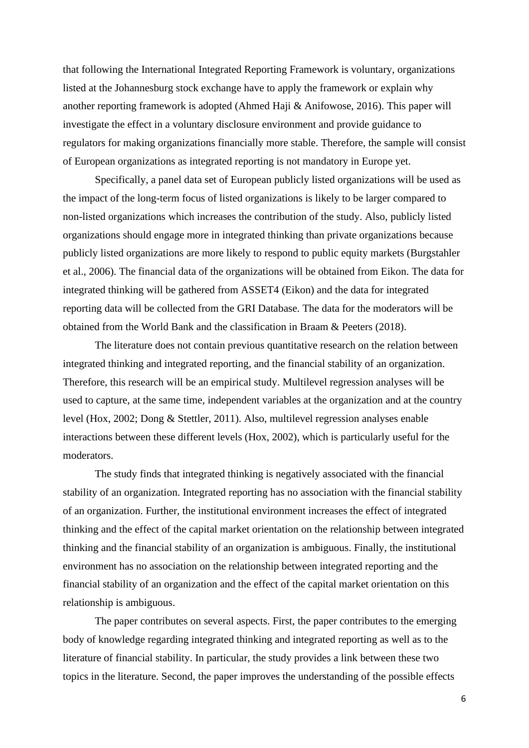that following the International Integrated Reporting Framework is voluntary, organizations listed at the Johannesburg stock exchange have to apply the framework or explain why another reporting framework is adopted (Ahmed Haji & Anifowose, 2016). This paper will investigate the effect in a voluntary disclosure environment and provide guidance to regulators for making organizations financially more stable. Therefore, the sample will consist of European organizations as integrated reporting is not mandatory in Europe yet.

Specifically, a panel data set of European publicly listed organizations will be used as the impact of the long-term focus of listed organizations is likely to be larger compared to non-listed organizations which increases the contribution of the study. Also, publicly listed organizations should engage more in integrated thinking than private organizations because publicly listed organizations are more likely to respond to public equity markets (Burgstahler et al., 2006). The financial data of the organizations will be obtained from Eikon. The data for integrated thinking will be gathered from ASSET4 (Eikon) and the data for integrated reporting data will be collected from the GRI Database. The data for the moderators will be obtained from the World Bank and the classification in Braam & Peeters (2018).

The literature does not contain previous quantitative research on the relation between integrated thinking and integrated reporting, and the financial stability of an organization. Therefore, this research will be an empirical study. Multilevel regression analyses will be used to capture, at the same time, independent variables at the organization and at the country level (Hox, 2002; Dong & Stettler, 2011). Also, multilevel regression analyses enable interactions between these different levels (Hox, 2002), which is particularly useful for the moderators.

The study finds that integrated thinking is negatively associated with the financial stability of an organization. Integrated reporting has no association with the financial stability of an organization. Further, the institutional environment increases the effect of integrated thinking and the effect of the capital market orientation on the relationship between integrated thinking and the financial stability of an organization is ambiguous. Finally, the institutional environment has no association on the relationship between integrated reporting and the financial stability of an organization and the effect of the capital market orientation on this relationship is ambiguous.

The paper contributes on several aspects. First, the paper contributes to the emerging body of knowledge regarding integrated thinking and integrated reporting as well as to the literature of financial stability. In particular, the study provides a link between these two topics in the literature. Second, the paper improves the understanding of the possible effects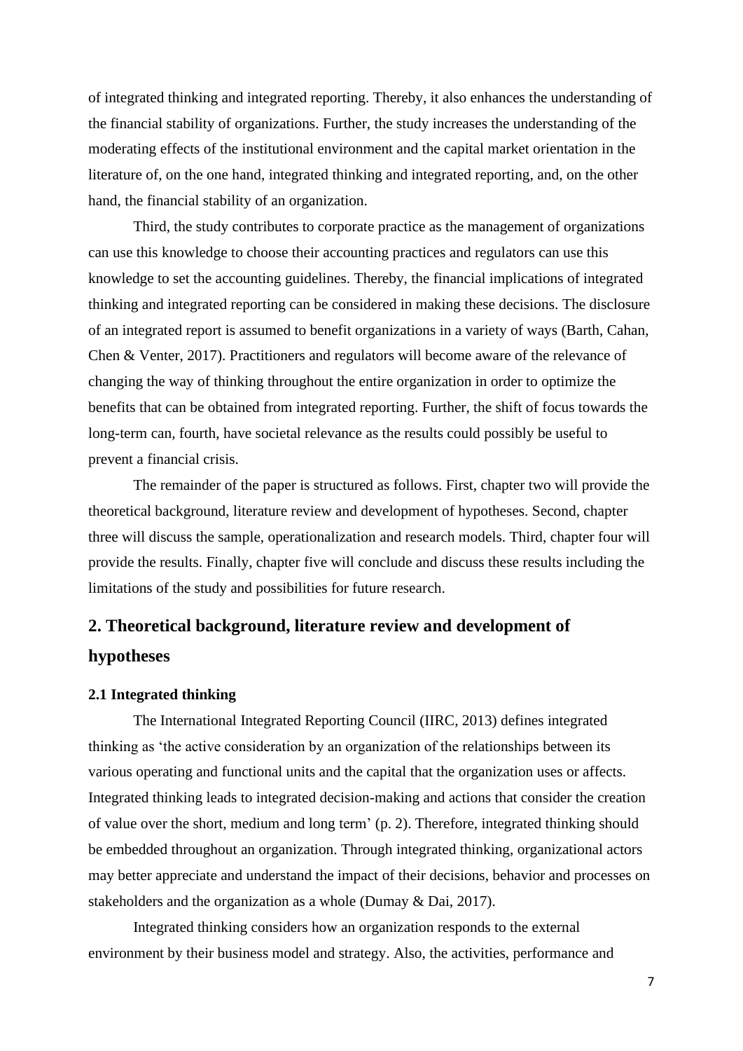of integrated thinking and integrated reporting. Thereby, it also enhances the understanding of the financial stability of organizations. Further, the study increases the understanding of the moderating effects of the institutional environment and the capital market orientation in the literature of, on the one hand, integrated thinking and integrated reporting, and, on the other hand, the financial stability of an organization.

Third, the study contributes to corporate practice as the management of organizations can use this knowledge to choose their accounting practices and regulators can use this knowledge to set the accounting guidelines. Thereby, the financial implications of integrated thinking and integrated reporting can be considered in making these decisions. The disclosure of an integrated report is assumed to benefit organizations in a variety of ways (Barth, Cahan, Chen & Venter, 2017). Practitioners and regulators will become aware of the relevance of changing the way of thinking throughout the entire organization in order to optimize the benefits that can be obtained from integrated reporting. Further, the shift of focus towards the long-term can, fourth, have societal relevance as the results could possibly be useful to prevent a financial crisis.

The remainder of the paper is structured as follows. First, chapter two will provide the theoretical background, literature review and development of hypotheses. Second, chapter three will discuss the sample, operationalization and research models. Third, chapter four will provide the results. Finally, chapter five will conclude and discuss these results including the limitations of the study and possibilities for future research.

## 2. Theoretical background, literature review and development of hypotheses

### 2.1 Integrated thinking

The International Integrated Reporting Council (IIRC, 2013) defines integrated thinking as 'the active consideration by an organization of the relationships between its various operating and functional units and the capital that the organization uses or affects. Integrated thinking leads to integrated decision-making and actions that consider the creation of value over the short, medium and long term' (p. 2). Therefore, integrated thinking should be embedded throughout an organization. Through integrated thinking, organizational actors may better appreciate and understand the impact of their decisions, behavior and processes on stakeholders and the organization as a whole (Dumay & Dai, 2017).

Integrated thinking considers how an organization responds to the external environment by their business model and strategy. Also, the activities, performance and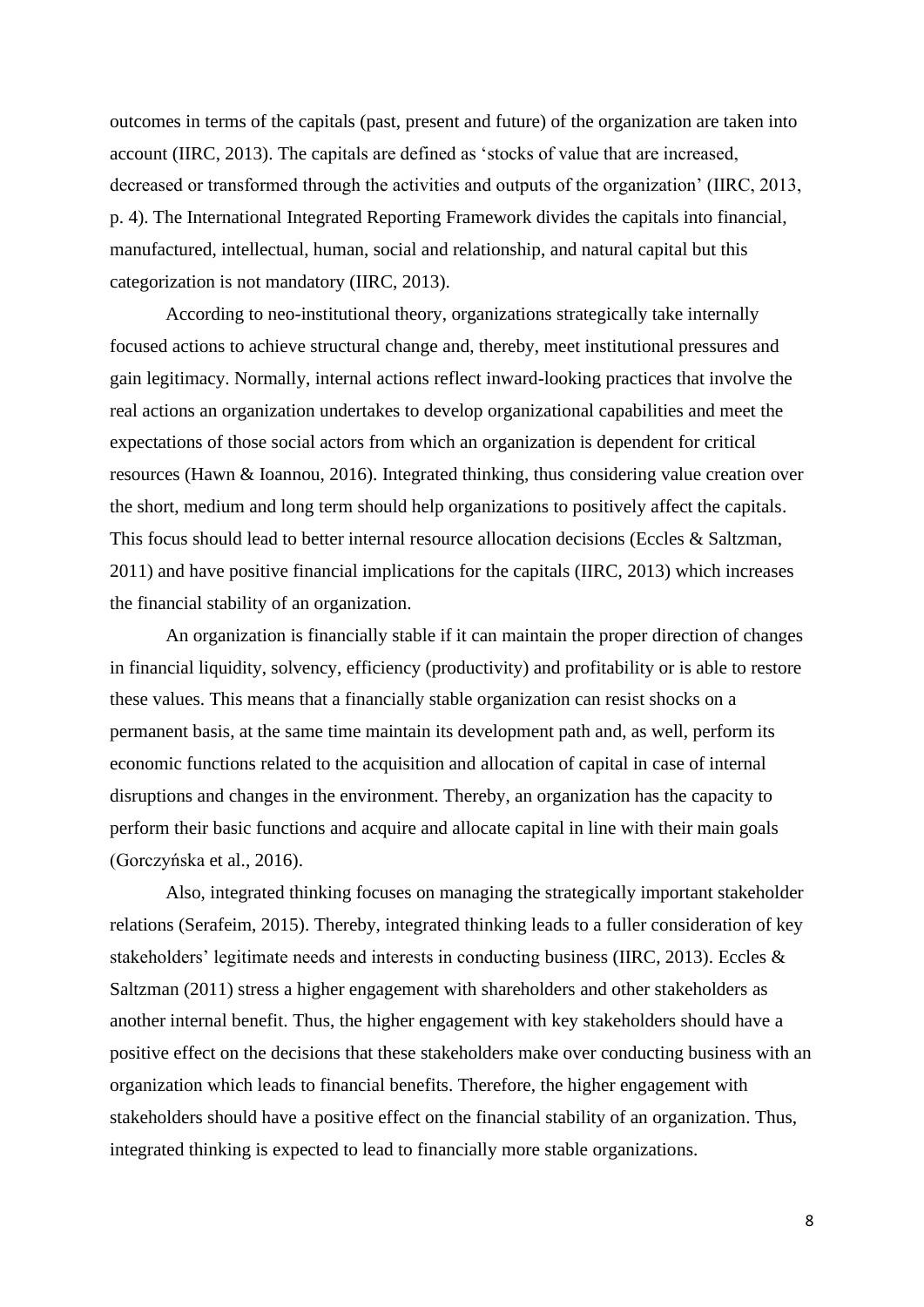outcomes in terms of the capitals (past, present and future) of the organization are taken into account (IIRC, 2013). The capitals are defined as 'stocks of value that are increased, decreased or transformed through the activities and outputs of the organization' (IIRC, 2013, p. 4). The International Integrated Reporting Framework divides the capitals into financial, manufactured, intellectual, human, social and relationship, and natural capital but this categorization is not mandatory (IIRC, 2013).

According to neo-institutional theory, organizations strategically take internally focused actions to achieve structural change and, thereby, meet institutional pressures and gain legitimacy. Normally, internal actions reflect inward-looking practices that involve the real actions an organization undertakes to develop organizational capabilities and meet the expectations of those social actors from which an organization is dependent for critical resources (Hawn & Ioannou, 2016). Integrated thinking, thus considering value creation over the short, medium and long term should help organizations to positively affect the capitals. This focus should lead to better internal resource allocation decisions (Eccles & Saltzman, 2011) and have positive financial implications for the capitals (IIRC, 2013) which increases the financial stability of an organization.

An organization is financially stable if it can maintain the proper direction of changes in financial liquidity, solvency, efficiency (productivity) and profitability or is able to restore these values. This means that a financially stable organization can resist shocks on a permanent basis, at the same time maintain its development path and, as well, perform its economic functions related to the acquisition and allocation of capital in case of internal disruptions and changes in the environment. Thereby, an organization has the capacity to perform their basic functions and acquire and allocate capital in line with their main goals (Gorczyńska et al., 2016).

Also, integrated thinking focuses on managing the strategically important stakeholder relations (Serafeim, 2015). Thereby, integrated thinking leads to a fuller consideration of key stakeholders' legitimate needs and interests in conducting business (IIRC, 2013). Eccles & Saltzman (2011) stress a higher engagement with shareholders and other stakeholders as another internal benefit. Thus, the higher engagement with key stakeholders should have a positive effect on the decisions that these stakeholders make over conducting business with an organization which leads to financial benefits. Therefore, the higher engagement with stakeholders should have a positive effect on the financial stability of an organization. Thus, integrated thinking is expected to lead to financially more stable organizations.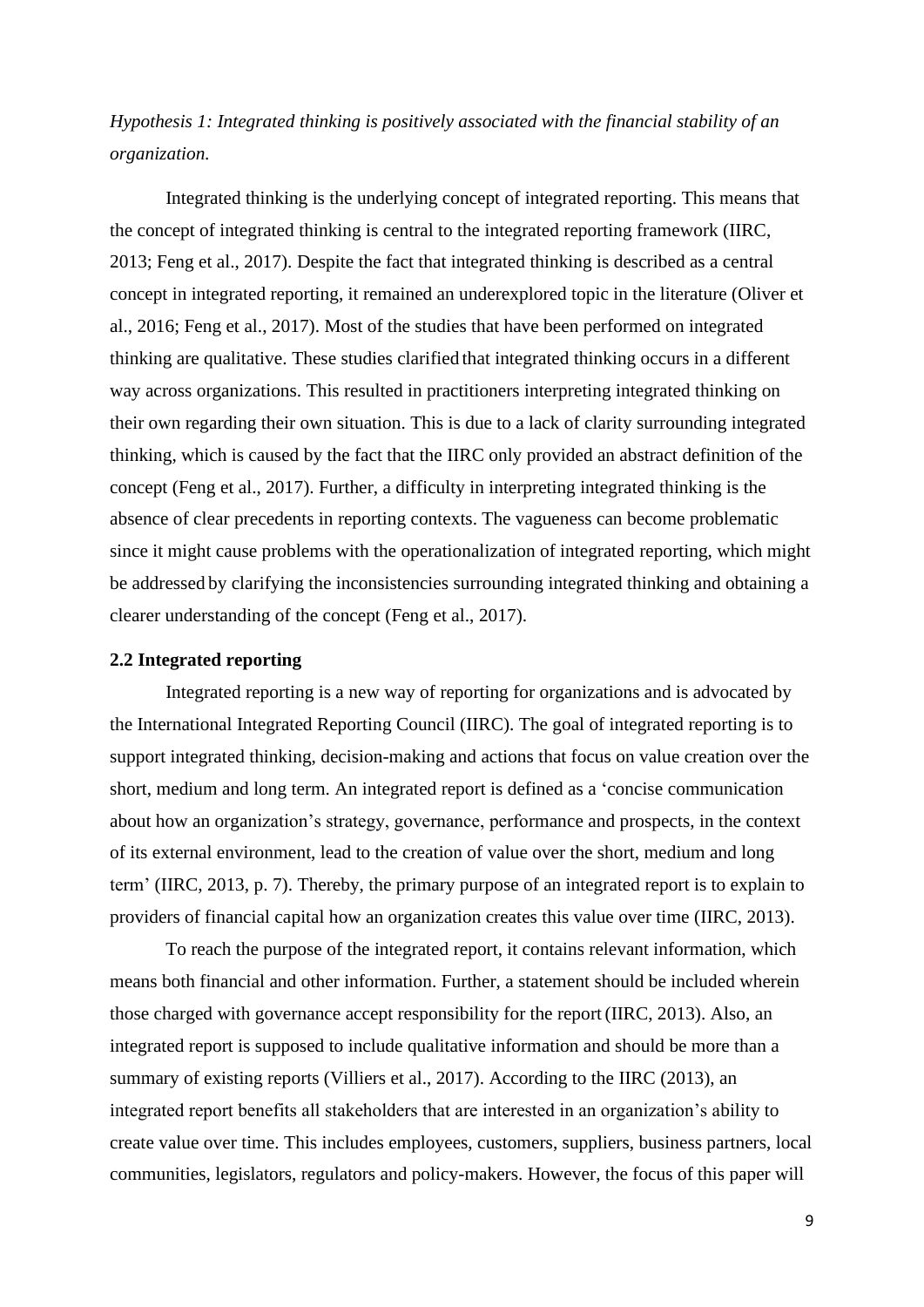*Hypothesis 1: Integrated thinking is positively associated with the financial stability of an organization.*

Integrated thinking is the underlying concept of integrated reporting. This means that the concept of integrated thinking is central to the integrated reporting framework (IIRC, 2013; Feng et al., 2017). Despite the fact that integrated thinking is described as a central concept in integrated reporting, it remained an underexplored topic in the literature (Oliver et al., 2016; Feng et al., 2017). Most of the studies that have been performed on integrated thinking are qualitative. These studies clarified that integrated thinking occurs in a different way across organizations. This resulted in practitioners interpreting integrated thinking on their own regarding their own situation. This is due to a lack of clarity surrounding integrated thinking, which is caused by the fact that the IIRC only provided an abstract definition of the concept (Feng et al., 2017). Further, a difficulty in interpreting integrated thinking is the absence of clear precedents in reporting contexts. The vagueness can become problematic since it might cause problems with the operationalization of integrated reporting, which might be addressed by clarifying the inconsistencies surrounding integrated thinking and obtaining a clearer understanding of the concept (Feng et al., 2017).

### 2.2 Integrated reporting

Integrated reporting is a new way of reporting for organizations and is advocated by the International Integrated Reporting Council (IIRC). The goal of integrated reporting is to support integrated thinking, decision-making and actions that focus on value creation over the short, medium and long term. An integrated report is defined as a 'concise communication about how an organization's strategy, governance, performance and prospects, in the context of its external environment, lead to the creation of value over the short, medium and long term' (IIRC, 2013, p. 7). Thereby, the primary purpose of an integrated report is to explain to providers of financial capital how an organization creates this value over time (IIRC, 2013).

To reach the purpose of the integrated report, it contains relevant information, which means both financial and other information. Further, a statement should be included wherein those charged with governance accept responsibility for the report (IIRC, 2013). Also, an integrated report is supposed to include qualitative information and should be more than a summary of existing reports (Villiers et al., 2017). According to the IIRC (2013), an integrated report benefits all stakeholders that are interested in an organization's ability to create value over time. This includes employees, customers, suppliers, business partners, local communities, legislators, regulators and policy-makers. However, the focus of this paper will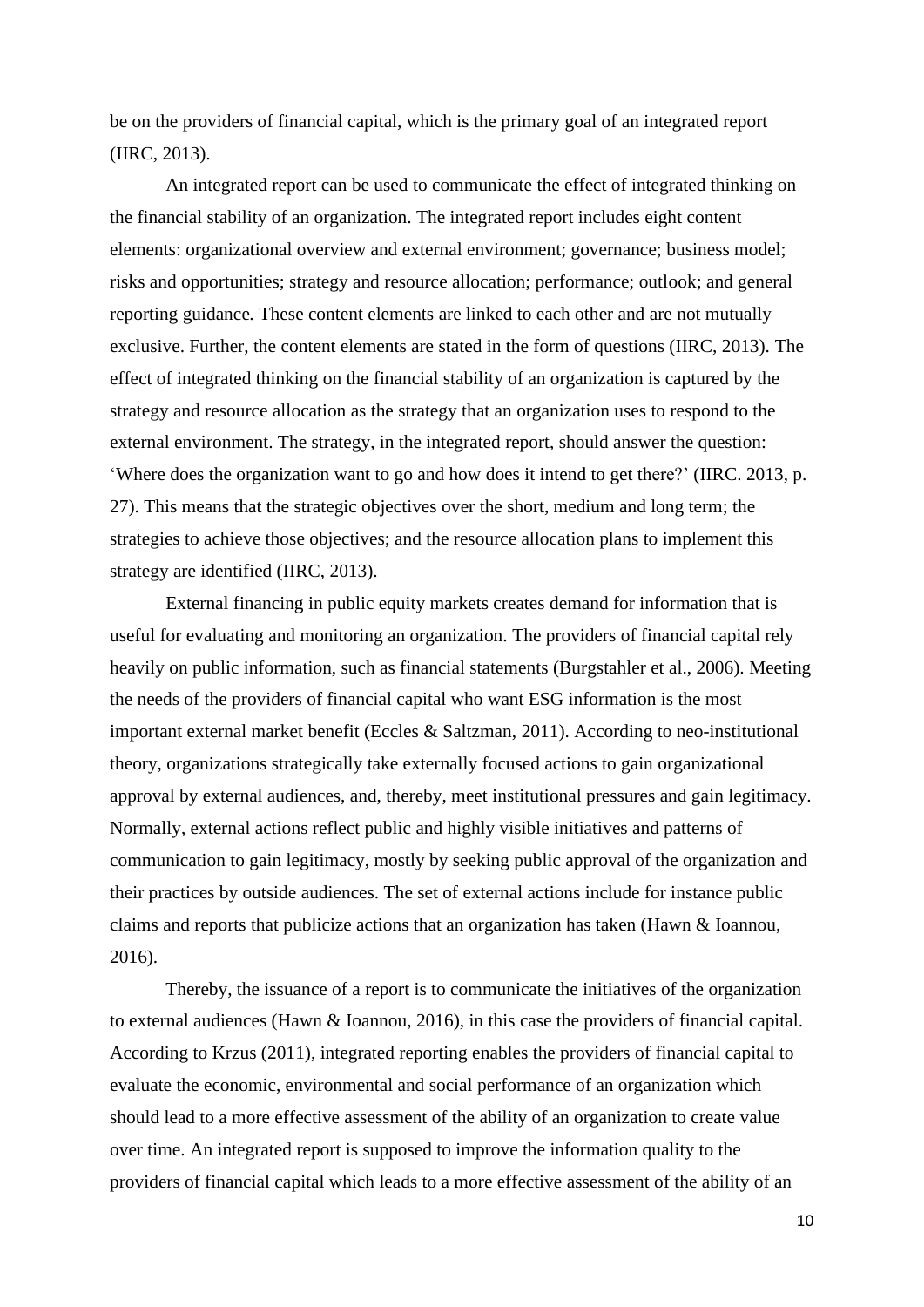be on the providers of financial capital, which is the primary goal of an integrated report (IIRC, 2013).

An integrated report can be used to communicate the effect of integrated thinking on the financial stability of an organization. The integrated report includes eight content elements: organizational overview and external environment; governance; business model; risks and opportunities; strategy and resource allocation; performance; outlook; and general reporting guidance. These content elements are linked to each other and are not mutually exclusive. Further, the content elements are stated in the form of questions (IIRC, 2013). The effect of integrated thinking on the financial stability of an organization is captured by the strategy and resource allocation as the strategy that an organization uses to respond to the external environment. The strategy, in the integrated report, should answer the question: 'Where does the organization want to go and how does it intend to get there?' (IIRC. 2013, p. 27). This means that the strategic objectives over the short, medium and long term; the strategies to achieve those objectives; and the resource allocation plans to implement this strategy are identified (IIRC, 2013).

External financing in public equity markets creates demand for information that is useful for evaluating and monitoring an organization. The providers of financial capital rely heavily on public information, such as financial statements (Burgstahler et al., 2006). Meeting the needs of the providers of financial capital who want ESG information is the most important external market benefit (Eccles & Saltzman, 2011). According to neo-institutional theory, organizations strategically take externally focused actions to gain organizational approval by external audiences, and, thereby, meet institutional pressures and gain legitimacy. Normally, external actions reflect public and highly visible initiatives and patterns of communication to gain legitimacy, mostly by seeking public approval of the organization and their practices by outside audiences. The set of external actions include for instance public claims and reports that publicize actions that an organization has taken (Hawn & Ioannou, 2016).

Thereby, the issuance of a report is to communicate the initiatives of the organization to external audiences (Hawn & Ioannou, 2016), in this case the providers of financial capital. According to Krzus (2011), integrated reporting enables the providers of financial capital to evaluate the economic, environmental and social performance of an organization which should lead to a more effective assessment of the ability of an organization to create value over time. An integrated report is supposed to improve the information quality to the providers of financial capital which leads to a more effective assessment of the ability of an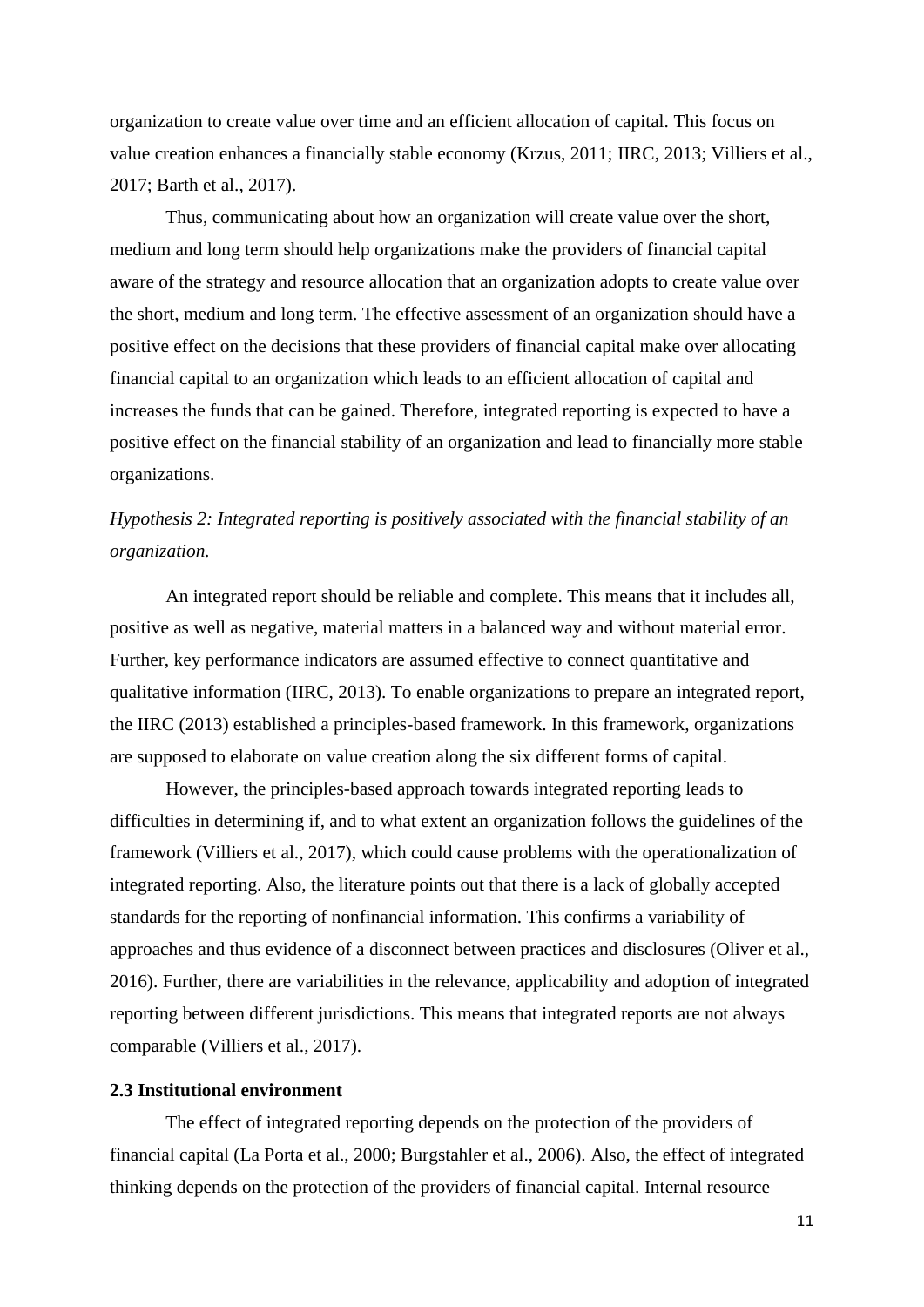organization to create value over time and an efficient allocation of capital. This focus on value creation enhances a financially stable economy (Krzus, 2011; IIRC, 2013; Villiers et al., 2017; Barth et al., 2017).

Thus, communicating about how an organization will create value over the short, medium and long term should help organizations make the providers of financial capital aware of the strategy and resource allocation that an organization adopts to create value over the short, medium and long term. The effective assessment of an organization should have a positive effect on the decisions that these providers of financial capital make over allocating financial capital to an organization which leads to an efficient allocation of capital and increases the funds that can be gained. Therefore, integrated reporting is expected to have a positive effect on the financial stability of an organization and lead to financially more stable organizations.

*Hypothesis 2: Integrated reporting is positively associated with the financial stability of an organization.*

An integrated report should be reliable and complete. This means that it includes all, positive as well as negative, material matters in a balanced way and without material error. Further, key performance indicators are assumed effective to connect quantitative and qualitative information (IIRC, 2013). To enable organizations to prepare an integrated report, the IIRC (2013) established a principles-based framework. In this framework, organizations are supposed to elaborate on value creation along the six different forms of capital.

However, the principles-based approach towards integrated reporting leads to difficulties in determining if, and to what extent an organization follows the guidelines of the framework (Villiers et al., 2017), which could cause problems with the operationalization of integrated reporting. Also, the literature points out that there is a lack of globally accepted standards for the reporting of nonfinancial information. This confirms a variability of approaches and thus evidence of a disconnect between practices and disclosures (Oliver et al., 2016). Further, there are variabilities in the relevance, applicability and adoption of integrated reporting between different jurisdictions. This means that integrated reports are not always comparable (Villiers et al., 2017).

### 2.3 Institutional environment

The effect of integrated reporting depends on the protection of the providers of financial capital (La Porta et al., 2000; Burgstahler et al., 2006). Also, the effect of integrated thinking depends on the protection of the providers of financial capital. Internal resource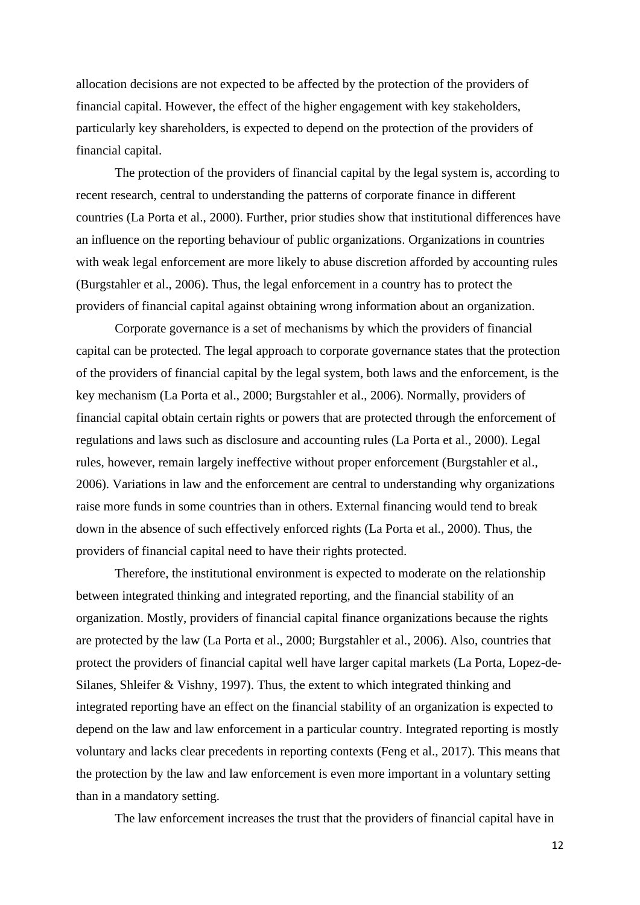allocation decisions are not expected to be affected by the protection of the providers of financial capital. However, the effect of the higher engagement with key stakeholders, particularly key shareholders, is expected to depend on the protection of the providers of financial capital.

The protection of the providers of financial capital by the legal system is, according to recent research, central to understanding the patterns of corporate finance in different countries (La Porta et al., 2000). Further, prior studies show that institutional differences have an influence on the reporting behaviour of public organizations. Organizations in countries with weak legal enforcement are more likely to abuse discretion afforded by accounting rules (Burgstahler et al., 2006). Thus, the legal enforcement in a country has to protect the providers of financial capital against obtaining wrong information about an organization.

Corporate governance is a set of mechanisms by which the providers of financial capital can be protected. The legal approach to corporate governance states that the protection of the providers of financial capital by the legal system, both laws and the enforcement, is the key mechanism (La Porta et al., 2000; Burgstahler et al., 2006). Normally, providers of financial capital obtain certain rights or powers that are protected through the enforcement of regulations and laws such as disclosure and accounting rules (La Porta et al., 2000). Legal rules, however, remain largely ineffective without proper enforcement (Burgstahler et al., 2006). Variations in law and the enforcement are central to understanding why organizations raise more funds in some countries than in others. External financing would tend to break down in the absence of such effectively enforced rights (La Porta et al., 2000). Thus, the providers of financial capital need to have their rights protected.

Therefore, the institutional environment is expected to moderate on the relationship between integrated thinking and integrated reporting, and the financial stability of an organization. Mostly, providers of financial capital finance organizations because the rights are protected by the law (La Porta et al., 2000; Burgstahler et al., 2006). Also, countries that protect the providers of financial capital well have larger capital markets (La Porta, Lopez-de-Silanes, Shleifer & Vishny, 1997). Thus, the extent to which integrated thinking and integrated reporting have an effect on the financial stability of an organization is expected to depend on the law and law enforcement in a particular country. Integrated reporting is mostly voluntary and lacks clear precedents in reporting contexts (Feng et al., 2017). This means that the protection by the law and law enforcement is even more important in a voluntary setting than in a mandatory setting.

The law enforcement increases the trust that the providers of financial capital have in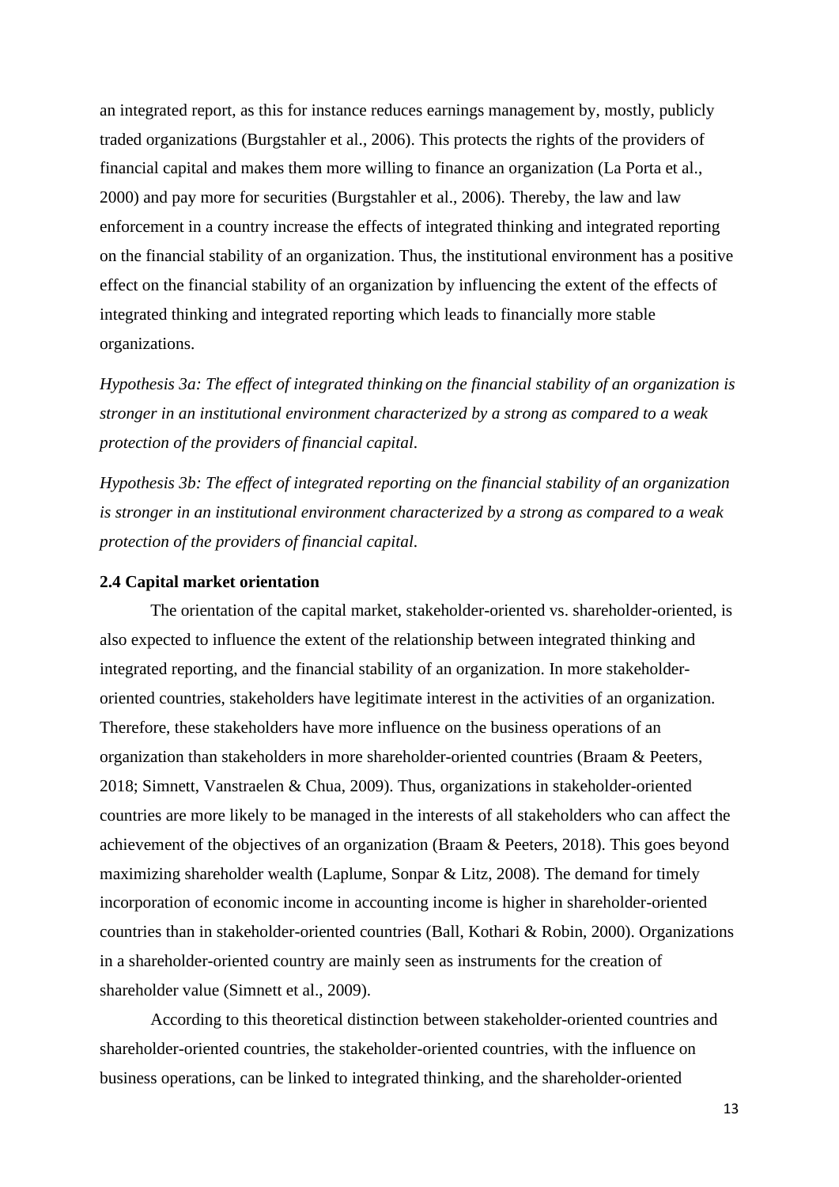an integrated report, as this for instance reduces earnings management by, mostly, publicly traded organizations (Burgstahler et al., 2006). This protects the rights of the providers of financial capital and makes them more willing to finance an organization (La Porta et al., 2000) and pay more for securities (Burgstahler et al., 2006). Thereby, the law and law enforcement in a country increase the effects of integrated thinking and integrated reporting on the financial stability of an organization. Thus, the institutional environment has a positive effect on the financial stability of an organization by influencing the extent of the effects of integrated thinking and integrated reporting which leads to financially more stable organizations.

*Hypothesis 3a: The effect of integrated thinking on the financial stability of an organization is stronger in an institutional environment characterized by a strong as compared to a weak protection of the providers of financial capital.*

*Hypothesis 3b: The effect of integrated reporting on the financial stability of an organization is stronger in an institutional environment characterized by a strong as compared to a weak protection of the providers of financial capital.*

### 2.4 Capital market orientation

The orientation of the capital market, stakeholder-oriented vs. shareholder-oriented, is also expected to influence the extent of the relationship between integrated thinking and integrated reporting, and the financial stability of an organization. In more stakeholder-oriented countries, stakeholders have legitimate interest in the activities of an organization. Therefore, these stakeholders have more influence on the business operations of an organization than stakeholders in more shareholder-oriented countries (Braam & Peeters, 2018; Simnett, Vanstraelen & Chua, 2009). Thus, organizations in stakeholder-oriented countries are more likely to be managed in the interests of all stakeholders who can affect the achievement of the objectives of an organization (Braam & Peeters, 2018). This goes beyond maximizing shareholder wealth (Laplume, Sonpar & Litz, 2008). The demand for timely incorporation of economic income in accounting income is higher in shareholder-oriented countries than in stakeholder-oriented countries (Ball, Kothari & Robin, 2000). Organizations in a shareholder-oriented country are mainly seen as instruments for the creation of shareholder value (Simnett et al., 2009).

According to this theoretical distinction between stakeholder-oriented countries and shareholder-oriented countries, the stakeholder-oriented countries, with the influence on business operations, can be linked to integrated thinking, and the shareholder-oriented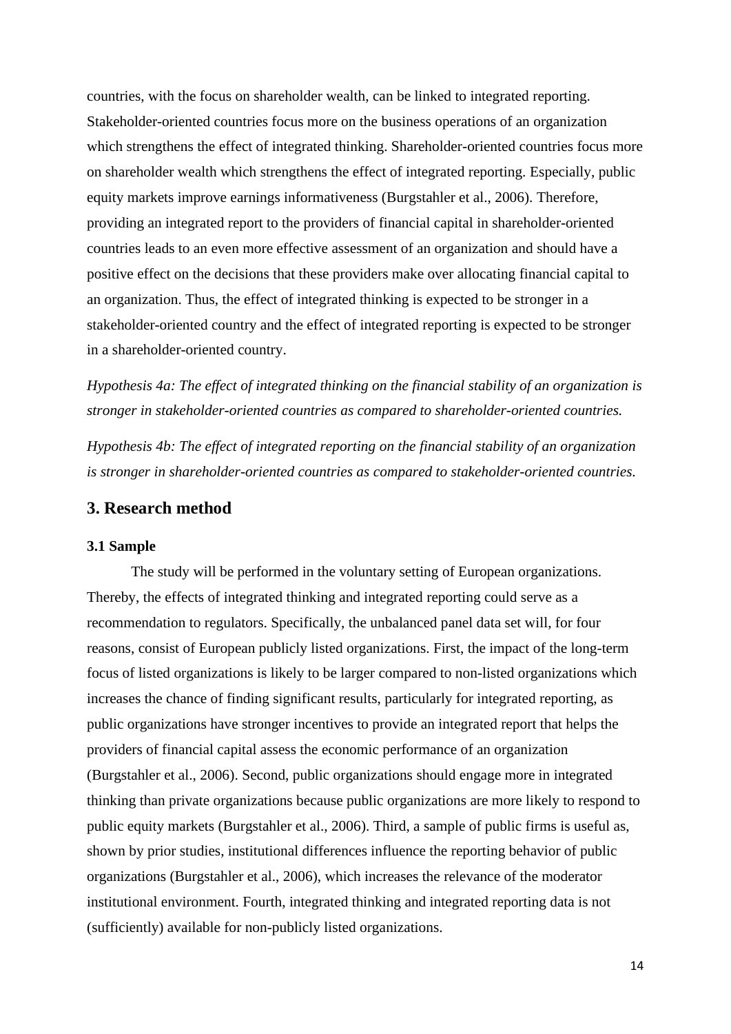countries, with the focus on shareholder wealth, can be linked to integrated reporting. Stakeholder-oriented countries focus more on the business operations of an organization which strengthens the effect of integrated thinking. Shareholder-oriented countries focus more on shareholder wealth which strengthens the effect of integrated reporting. Especially, public equity markets improve earnings informativeness (Burgstahler et al., 2006). Therefore, providing an integrated report to the providers of financial capital in shareholder-oriented countries leads to an even more effective assessment of an organization and should have a positive effect on the decisions that these providers make over allocating financial capital to an organization. Thus, the effect of integrated thinking is expected to be stronger in a stakeholder-oriented country and the effect of integrated reporting is expected to be stronger in a shareholder-oriented country.

*Hypothesis 4a: The effect of integrated thinking on the financial stability of an organization is stronger in stakeholder-oriented countries as compared to shareholder-oriented countries.*

*Hypothesis 4b: The effect of integrated reporting on the financial stability of an organization is stronger in shareholder-oriented countries as compared to stakeholder-oriented countries.*

## 3. Research method

### 3.1 Sample

The study will be performed in the voluntary setting of European organizations. Thereby, the effects of integrated thinking and integrated reporting could serve as a recommendation to regulators. Specifically, the unbalanced panel data set will, for four reasons, consist of European publicly listed organizations. First, the impact of the long-term focus of listed organizations is likely to be larger compared to non-listed organizations which increases the chance of finding significant results, particularly for integrated reporting, as public organizations have stronger incentives to provide an integrated report that helps the providers of financial capital assess the economic performance of an organization (Burgstahler et al., 2006). Second, public organizations should engage more in integrated thinking than private organizations because public organizations are more likely to respond to public equity markets (Burgstahler et al., 2006). Third, a sample of public firms is useful as, shown by prior studies, institutional differences influence the reporting behavior of public organizations (Burgstahler et al., 2006), which increases the relevance of the moderator institutional environment. Fourth, integrated thinking and integrated reporting data is not (sufficiently) available for non-publicly listed organizations.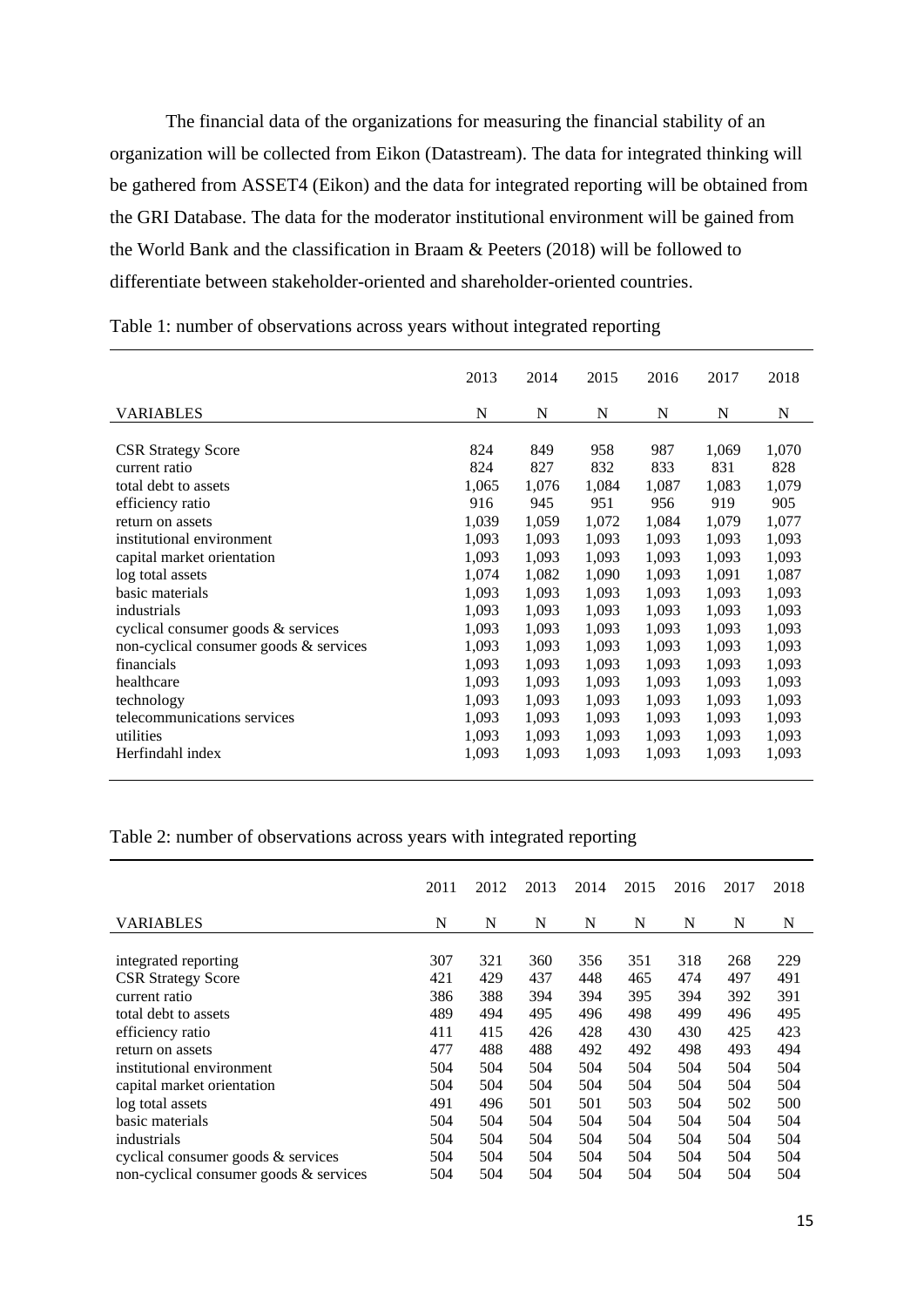The financial data of the organizations for measuring the financial stability of an organization will be collected from Eikon (Datastream). The data for integrated thinking will be gathered from ASSET4 (Eikon) and the data for integrated reporting will be obtained from the GRI Database. The data for the moderator institutional environment will be gained from the World Bank and the classification in Braam & Peeters (2018) will be followed to differentiate between stakeholder-oriented and shareholder-oriented countries.

Table 1: number of observations across years without integrated reporting

| | 2013 | 2014 | 2015 | 2016 | 2017 | 2018 |
|---|---|---|---|---|---|---|
| VARIABLES | N | N | N | N | N | N |
| CSR Strategy Score | 824 | 849 | 958 | 987 | 1,069 | 1,070 |
| current ratio | 824 | 827 | 832 | 833 | 831 | 828 |
| total debt to assets | 1,065 | 1,076 | 1,084 | 1,087 | 1,083 | 1,079 |
| efficiency ratio | 916 | 945 | 951 | 956 | 919 | 905 |
| return on assets | 1,039 | 1,059 | 1,072 | 1,084 | 1,079 | 1,077 |
| institutional environment | 1,093 | 1,093 | 1,093 | 1,093 | 1,093 | 1,093 |
| capital market orientation | 1,093 | 1,093 | 1,093 | 1,093 | 1,093 | 1,093 |
| log total assets | 1,074 | 1,082 | 1,090 | 1,093 | 1,091 | 1,087 |
| basic materials | 1,093 | 1,093 | 1,093 | 1,093 | 1,093 | 1,093 |
| industrials | 1,093 | 1,093 | 1,093 | 1,093 | 1,093 | 1,093 |
| cyclical consumer goods & services | 1,093 | 1,093 | 1,093 | 1,093 | 1,093 | 1,093 |
| non-cyclical consumer goods & services | 1,093 | 1,093 | 1,093 | 1,093 | 1,093 | 1,093 |
| financials | 1,093 | 1,093 | 1,093 | 1,093 | 1,093 | 1,093 |
| healthcare | 1,093 | 1,093 | 1,093 | 1,093 | 1,093 | 1,093 |
| technology | 1,093 | 1,093 | 1,093 | 1,093 | 1,093 | 1,093 |
| telecommunications services | 1,093 | 1,093 | 1,093 | 1,093 | 1,093 | 1,093 |
| utilities | 1,093 | 1,093 | 1,093 | 1,093 | 1,093 | 1,093 |
| Herfindahl index | 1,093 | 1,093 | 1,093 | 1,093 | 1,093 | 1,093 |

Table 2: number of observations across years with integrated reporting

| | 2011 | 2012 | 2013 | 2014 | 2015 | 2016 | 2017 | 2018 |
|---|---|---|---|---|---|---|---|---|
| VARIABLES | N | N | N | N | N | N | N | N |
| integrated reporting | 307 | 321 | 360 | 356 | 351 | 318 | 268 | 229 |
| CSR Strategy Score | 421 | 429 | 437 | 448 | 465 | 474 | 497 | 491 |
| current ratio | 386 | 388 | 394 | 394 | 395 | 394 | 392 | 391 |
| total debt to assets | 489 | 494 | 495 | 496 | 498 | 499 | 496 | 495 |
| efficiency ratio | 411 | 415 | 426 | 428 | 430 | 430 | 425 | 423 |
| return on assets | 477 | 488 | 488 | 492 | 492 | 498 | 493 | 494 |
| institutional environment | 504 | 504 | 504 | 504 | 504 | 504 | 504 | 504 |
| capital market orientation | 504 | 504 | 504 | 504 | 504 | 504 | 504 | 504 |
| log total assets | 491 | 496 | 501 | 501 | 503 | 504 | 502 | 500 |
| basic materials | 504 | 504 | 504 | 504 | 504 | 504 | 504 | 504 |
| industrials | 504 | 504 | 504 | 504 | 504 | 504 | 504 | 504 |
| cyclical consumer goods & services | 504 | 504 | 504 | 504 | 504 | 504 | 504 | 504 |
| non-cyclical consumer goods & services | 504 | 504 | 504 | 504 | 504 | 504 | 504 | 504 |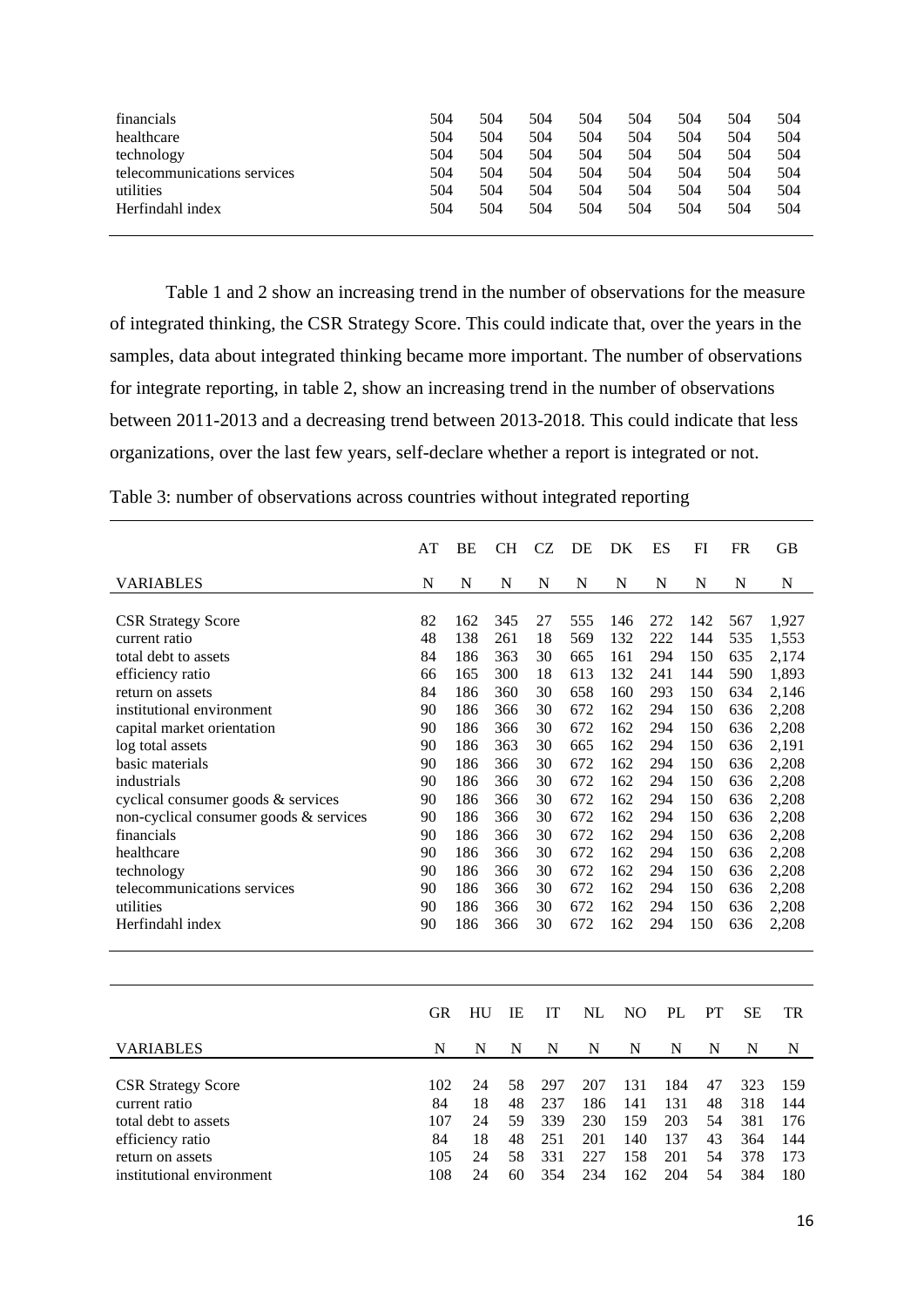| | | | | | | | | |
|---|---|---|---|---|---|---|---|---|
| financials | 504 | 504 | 504 | 504 | 504 | 504 | 504 | 504 |
| healthcare | 504 | 504 | 504 | 504 | 504 | 504 | 504 | 504 |
| technology | 504 | 504 | 504 | 504 | 504 | 504 | 504 | 504 |
| telecommunications services | 504 | 504 | 504 | 504 | 504 | 504 | 504 | 504 |
| utilities | 504 | 504 | 504 | 504 | 504 | 504 | 504 | 504 |
| Herfindahl index | 504 | 504 | 504 | 504 | 504 | 504 | 504 | 504 |

Table 1 and 2 show an increasing trend in the number of observations for the measure of integrated thinking, the CSR Strategy Score. This could indicate that, over the years in the samples, data about integrated thinking became more important. The number of observations for integrate reporting, in table 2, show an increasing trend in the number of observations between 2011-2013 and a decreasing trend between 2013-2018. This could indicate that less organizations, over the last few years, self-declare whether a report is integrated or not.

Table 3: number of observations across countries without integrated reporting

| | AT | BE | CH | CZ | DE | DK | ES | FI | FR | GB |
|---|---|---|---|---|---|---|---|---|---|---|
| VARIABLES | N | N | N | N | N | N | N | N | N | N |
| CSR Strategy Score | 82 | 162 | 345 | 27 | 555 | 146 | 272 | 142 | 567 | 1,927 |
| current ratio | 48 | 138 | 261 | 18 | 569 | 132 | 222 | 144 | 535 | 1,553 |
| total debt to assets | 84 | 186 | 363 | 30 | 665 | 161 | 294 | 150 | 635 | 2,174 |
| efficiency ratio | 66 | 165 | 300 | 18 | 613 | 132 | 241 | 144 | 590 | 1,893 |
| return on assets | 84 | 186 | 360 | 30 | 658 | 160 | 293 | 150 | 634 | 2,146 |
| institutional environment | 90 | 186 | 366 | 30 | 672 | 162 | 294 | 150 | 636 | 2,208 |
| capital market orientation | 90 | 186 | 366 | 30 | 672 | 162 | 294 | 150 | 636 | 2,208 |
| log total assets | 90 | 186 | 363 | 30 | 665 | 162 | 294 | 150 | 636 | 2,191 |
| basic materials | 90 | 186 | 366 | 30 | 672 | 162 | 294 | 150 | 636 | 2,208 |
| industrials | 90 | 186 | 366 | 30 | 672 | 162 | 294 | 150 | 636 | 2,208 |
| cyclical consumer goods & services | 90 | 186 | 366 | 30 | 672 | 162 | 294 | 150 | 636 | 2,208 |
| non-cyclical consumer goods & services | 90 | 186 | 366 | 30 | 672 | 162 | 294 | 150 | 636 | 2,208 |
| financials | 90 | 186 | 366 | 30 | 672 | 162 | 294 | 150 | 636 | 2,208 |
| healthcare | 90 | 186 | 366 | 30 | 672 | 162 | 294 | 150 | 636 | 2,208 |
| technology | 90 | 186 | 366 | 30 | 672 | 162 | 294 | 150 | 636 | 2,208 |
| telecommunications services | 90 | 186 | 366 | 30 | 672 | 162 | 294 | 150 | 636 | 2,208 |
| utilities | 90 | 186 | 366 | 30 | 672 | 162 | 294 | 150 | 636 | 2,208 |
| Herfindahl index | 90 | 186 | 366 | 30 | 672 | 162 | 294 | 150 | 636 | 2,208 |

| | GR | HU | IE | IT | NL | NO | PL | PT | SE | TR |
|---|---|---|---|---|---|---|---|---|---|---|
| VARIABLES | N | N | N | N | N | N | N | N | N | N |
| CSR Strategy Score | 102 | 24 | 58 | 297 | 207 | 131 | 184 | 47 | 323 | 159 |
| current ratio | 84 | 18 | 48 | 237 | 186 | 141 | 131 | 48 | 318 | 144 |
| total debt to assets | 107 | 24 | 59 | 339 | 230 | 159 | 203 | 54 | 381 | 176 |
| efficiency ratio | 84 | 18 | 48 | 251 | 201 | 140 | 137 | 43 | 364 | 144 |
| return on assets | 105 | 24 | 58 | 331 | 227 | 158 | 201 | 54 | 378 | 173 |
| institutional environment | 108 | 24 | 60 | 354 | 234 | 162 | 204 | 54 | 384 | 180 |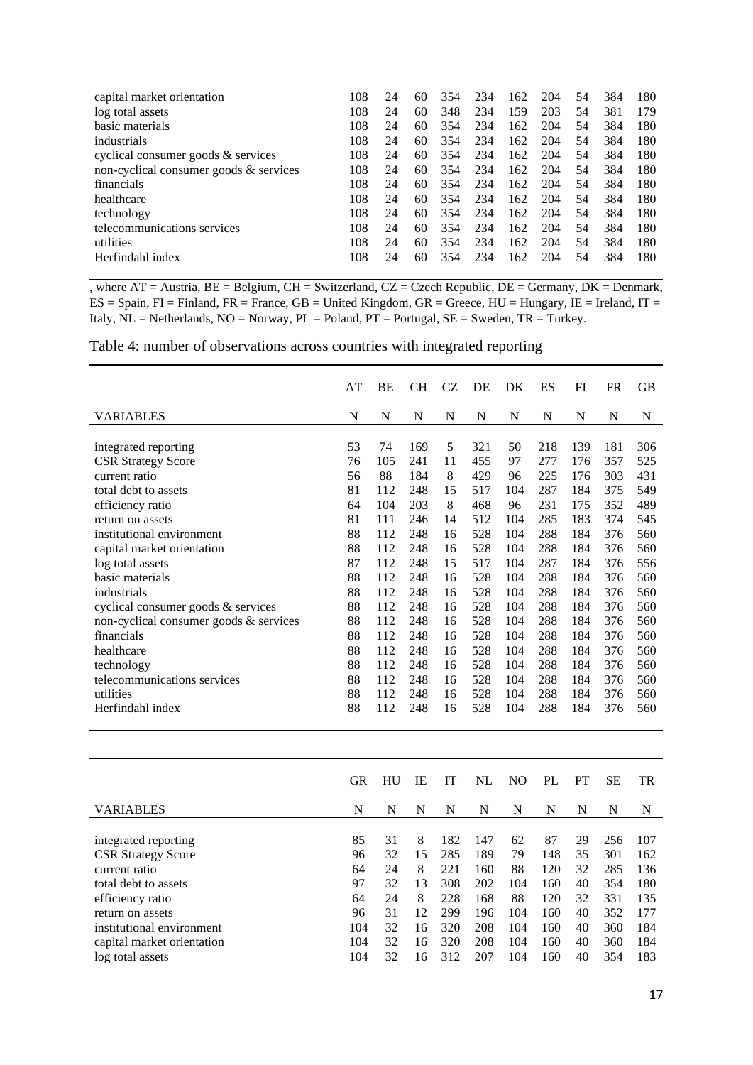| | | | | | | | | | | |
|---|---|---|---|---|---|---|---|---|---|---|
| capital market orientation | 108 | 24 | 60 | 354 | 234 | 162 | 204 | 54 | 384 | 180 |
| log total assets | 108 | 24 | 60 | 348 | 234 | 159 | 203 | 54 | 381 | 179 |
| basic materials | 108 | 24 | 60 | 354 | 234 | 162 | 204 | 54 | 384 | 180 |
| industrials | 108 | 24 | 60 | 354 | 234 | 162 | 204 | 54 | 384 | 180 |
| cyclical consumer goods & services | 108 | 24 | 60 | 354 | 234 | 162 | 204 | 54 | 384 | 180 |
| non-cyclical consumer goods & services | 108 | 24 | 60 | 354 | 234 | 162 | 204 | 54 | 384 | 180 |
| financials | 108 | 24 | 60 | 354 | 234 | 162 | 204 | 54 | 384 | 180 |
| healthcare | 108 | 24 | 60 | 354 | 234 | 162 | 204 | 54 | 384 | 180 |
| technology | 108 | 24 | 60 | 354 | 234 | 162 | 204 | 54 | 384 | 180 |
| telecommunications services | 108 | 24 | 60 | 354 | 234 | 162 | 204 | 54 | 384 | 180 |
| utilities | 108 | 24 | 60 | 354 | 234 | 162 | 204 | 54 | 384 | 180 |
| Herfindahl index | 108 | 24 | 60 | 354 | 234 | 162 | 204 | 54 | 384 | 180 |

, where AT = Austria, BE = Belgium, CH = Switzerland, CZ = Czech Republic, DE = Germany, DK = Denmark, ES = Spain, FI = Finland, FR = France, GB = United Kingdom, GR = Greece, HU = Hungary, IE = Ireland, IT = Italy, NL = Netherlands, NO = Norway, PL = Poland, PT = Portugal, SE = Sweden, TR = Turkey.

Table 4: number of observations across countries with integrated reporting

| | AT | BE | CH | CZ | DE | DK | ES | FI | FR | GB |
|---|---|---|---|---|---|---|---|---|---|---|
| VARIABLES | N | N | N | N | N | N | N | N | N | N |
| integrated reporting | 53 | 74 | 169 | 5 | 321 | 50 | 218 | 139 | 181 | 306 |
| CSR Strategy Score | 76 | 105 | 241 | 11 | 455 | 97 | 277 | 176 | 357 | 525 |
| current ratio | 56 | 88 | 184 | 8 | 429 | 96 | 225 | 176 | 303 | 431 |
| total debt to assets | 81 | 112 | 248 | 15 | 517 | 104 | 287 | 184 | 375 | 549 |
| efficiency ratio | 64 | 104 | 203 | 8 | 468 | 96 | 231 | 175 | 352 | 489 |
| return on assets | 81 | 111 | 246 | 14 | 512 | 104 | 285 | 183 | 374 | 545 |
| institutional environment | 88 | 112 | 248 | 16 | 528 | 104 | 288 | 184 | 376 | 560 |
| capital market orientation | 88 | 112 | 248 | 16 | 528 | 104 | 288 | 184 | 376 | 560 |
| log total assets | 87 | 112 | 248 | 15 | 517 | 104 | 287 | 184 | 376 | 556 |
| basic materials | 88 | 112 | 248 | 16 | 528 | 104 | 288 | 184 | 376 | 560 |
| industrials | 88 | 112 | 248 | 16 | 528 | 104 | 288 | 184 | 376 | 560 |
| cyclical consumer goods & services | 88 | 112 | 248 | 16 | 528 | 104 | 288 | 184 | 376 | 560 |
| non-cyclical consumer goods & services | 88 | 112 | 248 | 16 | 528 | 104 | 288 | 184 | 376 | 560 |
| financials | 88 | 112 | 248 | 16 | 528 | 104 | 288 | 184 | 376 | 560 |
| healthcare | 88 | 112 | 248 | 16 | 528 | 104 | 288 | 184 | 376 | 560 |
| technology | 88 | 112 | 248 | 16 | 528 | 104 | 288 | 184 | 376 | 560 |
| telecommunications services | 88 | 112 | 248 | 16 | 528 | 104 | 288 | 184 | 376 | 560 |
| utilities | 88 | 112 | 248 | 16 | 528 | 104 | 288 | 184 | 376 | 560 |
| Herfindahl index | 88 | 112 | 248 | 16 | 528 | 104 | 288 | 184 | 376 | 560 |

| | GR | HU | IE | IT | NL | NO | PL | PT | SE | TR |
|---|---|---|---|---|---|---|---|---|---|---|
| VARIABLES | N | N | N | N | N | N | N | N | N | N |
| integrated reporting | 85 | 31 | 8 | 182 | 147 | 62 | 87 | 29 | 256 | 107 |
| CSR Strategy Score | 96 | 32 | 15 | 285 | 189 | 79 | 148 | 35 | 301 | 162 |
| current ratio | 64 | 24 | 8 | 221 | 160 | 88 | 120 | 32 | 285 | 136 |
| total debt to assets | 97 | 32 | 13 | 308 | 202 | 104 | 160 | 40 | 354 | 180 |
| efficiency ratio | 64 | 24 | 8 | 228 | 168 | 88 | 120 | 32 | 331 | 135 |
| return on assets | 96 | 31 | 12 | 299 | 196 | 104 | 160 | 40 | 352 | 177 |
| institutional environment | 104 | 32 | 16 | 320 | 208 | 104 | 160 | 40 | 360 | 184 |
| capital market orientation | 104 | 32 | 16 | 320 | 208 | 104 | 160 | 40 | 360 | 184 |
| log total assets | 104 | 32 | 16 | 312 | 207 | 104 | 160 | 40 | 354 | 183 |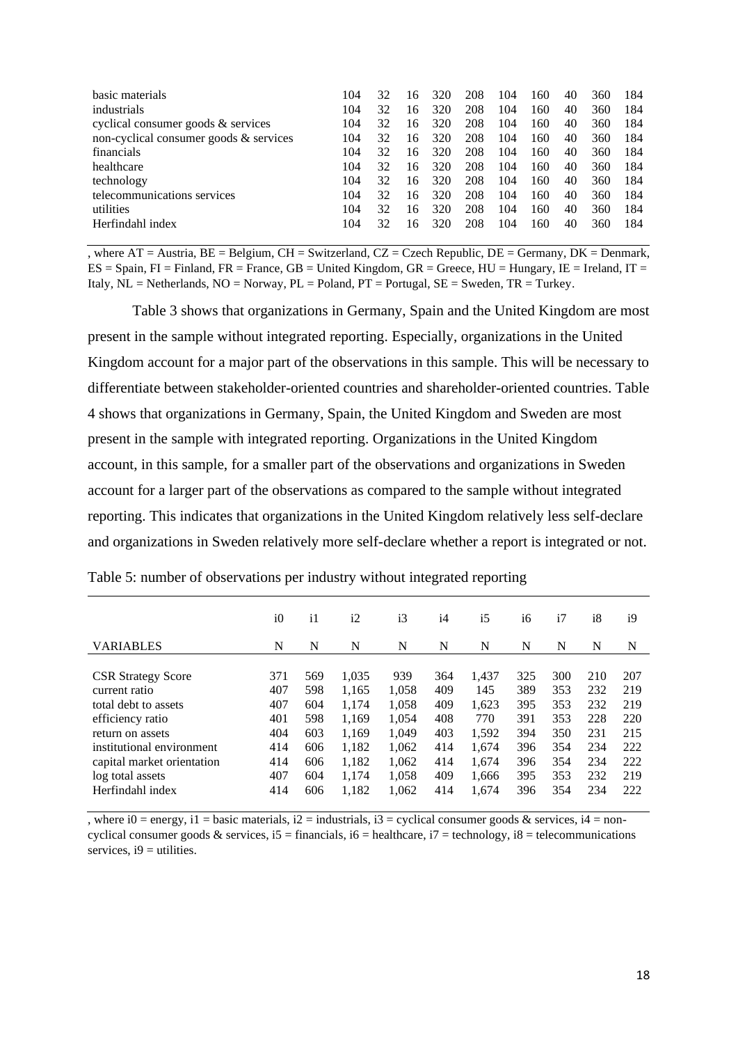| | | | | | | | | | | |
|---|---|---|---|---|---|---|---|---|---|---|
| basic materials | 104 | 32 | 16 | 320 | 208 | 104 | 160 | 40 | 360 | 184 |
| industrials | 104 | 32 | 16 | 320 | 208 | 104 | 160 | 40 | 360 | 184 |
| cyclical consumer goods & services | 104 | 32 | 16 | 320 | 208 | 104 | 160 | 40 | 360 | 184 |
| non-cyclical consumer goods & services | 104 | 32 | 16 | 320 | 208 | 104 | 160 | 40 | 360 | 184 |
| financials | 104 | 32 | 16 | 320 | 208 | 104 | 160 | 40 | 360 | 184 |
| healthcare | 104 | 32 | 16 | 320 | 208 | 104 | 160 | 40 | 360 | 184 |
| technology | 104 | 32 | 16 | 320 | 208 | 104 | 160 | 40 | 360 | 184 |
| telecommunications services | 104 | 32 | 16 | 320 | 208 | 104 | 160 | 40 | 360 | 184 |
| utilities | 104 | 32 | 16 | 320 | 208 | 104 | 160 | 40 | 360 | 184 |
| Herfindahl index | 104 | 32 | 16 | 320 | 208 | 104 | 160 | 40 | 360 | 184 |

, where AT = Austria, BE = Belgium, CH = Switzerland, CZ = Czech Republic, DE = Germany, DK = Denmark, ES = Spain, FI = Finland, FR = France, GB = United Kingdom, GR = Greece, HU = Hungary, IE = Ireland, IT = Italy, NL = Netherlands, NO = Norway, PL = Poland, PT = Portugal, SE = Sweden, TR = Turkey.

Table 3 shows that organizations in Germany, Spain and the United Kingdom are most present in the sample without integrated reporting. Especially, organizations in the United Kingdom account for a major part of the observations in this sample. This will be necessary to differentiate between stakeholder-oriented countries and shareholder-oriented countries. Table 4 shows that organizations in Germany, Spain, the United Kingdom and Sweden are most present in the sample with integrated reporting. Organizations in the United Kingdom account, in this sample, for a smaller part of the observations and organizations in Sweden account for a larger part of the observations as compared to the sample without integrated reporting. This indicates that organizations in the United Kingdom relatively less self-declare and organizations in Sweden relatively more self-declare whether a report is integrated or not.

Table 5: number of observations per industry without integrated reporting

| | i0 | i1 | i2 | i3 | i4 | i5 | i6 | i7 | i8 | i9 |
|---|---|---|---|---|---|---|---|---|---|---|
| VARIABLES | N | N | N | N | N | N | N | N | N | N |
| CSR Strategy Score | 371 | 569 | 1,035 | 939 | 364 | 1,437 | 325 | 300 | 210 | 207 |
| current ratio | 407 | 598 | 1,165 | 1,058 | 409 | 145 | 389 | 353 | 232 | 219 |
| total debt to assets | 407 | 604 | 1,174 | 1,058 | 409 | 1,623 | 395 | 353 | 232 | 219 |
| efficiency ratio | 401 | 598 | 1,169 | 1,054 | 408 | 770 | 391 | 353 | 228 | 220 |
| return on assets | 404 | 603 | 1,169 | 1,049 | 403 | 1,592 | 394 | 350 | 231 | 215 |
| institutional environment | 414 | 606 | 1,182 | 1,062 | 414 | 1,674 | 396 | 354 | 234 | 222 |
| capital market orientation | 414 | 606 | 1,182 | 1,062 | 414 | 1,674 | 396 | 354 | 234 | 222 |
| log total assets | 407 | 604 | 1,174 | 1,058 | 409 | 1,666 | 395 | 353 | 232 | 219 |
| Herfindahl index | 414 | 606 | 1,182 | 1,062 | 414 | 1,674 | 396 | 354 | 234 | 222 |

, where i0 = energy, i1 = basic materials, i2 = industrials, i3 = cyclical consumer goods & services, i4 = non-cyclical consumer goods & services, i5 = financials, i6 = healthcare, i7 = technology, i8 = telecommunications services, i9 = utilities.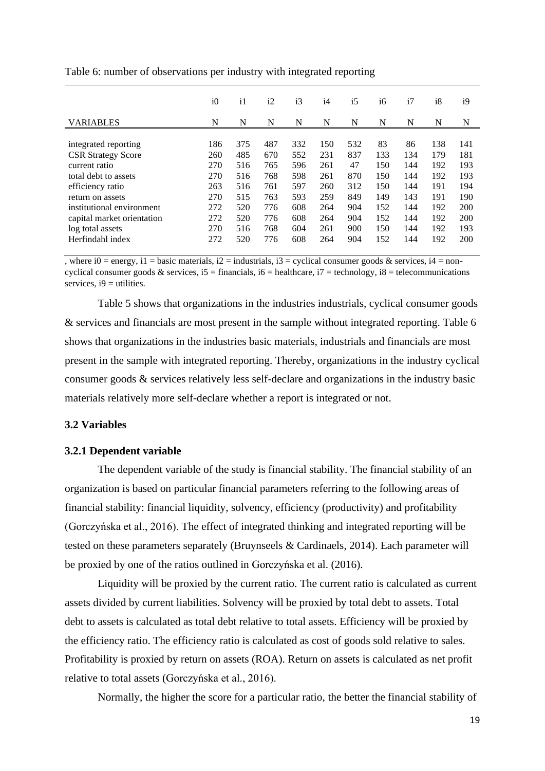Table 6: number of observations per industry with integrated reporting

| | i0 | i1 | i2 | i3 | i4 | i5 | i6 | i7 | i8 | i9 |
|---|---|---|---|---|---|---|---|---|---|---|
| VARIABLES | N | N | N | N | N | N | N | N | N | N |
| integrated reporting | 186 | 375 | 487 | 332 | 150 | 532 | 83 | 86 | 138 | 141 |
| CSR Strategy Score | 260 | 485 | 670 | 552 | 231 | 837 | 133 | 134 | 179 | 181 |
| current ratio | 270 | 516 | 765 | 596 | 261 | 47 | 150 | 144 | 192 | 193 |
| total debt to assets | 270 | 516 | 768 | 598 | 261 | 870 | 150 | 144 | 192 | 193 |
| efficiency ratio | 263 | 516 | 761 | 597 | 260 | 312 | 150 | 144 | 191 | 194 |
| return on assets | 270 | 515 | 763 | 593 | 259 | 849 | 149 | 143 | 191 | 190 |
| institutional environment | 272 | 520 | 776 | 608 | 264 | 904 | 152 | 144 | 192 | 200 |
| capital market orientation | 272 | 520 | 776 | 608 | 264 | 904 | 152 | 144 | 192 | 200 |
| log total assets | 270 | 516 | 768 | 604 | 261 | 900 | 150 | 144 | 192 | 193 |
| Herfindahl index | 272 | 520 | 776 | 608 | 264 | 904 | 152 | 144 | 192 | 200 |

, where i0 = energy, i1 = basic materials, i2 = industrials, i3 = cyclical consumer goods & services, i4 = non-cyclical consumer goods & services, i5 = financials, i6 = healthcare, i7 = technology, i8 = telecommunications services, i9 = utilities.

Table 5 shows that organizations in the industries industrials, cyclical consumer goods & services and financials are most present in the sample without integrated reporting. Table 6 shows that organizations in the industries basic materials, industrials and financials are most present in the sample with integrated reporting. Thereby, organizations in the industry cyclical consumer goods & services relatively less self-declare and organizations in the industry basic materials relatively more self-declare whether a report is integrated or not.

### 3.2 Variables

#### 3.2.1 Dependent variable

The dependent variable of the study is financial stability. The financial stability of an organization is based on particular financial parameters referring to the following areas of financial stability: financial liquidity, solvency, efficiency (productivity) and profitability (Gorczyńska et al., 2016). The effect of integrated thinking and integrated reporting will be tested on these parameters separately (Bruynseels & Cardinaels, 2014). Each parameter will be proxied by one of the ratios outlined in Gorczyńska et al. (2016).

Liquidity will be proxied by the current ratio. The current ratio is calculated as current assets divided by current liabilities. Solvency will be proxied by total debt to assets. Total debt to assets is calculated as total debt relative to total assets. Efficiency will be proxied by the efficiency ratio. The efficiency ratio is calculated as cost of goods sold relative to sales. Profitability is proxied by return on assets (ROA). Return on assets is calculated as net profit relative to total assets (Gorczyńska et al., 2016).

Normally, the higher the score for a particular ratio, the better the financial stability of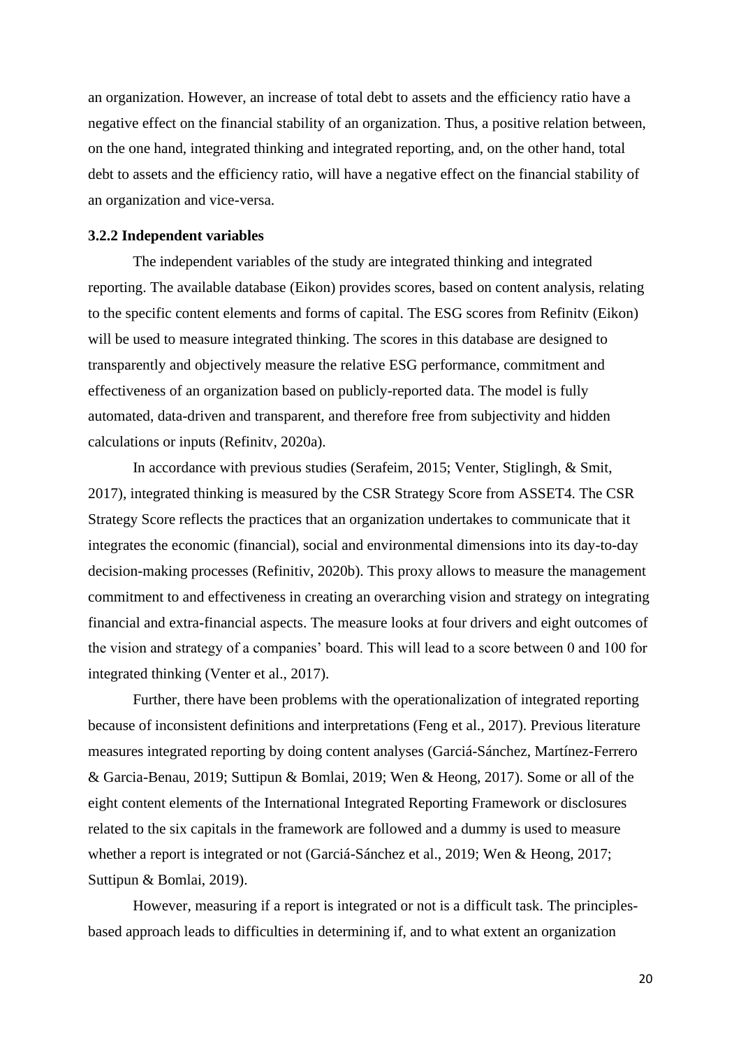an organization. However, an increase of total debt to assets and the efficiency ratio have a negative effect on the financial stability of an organization. Thus, a positive relation between, on the one hand, integrated thinking and integrated reporting, and, on the other hand, total debt to assets and the efficiency ratio, will have a negative effect on the financial stability of an organization and vice-versa.

### 3.2.2 Independent variables

The independent variables of the study are integrated thinking and integrated reporting. The available database (Eikon) provides scores, based on content analysis, relating to the specific content elements and forms of capital. The ESG scores from Refinitv (Eikon) will be used to measure integrated thinking. The scores in this database are designed to transparently and objectively measure the relative ESG performance, commitment and effectiveness of an organization based on publicly-reported data. The model is fully automated, data-driven and transparent, and therefore free from subjectivity and hidden calculations or inputs (Refinitv, 2020a).

In accordance with previous studies (Serafeim, 2015; Venter, Stiglingh, & Smit, 2017), integrated thinking is measured by the CSR Strategy Score from ASSET4. The CSR Strategy Score reflects the practices that an organization undertakes to communicate that it integrates the economic (financial), social and environmental dimensions into its day-to-day decision-making processes (Refinitiv, 2020b). This proxy allows to measure the management commitment to and effectiveness in creating an overarching vision and strategy on integrating financial and extra-financial aspects. The measure looks at four drivers and eight outcomes of the vision and strategy of a companies' board. This will lead to a score between 0 and 100 for integrated thinking (Venter et al., 2017).

Further, there have been problems with the operationalization of integrated reporting because of inconsistent definitions and interpretations (Feng et al., 2017). Previous literature measures integrated reporting by doing content analyses (Garciá-Sánchez, Martínez-Ferrero & Garcia-Benau, 2019; Suttipun & Bomlai, 2019; Wen & Heong, 2017). Some or all of the eight content elements of the International Integrated Reporting Framework or disclosures related to the six capitals in the framework are followed and a dummy is used to measure whether a report is integrated or not (Garciá-Sánchez et al., 2019; Wen & Heong, 2017; Suttipun & Bomlai, 2019).

However, measuring if a report is integrated or not is a difficult task. The principles-based approach leads to difficulties in determining if, and to what extent an organization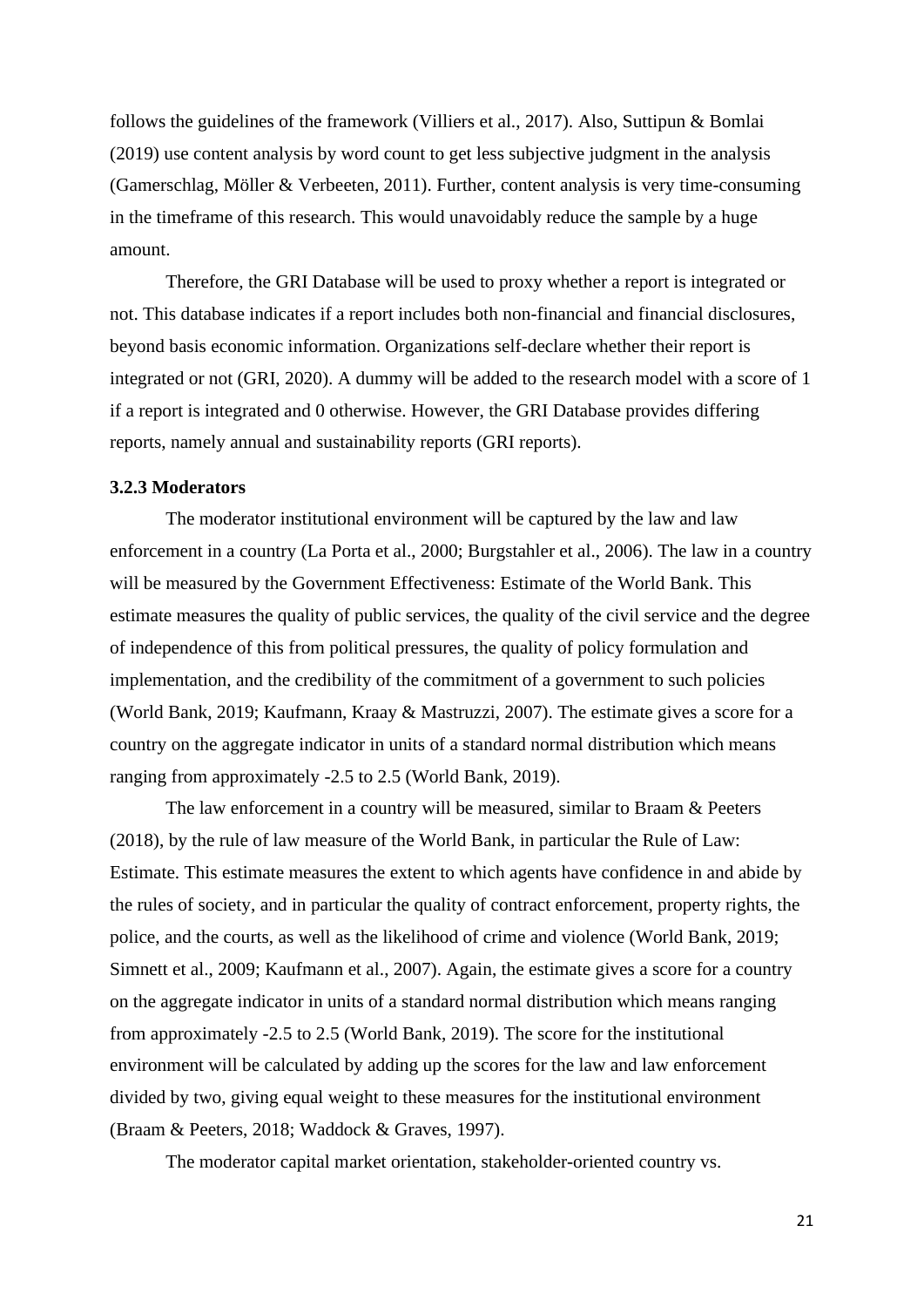follows the guidelines of the framework (Villiers et al., 2017). Also, Suttipun & Bomlai (2019) use content analysis by word count to get less subjective judgment in the analysis (Gamerschlag, Möller & Verbeeten, 2011). Further, content analysis is very time-consuming in the timeframe of this research. This would unavoidably reduce the sample by a huge amount.

Therefore, the GRI Database will be used to proxy whether a report is integrated or not. This database indicates if a report includes both non-financial and financial disclosures, beyond basis economic information. Organizations self-declare whether their report is integrated or not (GRI, 2020). A dummy will be added to the research model with a score of 1 if a report is integrated and 0 otherwise. However, the GRI Database provides differing reports, namely annual and sustainability reports (GRI reports).

### 3.2.3 Moderators

The moderator institutional environment will be captured by the law and law enforcement in a country (La Porta et al., 2000; Burgstahler et al., 2006). The law in a country will be measured by the Government Effectiveness: Estimate of the World Bank. This estimate measures the quality of public services, the quality of the civil service and the degree of independence of this from political pressures, the quality of policy formulation and implementation, and the credibility of the commitment of a government to such policies (World Bank, 2019; Kaufmann, Kraay & Mastruzzi, 2007). The estimate gives a score for a country on the aggregate indicator in units of a standard normal distribution which means ranging from approximately -2.5 to 2.5 (World Bank, 2019).

The law enforcement in a country will be measured, similar to Braam & Peeters (2018), by the rule of law measure of the World Bank, in particular the Rule of Law: Estimate. This estimate measures the extent to which agents have confidence in and abide by the rules of society, and in particular the quality of contract enforcement, property rights, the police, and the courts, as well as the likelihood of crime and violence (World Bank, 2019; Simnett et al., 2009; Kaufmann et al., 2007). Again, the estimate gives a score for a country on the aggregate indicator in units of a standard normal distribution which means ranging from approximately -2.5 to 2.5 (World Bank, 2019). The score for the institutional environment will be calculated by adding up the scores for the law and law enforcement divided by two, giving equal weight to these measures for the institutional environment (Braam & Peeters, 2018; Waddock & Graves, 1997).

The moderator capital market orientation, stakeholder-oriented country vs.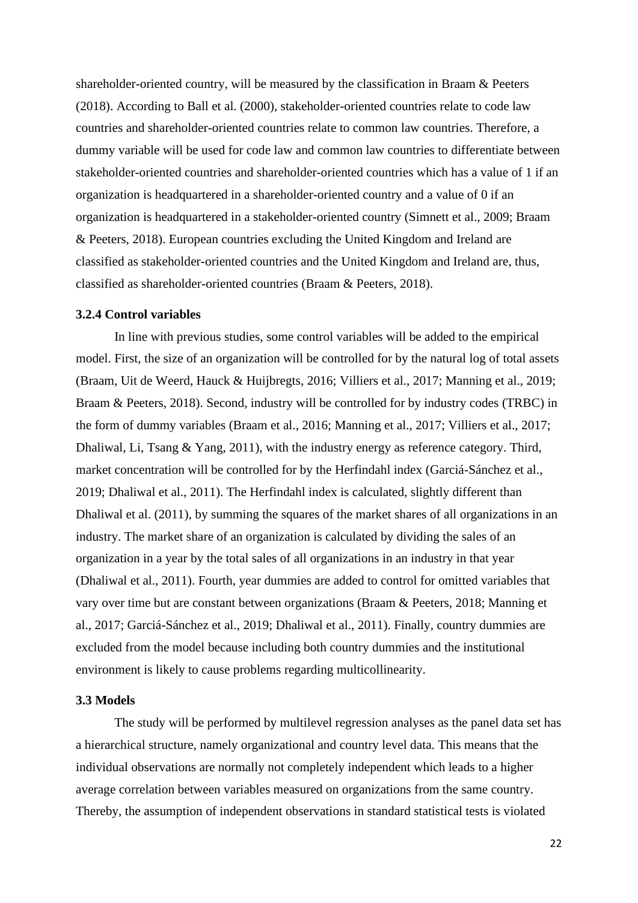shareholder-oriented country, will be measured by the classification in Braam & Peeters (2018). According to Ball et al. (2000), stakeholder-oriented countries relate to code law countries and shareholder-oriented countries relate to common law countries. Therefore, a dummy variable will be used for code law and common law countries to differentiate between stakeholder-oriented countries and shareholder-oriented countries which has a value of 1 if an organization is headquartered in a shareholder-oriented country and a value of 0 if an organization is headquartered in a stakeholder-oriented country (Simnett et al., 2009; Braam & Peeters, 2018). European countries excluding the United Kingdom and Ireland are classified as stakeholder-oriented countries and the United Kingdom and Ireland are, thus, classified as shareholder-oriented countries (Braam & Peeters, 2018).

### 3.2.4 Control variables

In line with previous studies, some control variables will be added to the empirical model. First, the size of an organization will be controlled for by the natural log of total assets (Braam, Uit de Weerd, Hauck & Huijbregts, 2016; Villiers et al., 2017; Manning et al., 2019; Braam & Peeters, 2018). Second, industry will be controlled for by industry codes (TRBC) in the form of dummy variables (Braam et al., 2016; Manning et al., 2017; Villiers et al., 2017; Dhaliwal, Li, Tsang & Yang, 2011), with the industry energy as reference category. Third, market concentration will be controlled for by the Herfindahl index (Garciá-Sánchez et al., 2019; Dhaliwal et al., 2011). The Herfindahl index is calculated, slightly different than Dhaliwal et al. (2011), by summing the squares of the market shares of all organizations in an industry. The market share of an organization is calculated by dividing the sales of an organization in a year by the total sales of all organizations in an industry in that year (Dhaliwal et al., 2011). Fourth, year dummies are added to control for omitted variables that vary over time but are constant between organizations (Braam & Peeters, 2018; Manning et al., 2017; Garciá-Sánchez et al., 2019; Dhaliwal et al., 2011). Finally, country dummies are excluded from the model because including both country dummies and the institutional environment is likely to cause problems regarding multicollinearity.

## 3.3 Models

The study will be performed by multilevel regression analyses as the panel data set has a hierarchical structure, namely organizational and country level data. This means that the individual observations are normally not completely independent which leads to a higher average correlation between variables measured on organizations from the same country. Thereby, the assumption of independent observations in standard statistical tests is violated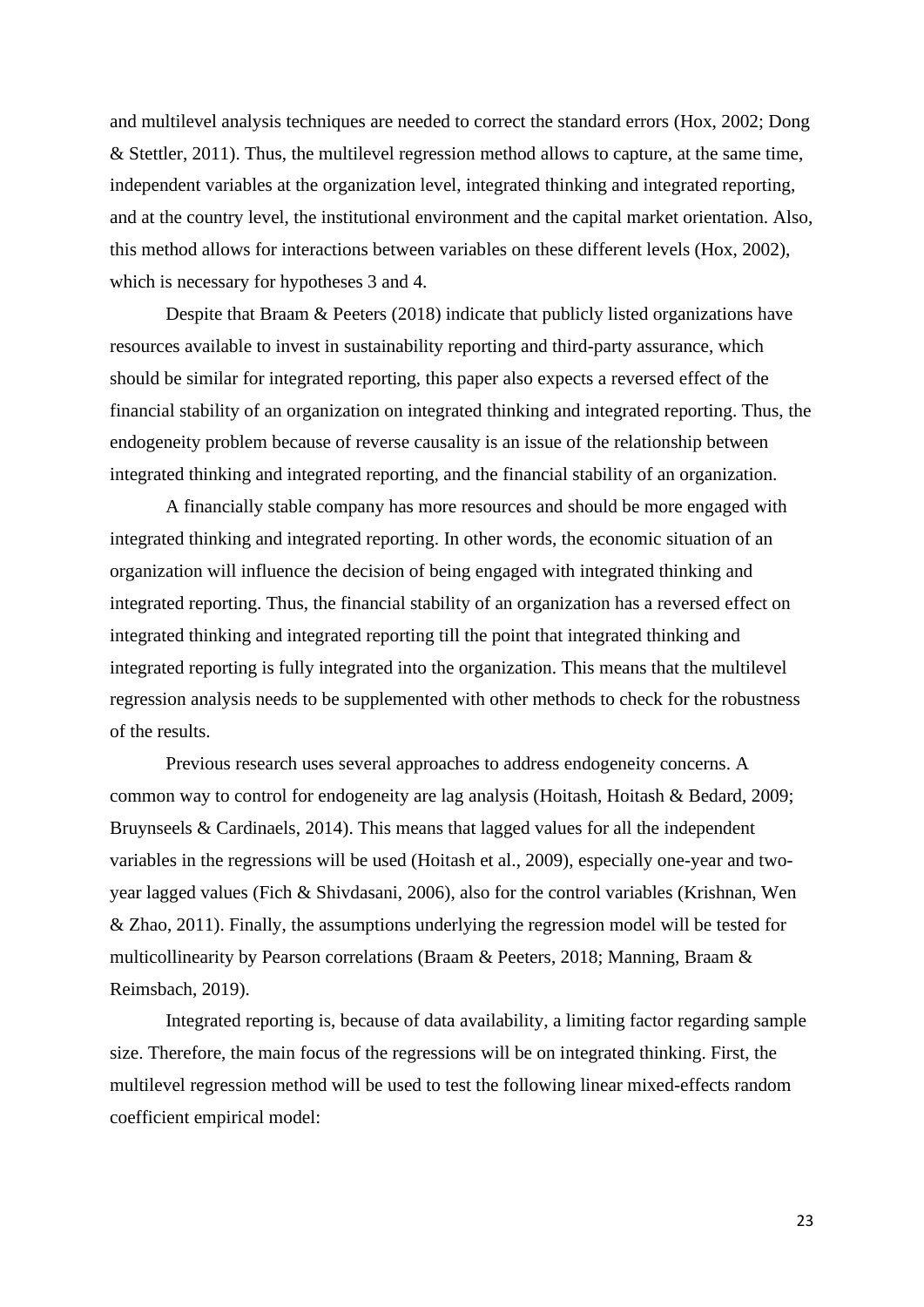and multilevel analysis techniques are needed to correct the standard errors (Hox, 2002; Dong & Stettler, 2011). Thus, the multilevel regression method allows to capture, at the same time, independent variables at the organization level, integrated thinking and integrated reporting, and at the country level, the institutional environment and the capital market orientation. Also, this method allows for interactions between variables on these different levels (Hox, 2002), which is necessary for hypotheses 3 and 4.

Despite that Braam & Peeters (2018) indicate that publicly listed organizations have resources available to invest in sustainability reporting and third-party assurance, which should be similar for integrated reporting, this paper also expects a reversed effect of the financial stability of an organization on integrated thinking and integrated reporting. Thus, the endogeneity problem because of reverse causality is an issue of the relationship between integrated thinking and integrated reporting, and the financial stability of an organization.

A financially stable company has more resources and should be more engaged with integrated thinking and integrated reporting. In other words, the economic situation of an organization will influence the decision of being engaged with integrated thinking and integrated reporting. Thus, the financial stability of an organization has a reversed effect on integrated thinking and integrated reporting till the point that integrated thinking and integrated reporting is fully integrated into the organization. This means that the multilevel regression analysis needs to be supplemented with other methods to check for the robustness of the results.

Previous research uses several approaches to address endogeneity concerns. A common way to control for endogeneity are lag analysis (Hoitash, Hoitash & Bedard, 2009; Bruynseels & Cardinaels, 2014). This means that lagged values for all the independent variables in the regressions will be used (Hoitash et al., 2009), especially one-year and two-year lagged values (Fich & Shivdasani, 2006), also for the control variables (Krishnan, Wen & Zhao, 2011). Finally, the assumptions underlying the regression model will be tested for multicollinearity by Pearson correlations (Braam & Peeters, 2018; Manning, Braam & Reimsbach, 2019).

Integrated reporting is, because of data availability, a limiting factor regarding sample size. Therefore, the main focus of the regressions will be on integrated thinking. First, the multilevel regression method will be used to test the following linear mixed-effects random coefficient empirical model: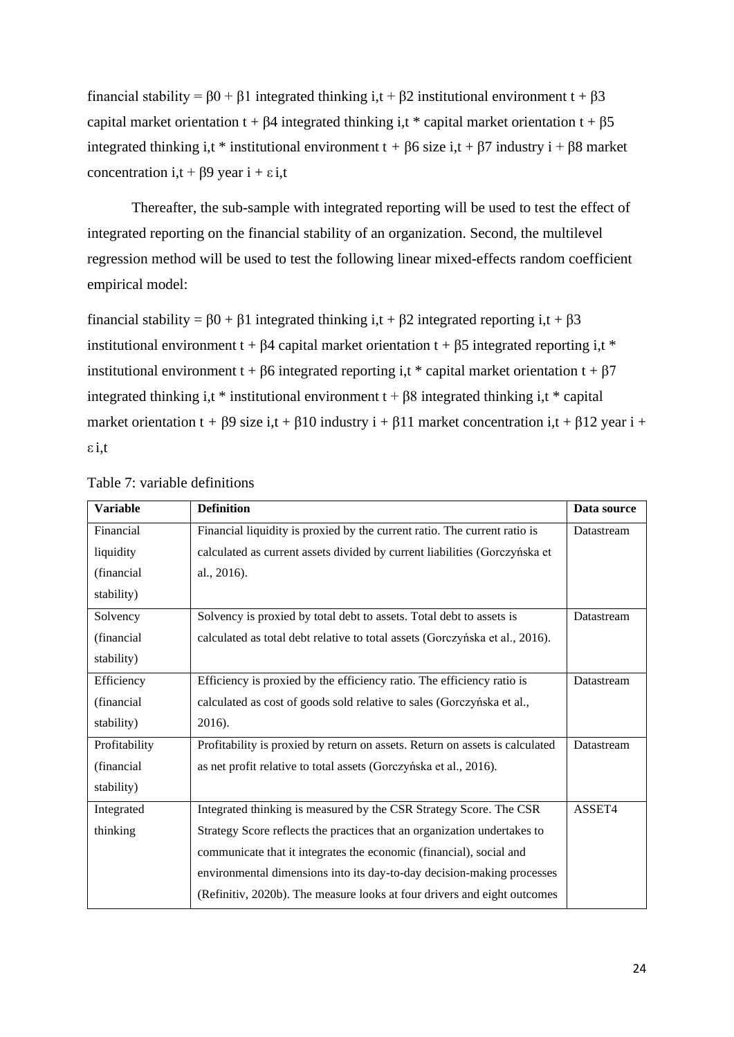financial stability = $\beta 0 + \beta 1$ integrated thinking $i,t$ + $\beta 2$ institutional environment $t$ + $\beta 3$ capital market orientation $t$ + $\beta 4$ integrated thinking $i,t$ * capital market orientation $t$ + $\beta 5$ integrated thinking $i,t$ * institutional environment $t$ + $\beta 6$ size $i,t$ + $\beta 7$ industry $i$ + $\beta 8$ market concentration $i,t$ + $\beta 9$ year $i$ + $\varepsilon$ $i,t$

Thereafter, the sub-sample with integrated reporting will be used to test the effect of integrated reporting on the financial stability of an organization. Second, the multilevel regression method will be used to test the following linear mixed-effects random coefficient empirical model:

financial stability = $\beta 0 + \beta 1$ integrated thinking $i,t$ + $\beta 2$ integrated reporting $i,t$ + $\beta 3$ institutional environment $t$ + $\beta 4$ capital market orientation $t$ + $\beta 5$ integrated reporting $i,t$ * institutional environment $t$ + $\beta 6$ integrated reporting $i,t$ * capital market orientation $t$ + $\beta 7$ integrated thinking $i,t$ * institutional environment $t$ + $\beta 8$ integrated thinking $i,t$ * capital market orientation $t$ + $\beta 9$ size $i,t$ + $\beta 10$ industry $i$ + $\beta 11$ market concentration $i,t$ + $\beta 12$ year $i$ + $\varepsilon$ $i,t$

Table 7: variable definitions

| **Variable** | **Definition** | **Data source** |
|---|---|---|
| Financial liquidity (financial stability) | Financial liquidity is proxied by the current ratio. The current ratio is calculated as current assets divided by current liabilities (Gorczyńska et al., 2016). | Datastream |
| Solvency (financial stability) | Solvency is proxied by total debt to assets. Total debt to assets is calculated as total debt relative to total assets (Gorczyńska et al., 2016). | Datastream |
| Efficiency (financial stability) | Efficiency is proxied by the efficiency ratio. The efficiency ratio is calculated as cost of goods sold relative to sales (Gorczyńska et al., 2016). | Datastream |
| Profitability (financial stability) | Profitability is proxied by return on assets. Return on assets is calculated as net profit relative to total assets (Gorczyńska et al., 2016). | Datastream |
| Integrated thinking | Integrated thinking is measured by the CSR Strategy Score. The CSR Strategy Score reflects the practices that an organization undertakes to communicate that it integrates the economic (financial), social and environmental dimensions into its day-to-day decision-making processes (Refinitiv, 2020b). The measure looks at four drivers and eight outcomes | ASSET4 |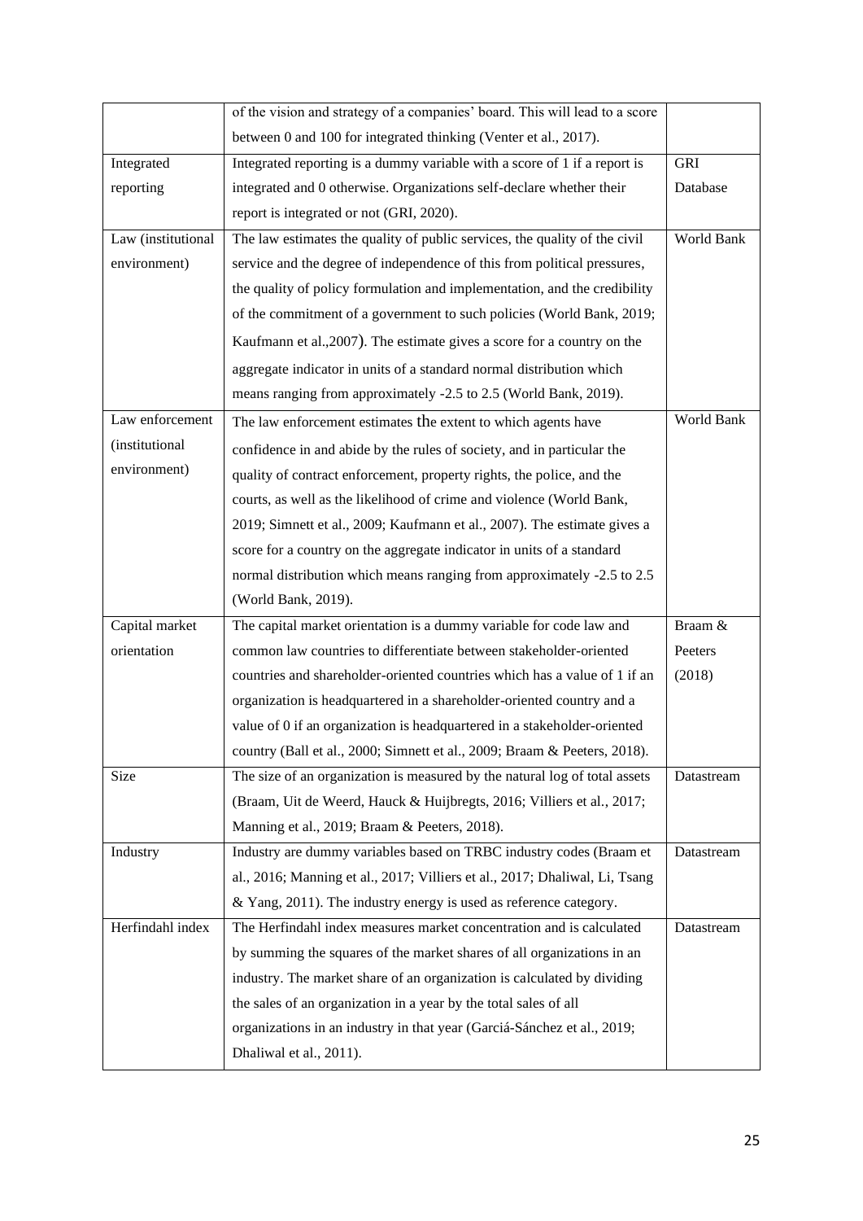| | | |
|---|---|---|
| | of the vision and strategy of a companies' board. This will lead to a score between 0 and 100 for integrated thinking (Venter et al., 2017). | |
| Integrated reporting | Integrated reporting is a dummy variable with a score of 1 if a report is integrated and 0 otherwise. Organizations self-declare whether their report is integrated or not (GRI, 2020). | GRI Database |
| Law (institutional environment) | The law estimates the quality of public services, the quality of the civil service and the degree of independence of this from political pressures, the quality of policy formulation and implementation, and the credibility of the commitment of a government to such policies (World Bank, 2019; Kaufmann et al.,2007). The estimate gives a score for a country on the aggregate indicator in units of a standard normal distribution which means ranging from approximately -2.5 to 2.5 (World Bank, 2019). | World Bank |
| Law enforcement (institutional environment) | The law enforcement estimates the extent to which agents have confidence in and abide by the rules of society, and in particular the quality of contract enforcement, property rights, the police, and the courts, as well as the likelihood of crime and violence (World Bank, 2019; Simnett et al., 2009; Kaufmann et al., 2007). The estimate gives a score for a country on the aggregate indicator in units of a standard normal distribution which means ranging from approximately -2.5 to 2.5 (World Bank, 2019). | World Bank |
| Capital market orientation | The capital market orientation is a dummy variable for code law and common law countries to differentiate between stakeholder-oriented countries and shareholder-oriented countries which has a value of 1 if an organization is headquartered in a shareholder-oriented country and a value of 0 if an organization is headquartered in a stakeholder-oriented country (Ball et al., 2000; Simnett et al., 2009; Braam & Peeters, 2018). | Braam & Peeters (2018) |
| Size | The size of an organization is measured by the natural log of total assets (Braam, Uit de Weerd, Hauck & Huijbregts, 2016; Villiers et al., 2017; Manning et al., 2019; Braam & Peeters, 2018). | Datastream |
| Industry | Industry are dummy variables based on TRBC industry codes (Braam et al., 2016; Manning et al., 2017; Villiers et al., 2017; Dhaliwal, Li, Tsang & Yang, 2011). The industry energy is used as reference category. | Datastream |
| Herfindahl index | The Herfindahl index measures market concentration and is calculated by summing the squares of the market shares of all organizations in an industry. The market share of an organization is calculated by dividing the sales of an organization in a year by the total sales of all organizations in an industry in that year (Garciá-Sánchez et al., 2019; Dhaliwal et al., 2011). | Datastream |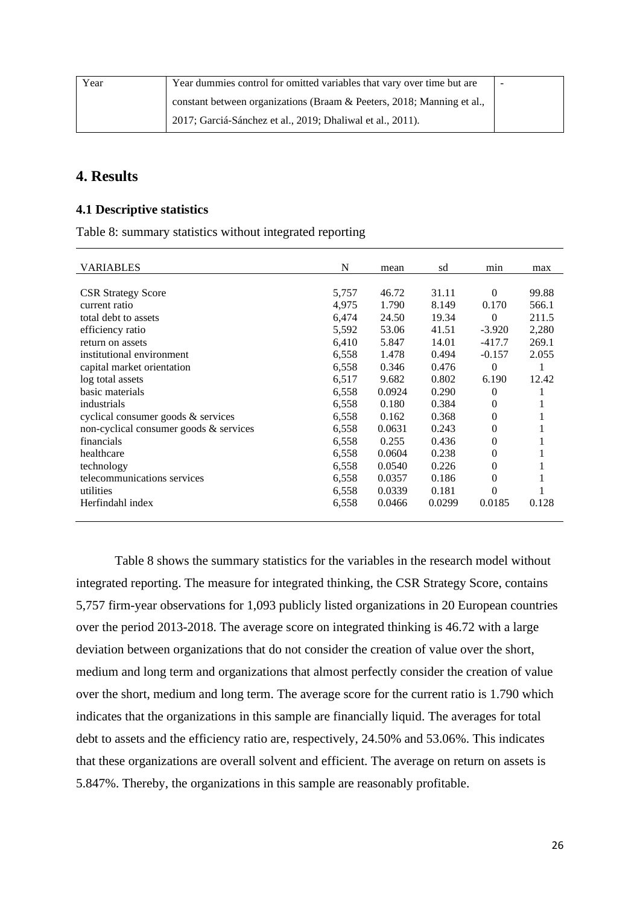| Year | Year dummies control for omitted variables that vary over time but are constant between organizations (Braam & Peeters, 2018; Manning et al., 2017; Garciá-Sánchez et al., 2019; Dhaliwal et al., 2011). | - |
|---|---|---|

# 4. Results

## 4.1 Descriptive statistics

Table 8: summary statistics without integrated reporting

| VARIABLES | N | mean | sd | min | max |
|---|---|---|---|---|---|
| CSR Strategy Score | 5,757 | 46.72 | 31.11 | 0 | 99.88 |
| current ratio | 4,975 | 1.790 | 8.149 | 0.170 | 566.1 |
| total debt to assets | 6,474 | 24.50 | 19.34 | 0 | 211.5 |
| efficiency ratio | 5,592 | 53.06 | 41.51 | -3.920 | 2,280 |
| return on assets | 6,410 | 5.847 | 14.01 | -417.7 | 269.1 |
| institutional environment | 6,558 | 1.478 | 0.494 | -0.157 | 2.055 |
| capital market orientation | 6,558 | 0.346 | 0.476 | 0 | 1 |
| log total assets | 6,517 | 9.682 | 0.802 | 6.190 | 12.42 |
| basic materials | 6,558 | 0.0924 | 0.290 | 0 | 1 |
| industrials | 6,558 | 0.180 | 0.384 | 0 | 1 |
| cyclical consumer goods & services | 6,558 | 0.162 | 0.368 | 0 | 1 |
| non-cyclical consumer goods & services | 6,558 | 0.0631 | 0.243 | 0 | 1 |
| financials | 6,558 | 0.255 | 0.436 | 0 | 1 |
| healthcare | 6,558 | 0.0604 | 0.238 | 0 | 1 |
| technology | 6,558 | 0.0540 | 0.226 | 0 | 1 |
| telecommunications services | 6,558 | 0.0357 | 0.186 | 0 | 1 |
| utilities | 6,558 | 0.0339 | 0.181 | 0 | 1 |
| Herfindahl index | 6,558 | 0.0466 | 0.0299 | 0.0185 | 0.128 |

Table 8 shows the summary statistics for the variables in the research model without integrated reporting. The measure for integrated thinking, the CSR Strategy Score, contains 5,757 firm-year observations for 1,093 publicly listed organizations in 20 European countries over the period 2013-2018. The average score on integrated thinking is 46.72 with a large deviation between organizations that do not consider the creation of value over the short, medium and long term and organizations that almost perfectly consider the creation of value over the short, medium and long term. The average score for the current ratio is 1.790 which indicates that the organizations in this sample are financially liquid. The averages for total debt to assets and the efficiency ratio are, respectively, 24.50% and 53.06%. This indicates that these organizations are overall solvent and efficient. The average on return on assets is 5.847%. Thereby, the organizations in this sample are reasonably profitable.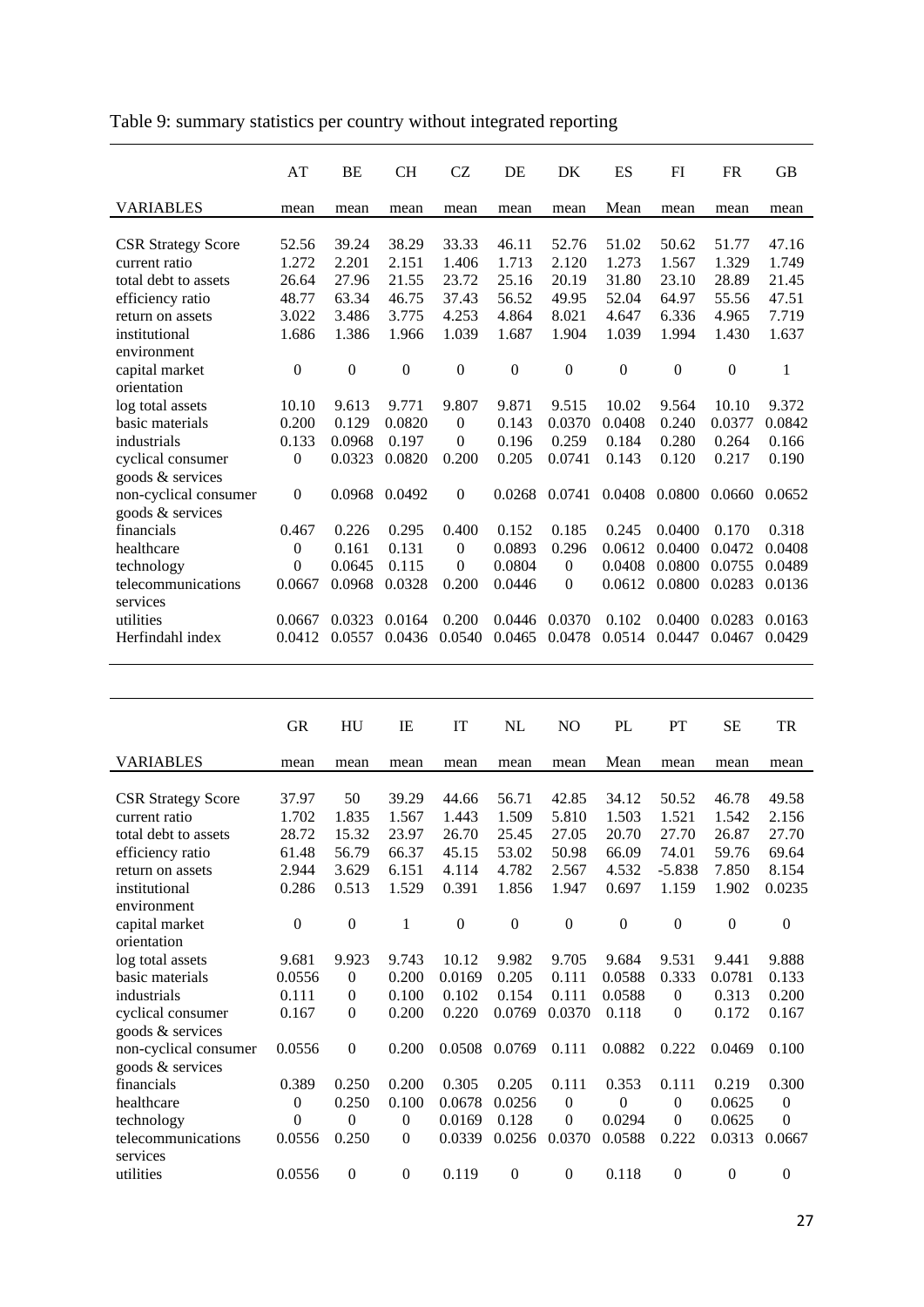Table 9: summary statistics per country without integrated reporting

| VARIABLES | AT mean | BE mean | CH mean | CZ mean | DE mean | DK mean | ES Mean | FI mean | FR mean | GB mean |
|---|---|---|---|---|---|---|---|---|---|---|
| CSR Strategy Score | 52.56 | 39.24 | 38.29 | 33.33 | 46.11 | 52.76 | 51.02 | 50.62 | 51.77 | 47.16 |
| current ratio | 1.272 | 2.201 | 2.151 | 1.406 | 1.713 | 2.120 | 1.273 | 1.567 | 1.329 | 1.749 |
| total debt to assets | 26.64 | 27.96 | 21.55 | 23.72 | 25.16 | 20.19 | 31.80 | 23.10 | 28.89 | 21.45 |
| efficiency ratio | 48.77 | 63.34 | 46.75 | 37.43 | 56.52 | 49.95 | 52.04 | 64.97 | 55.56 | 47.51 |
| return on assets | 3.022 | 3.486 | 3.775 | 4.253 | 4.864 | 8.021 | 4.647 | 6.336 | 4.965 | 7.719 |
| institutional environment | 1.686 | 1.386 | 1.966 | 1.039 | 1.687 | 1.904 | 1.039 | 1.994 | 1.430 | 1.637 |
| capital market orientation | 0 | 0 | 0 | 0 | 0 | 0 | 0 | 0 | 0 | 1 |
| log total assets | 10.10 | 9.613 | 9.771 | 9.807 | 9.871 | 9.515 | 10.02 | 9.564 | 10.10 | 9.372 |
| basic materials | 0.200 | 0.129 | 0.0820 | 0 | 0.143 | 0.0370 | 0.0408 | 0.240 | 0.0377 | 0.0842 |
| industrials | 0.133 | 0.0968 | 0.197 | 0 | 0.196 | 0.259 | 0.184 | 0.280 | 0.264 | 0.166 |
| cyclical consumer goods & services | 0 | 0.0323 | 0.0820 | 0.200 | 0.205 | 0.0741 | 0.143 | 0.120 | 0.217 | 0.190 |
| non-cyclical consumer goods & services | 0 | 0.0968 | 0.0492 | 0 | 0.0268 | 0.0741 | 0.0408 | 0.0800 | 0.0660 | 0.0652 |
| financials | 0.467 | 0.226 | 0.295 | 0.400 | 0.152 | 0.185 | 0.245 | 0.0400 | 0.170 | 0.318 |
| healthcare | 0 | 0.161 | 0.131 | 0 | 0.0893 | 0.296 | 0.0612 | 0.0400 | 0.0472 | 0.0408 |
| technology | 0 | 0.0645 | 0.115 | 0 | 0.0804 | 0 | 0.0408 | 0.0800 | 0.0755 | 0.0489 |
| telecommunications services | 0.0667 | 0.0968 | 0.0328 | 0.200 | 0.0446 | 0 | 0.0612 | 0.0800 | 0.0283 | 0.0136 |
| utilities | 0.0667 | 0.0323 | 0.0164 | 0.200 | 0.0446 | 0.0370 | 0.102 | 0.0400 | 0.0283 | 0.0163 |
| Herfindahl index | 0.0412 | 0.0557 | 0.0436 | 0.0540 | 0.0465 | 0.0478 | 0.0514 | 0.0447 | 0.0467 | 0.0429 |

| VARIABLES | GR mean | HU mean | IE mean | IT mean | NL mean | NO mean | PL Mean | PT mean | SE mean | TR mean |
|---|---|---|---|---|---|---|---|---|---|---|
| CSR Strategy Score | 37.97 | 50 | 39.29 | 44.66 | 56.71 | 42.85 | 34.12 | 50.52 | 46.78 | 49.58 |
| current ratio | 1.702 | 1.835 | 1.567 | 1.443 | 1.509 | 5.810 | 1.503 | 1.521 | 1.542 | 2.156 |
| total debt to assets | 28.72 | 15.32 | 23.97 | 26.70 | 25.45 | 27.05 | 20.70 | 27.70 | 26.87 | 27.70 |
| efficiency ratio | 61.48 | 56.79 | 66.37 | 45.15 | 53.02 | 50.98 | 66.09 | 74.01 | 59.76 | 69.64 |
| return on assets | 2.944 | 3.629 | 6.151 | 4.114 | 4.782 | 2.567 | 4.532 | -5.838 | 7.850 | 8.154 |
| institutional environment | 0.286 | 0.513 | 1.529 | 0.391 | 1.856 | 1.947 | 0.697 | 1.159 | 1.902 | 0.0235 |
| capital market orientation | 0 | 0 | 1 | 0 | 0 | 0 | 0 | 0 | 0 | 0 |
| log total assets | 9.681 | 9.923 | 9.743 | 10.12 | 9.982 | 9.705 | 9.684 | 9.531 | 9.441 | 9.888 |
| basic materials | 0.0556 | 0 | 0.200 | 0.0169 | 0.205 | 0.111 | 0.0588 | 0.333 | 0.0781 | 0.133 |
| industrials | 0.111 | 0 | 0.100 | 0.102 | 0.154 | 0.111 | 0.0588 | 0 | 0.313 | 0.200 |
| cyclical consumer goods & services | 0.167 | 0 | 0.200 | 0.220 | 0.0769 | 0.0370 | 0.118 | 0 | 0.172 | 0.167 |
| non-cyclical consumer goods & services | 0.0556 | 0 | 0.200 | 0.0508 | 0.0769 | 0.111 | 0.0882 | 0.222 | 0.0469 | 0.100 |
| financials | 0.389 | 0.250 | 0.200 | 0.305 | 0.205 | 0.111 | 0.353 | 0.111 | 0.219 | 0.300 |
| healthcare | 0 | 0.250 | 0.100 | 0.0678 | 0.0256 | 0 | 0 | 0 | 0.0625 | 0 |
| technology | 0 | 0 | 0 | 0.0169 | 0.128 | 0 | 0.0294 | 0 | 0.0625 | 0 |
| telecommunications services | 0.0556 | 0.250 | 0 | 0.0339 | 0.0256 | 0.0370 | 0.0588 | 0.222 | 0.0313 | 0.0667 |
| utilities | 0.0556 | 0 | 0 | 0.119 | 0 | 0 | 0.118 | 0 | 0 | 0 |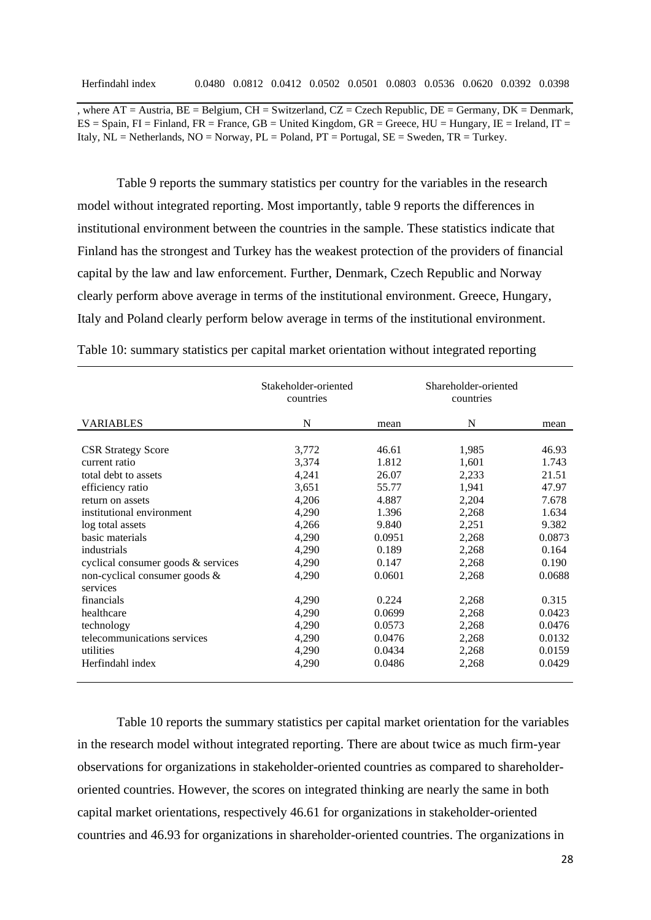| Herfindahl index | 0.0480 | 0.0812 | 0.0412 | 0.0502 | 0.0501 | 0.0803 | 0.0536 | 0.0620 | 0.0392 | 0.0398 |
|---|---|---|---|---|---|---|---|---|---|---|

, where AT = Austria, BE = Belgium, CH = Switzerland, CZ = Czech Republic, DE = Germany, DK = Denmark, ES = Spain, FI = Finland, FR = France, GB = United Kingdom, GR = Greece, HU = Hungary, IE = Ireland, IT = Italy, NL = Netherlands, NO = Norway, PL = Poland, PT = Portugal, SE = Sweden, TR = Turkey.

Table 9 reports the summary statistics per country for the variables in the research model without integrated reporting. Most importantly, table 9 reports the differences in institutional environment between the countries in the sample. These statistics indicate that Finland has the strongest and Turkey has the weakest protection of the providers of financial capital by the law and law enforcement. Further, Denmark, Czech Republic and Norway clearly perform above average in terms of the institutional environment. Greece, Hungary, Italy and Poland clearly perform below average in terms of the institutional environment.

Table 10: summary statistics per capital market orientation without integrated reporting

| | Stakeholder-oriented countries | | Shareholder-oriented countries | |
|---|---|---|---|---|
| VARIABLES | N | mean | N | mean |
| CSR Strategy Score | 3,772 | 46.61 | 1,985 | 46.93 |
| current ratio | 3,374 | 1.812 | 1,601 | 1.743 |
| total debt to assets | 4,241 | 26.07 | 2,233 | 21.51 |
| efficiency ratio | 3,651 | 55.77 | 1,941 | 47.97 |
| return on assets | 4,206 | 4.887 | 2,204 | 7.678 |
| institutional environment | 4,290 | 1.396 | 2,268 | 1.634 |
| log total assets | 4,266 | 9.840 | 2,251 | 9.382 |
| basic materials | 4,290 | 0.0951 | 2,268 | 0.0873 |
| industrials | 4,290 | 0.189 | 2,268 | 0.164 |
| cyclical consumer goods & services | 4,290 | 0.147 | 2,268 | 0.190 |
| non-cyclical consumer goods & services | 4,290 | 0.0601 | 2,268 | 0.0688 |
| financials | 4,290 | 0.224 | 2,268 | 0.315 |
| healthcare | 4,290 | 0.0699 | 2,268 | 0.0423 |
| technology | 4,290 | 0.0573 | 2,268 | 0.0476 |
| telecommunications services | 4,290 | 0.0476 | 2,268 | 0.0132 |
| utilities | 4,290 | 0.0434 | 2,268 | 0.0159 |
| Herfindahl index | 4,290 | 0.0486 | 2,268 | 0.0429 |

Table 10 reports the summary statistics per capital market orientation for the variables in the research model without integrated reporting. There are about twice as much firm-year observations for organizations in stakeholder-oriented countries as compared to shareholder-oriented countries. However, the scores on integrated thinking are nearly the same in both capital market orientations, respectively 46.61 for organizations in stakeholder-oriented countries and 46.93 for organizations in shareholder-oriented countries. The organizations in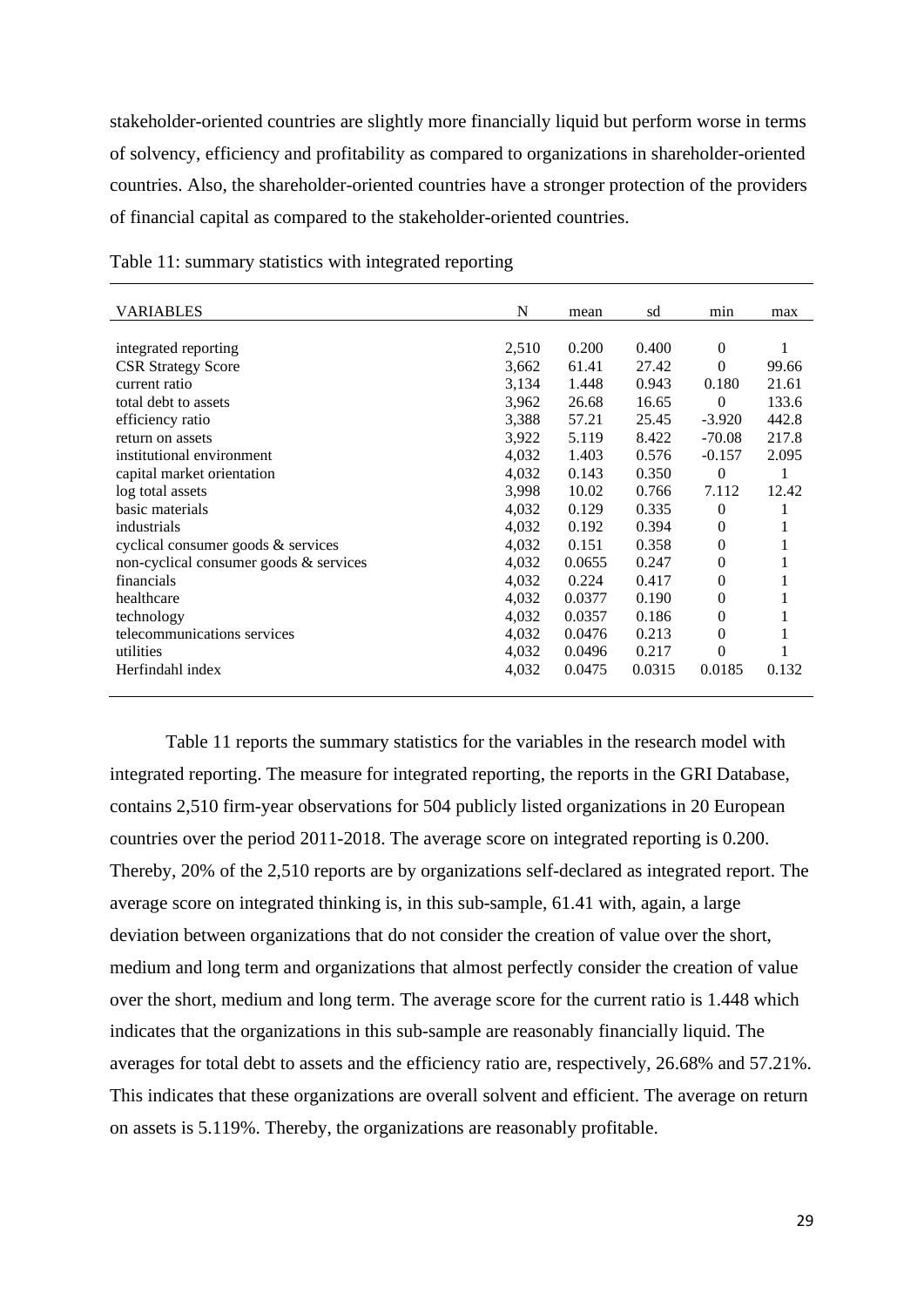stakeholder-oriented countries are slightly more financially liquid but perform worse in terms of solvency, efficiency and profitability as compared to organizations in shareholder-oriented countries. Also, the shareholder-oriented countries have a stronger protection of the providers of financial capital as compared to the stakeholder-oriented countries.

Table 11: summary statistics with integrated reporting

| VARIABLES | N | mean | sd | min | max |
|---|---|---|---|---|---|
| integrated reporting | 2,510 | 0.200 | 0.400 | 0 | 1 |
| CSR Strategy Score | 3,662 | 61.41 | 27.42 | 0 | 99.66 |
| current ratio | 3,134 | 1.448 | 0.943 | 0.180 | 21.61 |
| total debt to assets | 3,962 | 26.68 | 16.65 | 0 | 133.6 |
| efficiency ratio | 3,388 | 57.21 | 25.45 | -3.920 | 442.8 |
| return on assets | 3,922 | 5.119 | 8.422 | -70.08 | 217.8 |
| institutional environment | 4,032 | 1.403 | 0.576 | -0.157 | 2.095 |
| capital market orientation | 4,032 | 0.143 | 0.350 | 0 | 1 |
| log total assets | 3,998 | 10.02 | 0.766 | 7.112 | 12.42 |
| basic materials | 4,032 | 0.129 | 0.335 | 0 | 1 |
| industrials | 4,032 | 0.192 | 0.394 | 0 | 1 |
| cyclical consumer goods & services | 4,032 | 0.151 | 0.358 | 0 | 1 |
| non-cyclical consumer goods & services | 4,032 | 0.0655 | 0.247 | 0 | 1 |
| financials | 4,032 | 0.224 | 0.417 | 0 | 1 |
| healthcare | 4,032 | 0.0377 | 0.190 | 0 | 1 |
| technology | 4,032 | 0.0357 | 0.186 | 0 | 1 |
| telecommunications services | 4,032 | 0.0476 | 0.213 | 0 | 1 |
| utilities | 4,032 | 0.0496 | 0.217 | 0 | 1 |
| Herfindahl index | 4,032 | 0.0475 | 0.0315 | 0.0185 | 0.132 |

Table 11 reports the summary statistics for the variables in the research model with integrated reporting. The measure for integrated reporting, the reports in the GRI Database, contains 2,510 firm-year observations for 504 publicly listed organizations in 20 European countries over the period 2011-2018. The average score on integrated reporting is 0.200. Thereby, 20% of the 2,510 reports are by organizations self-declared as integrated report. The average score on integrated thinking is, in this sub-sample, 61.41 with, again, a large deviation between organizations that do not consider the creation of value over the short, medium and long term and organizations that almost perfectly consider the creation of value over the short, medium and long term. The average score for the current ratio is 1.448 which indicates that the organizations in this sub-sample are reasonably financially liquid. The averages for total debt to assets and the efficiency ratio are, respectively, 26.68% and 57.21%. This indicates that these organizations are overall solvent and efficient. The average on return on assets is 5.119%. Thereby, the organizations are reasonably profitable.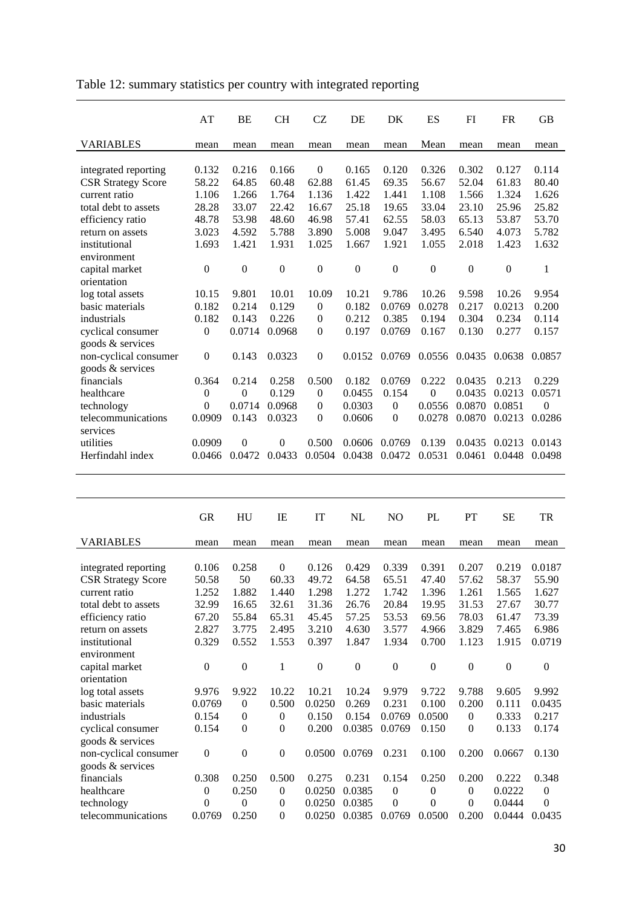Table 12: summary statistics per country with integrated reporting

| | AT | BE | CH | CZ | DE | DK | ES | FI | FR | GB |
|---|---|---|---|---|---|---|---|---|---|---|
| VARIABLES | mean | mean | mean | mean | mean | mean | Mean | mean | mean | mean |
| integrated reporting | 0.132 | 0.216 | 0.166 | 0 | 0.165 | 0.120 | 0.326 | 0.302 | 0.127 | 0.114 |
| CSR Strategy Score | 58.22 | 64.85 | 60.48 | 62.88 | 61.45 | 69.35 | 56.67 | 52.04 | 61.83 | 80.40 |
| current ratio | 1.106 | 1.266 | 1.764 | 1.136 | 1.422 | 1.441 | 1.108 | 1.566 | 1.324 | 1.626 |
| total debt to assets | 28.28 | 33.07 | 22.42 | 16.67 | 25.18 | 19.65 | 33.04 | 23.10 | 25.96 | 25.82 |
| efficiency ratio | 48.78 | 53.98 | 48.60 | 46.98 | 57.41 | 62.55 | 58.03 | 65.13 | 53.87 | 53.70 |
| return on assets | 3.023 | 4.592 | 5.788 | 3.890 | 5.008 | 9.047 | 3.495 | 6.540 | 4.073 | 5.782 |
| institutional environment | 1.693 | 1.421 | 1.931 | 1.025 | 1.667 | 1.921 | 1.055 | 2.018 | 1.423 | 1.632 |
| capital market orientation | 0 | 0 | 0 | 0 | 0 | 0 | 0 | 0 | 0 | 1 |
| log total assets | 10.15 | 9.801 | 10.01 | 10.09 | 10.21 | 9.786 | 10.26 | 9.598 | 10.26 | 9.954 |
| basic materials | 0.182 | 0.214 | 0.129 | 0 | 0.182 | 0.0769 | 0.0278 | 0.217 | 0.0213 | 0.200 |
| industrials | 0.182 | 0.143 | 0.226 | 0 | 0.212 | 0.385 | 0.194 | 0.304 | 0.234 | 0.114 |
| cyclical consumer goods & services | 0 | 0.0714 | 0.0968 | 0 | 0.197 | 0.0769 | 0.167 | 0.130 | 0.277 | 0.157 |
| non-cyclical consumer goods & services | 0 | 0.143 | 0.0323 | 0 | 0.0152 | 0.0769 | 0.0556 | 0.0435 | 0.0638 | 0.0857 |
| financials | 0.364 | 0.214 | 0.258 | 0.500 | 0.182 | 0.0769 | 0.222 | 0.0435 | 0.213 | 0.229 |
| healthcare | 0 | 0 | 0.129 | 0 | 0.0455 | 0.154 | 0 | 0.0435 | 0.0213 | 0.0571 |
| technology | 0 | 0.0714 | 0.0968 | 0 | 0.0303 | 0 | 0.0556 | 0.0870 | 0.0851 | 0 |
| telecommunications services | 0.0909 | 0.143 | 0.0323 | 0 | 0.0606 | 0 | 0.0278 | 0.0870 | 0.0213 | 0.0286 |
| utilities | 0.0909 | 0 | 0 | 0.500 | 0.0606 | 0.0769 | 0.139 | 0.0435 | 0.0213 | 0.0143 |
| Herfindahl index | 0.0466 | 0.0472 | 0.0433 | 0.0504 | 0.0438 | 0.0472 | 0.0531 | 0.0461 | 0.0448 | 0.0498 |

| | GR | HU | IE | IT | NL | NO | PL | PT | SE | TR |
|---|---|---|---|---|---|---|---|---|---|---|
| VARIABLES | mean | mean | mean | mean | mean | mean | mean | mean | mean | mean |
| integrated reporting | 0.106 | 0.258 | 0 | 0.126 | 0.429 | 0.339 | 0.391 | 0.207 | 0.219 | 0.0187 |
| CSR Strategy Score | 50.58 | 50 | 60.33 | 49.72 | 64.58 | 65.51 | 47.40 | 57.62 | 58.37 | 55.90 |
| current ratio | 1.252 | 1.882 | 1.440 | 1.298 | 1.272 | 1.742 | 1.396 | 1.261 | 1.565 | 1.627 |
| total debt to assets | 32.99 | 16.65 | 32.61 | 31.36 | 26.76 | 20.84 | 19.95 | 31.53 | 27.67 | 30.77 |
| efficiency ratio | 67.20 | 55.84 | 65.31 | 45.45 | 57.25 | 53.53 | 69.56 | 78.03 | 61.47 | 73.39 |
| return on assets | 2.827 | 3.775 | 2.495 | 3.210 | 4.630 | 3.577 | 4.966 | 3.829 | 7.465 | 6.986 |
| institutional environment | 0.329 | 0.552 | 1.553 | 0.397 | 1.847 | 1.934 | 0.700 | 1.123 | 1.915 | 0.0719 |
| capital market orientation | 0 | 0 | 1 | 0 | 0 | 0 | 0 | 0 | 0 | 0 |
| log total assets | 9.976 | 9.922 | 10.22 | 10.21 | 10.24 | 9.979 | 9.722 | 9.788 | 9.605 | 9.992 |
| basic materials | 0.0769 | 0 | 0.500 | 0.0250 | 0.269 | 0.231 | 0.100 | 0.200 | 0.111 | 0.0435 |
| industrials | 0.154 | 0 | 0 | 0.150 | 0.154 | 0.0769 | 0.0500 | 0 | 0.333 | 0.217 |
| cyclical consumer goods & services | 0.154 | 0 | 0 | 0.200 | 0.0385 | 0.0769 | 0.150 | 0 | 0.133 | 0.174 |
| non-cyclical consumer goods & services | 0 | 0 | 0 | 0.0500 | 0.0769 | 0.231 | 0.100 | 0.200 | 0.0667 | 0.130 |
| financials | 0.308 | 0.250 | 0.500 | 0.275 | 0.231 | 0.154 | 0.250 | 0.200 | 0.222 | 0.348 |
| healthcare | 0 | 0.250 | 0 | 0.0250 | 0.0385 | 0 | 0 | 0 | 0.0222 | 0 |
| technology | 0 | 0 | 0 | 0.0250 | 0.0385 | 0 | 0 | 0 | 0.0444 | 0 |
| telecommunications | 0.0769 | 0.250 | 0 | 0.0250 | 0.0385 | 0.0769 | 0.0500 | 0.200 | 0.0444 | 0.0435 |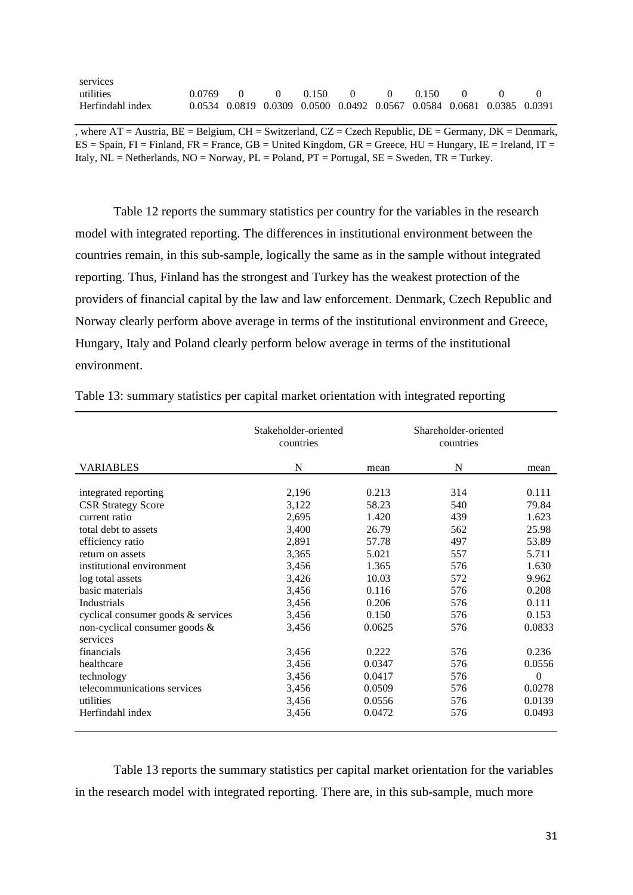| | | | | | | | | | | |
|---|---|---|---|---|---|---|---|---|---|---|
| services | | | | | | | | | | |
| utilities | 0.0769 | 0 | 0 | 0.150 | 0 | 0 | 0.150 | 0 | 0 | 0 |
| Herfindahl index | 0.0534 | 0.0819 | 0.0309 | 0.0500 | 0.0492 | 0.0567 | 0.0584 | 0.0681 | 0.0385 | 0.0391 |

, where AT = Austria, BE = Belgium, CH = Switzerland, CZ = Czech Republic, DE = Germany, DK = Denmark, ES = Spain, FI = Finland, FR = France, GB = United Kingdom, GR = Greece, HU = Hungary, IE = Ireland, IT = Italy, NL = Netherlands, NO = Norway, PL = Poland, PT = Portugal, SE = Sweden, TR = Turkey.

Table 12 reports the summary statistics per country for the variables in the research model with integrated reporting. The differences in institutional environment between the countries remain, in this sub-sample, logically the same as in the sample without integrated reporting. Thus, Finland has the strongest and Turkey has the weakest protection of the providers of financial capital by the law and law enforcement. Denmark, Czech Republic and Norway clearly perform above average in terms of the institutional environment and Greece, Hungary, Italy and Poland clearly perform below average in terms of the institutional environment.

Table 13: summary statistics per capital market orientation with integrated reporting

| | Stakeholder-oriented countries | | Shareholder-oriented countries | |
|---|---|---|---|---|
| VARIABLES | N | mean | N | mean |
| integrated reporting | 2,196 | 0.213 | 314 | 0.111 |
| CSR Strategy Score | 3,122 | 58.23 | 540 | 79.84 |
| current ratio | 2,695 | 1.420 | 439 | 1.623 |
| total debt to assets | 3,400 | 26.79 | 562 | 25.98 |
| efficiency ratio | 2,891 | 57.78 | 497 | 53.89 |
| return on assets | 3,365 | 5.021 | 557 | 5.711 |
| institutional environment | 3,456 | 1.365 | 576 | 1.630 |
| log total assets | 3,426 | 10.03 | 572 | 9.962 |
| basic materials | 3,456 | 0.116 | 576 | 0.208 |
| Industrials | 3,456 | 0.206 | 576 | 0.111 |
| cyclical consumer goods & services | 3,456 | 0.150 | 576 | 0.153 |
| non-cyclical consumer goods & services | 3,456 | 0.0625 | 576 | 0.0833 |
| financials | 3,456 | 0.222 | 576 | 0.236 |
| healthcare | 3,456 | 0.0347 | 576 | 0.0556 |
| technology | 3,456 | 0.0417 | 576 | 0 |
| telecommunications services | 3,456 | 0.0509 | 576 | 0.0278 |
| utilities | 3,456 | 0.0556 | 576 | 0.0139 |
| Herfindahl index | 3,456 | 0.0472 | 576 | 0.0493 |

Table 13 reports the summary statistics per capital market orientation for the variables in the research model with integrated reporting. There are, in this sub-sample, much more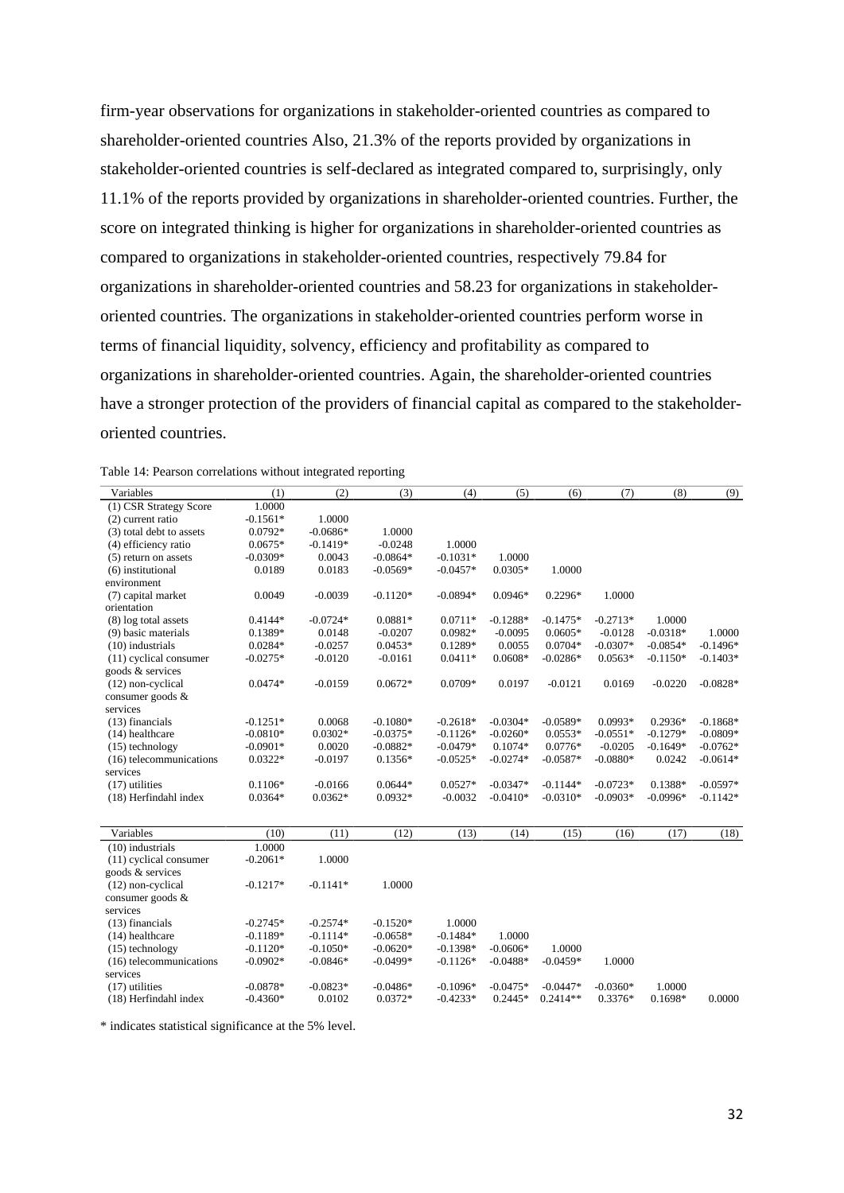firm-year observations for organizations in stakeholder-oriented countries as compared to shareholder-oriented countries Also, 21.3% of the reports provided by organizations in stakeholder-oriented countries is self-declared as integrated compared to, surprisingly, only 11.1% of the reports provided by organizations in shareholder-oriented countries. Further, the score on integrated thinking is higher for organizations in shareholder-oriented countries as compared to organizations in stakeholder-oriented countries, respectively 79.84 for organizations in shareholder-oriented countries and 58.23 for organizations in stakeholder-oriented countries. The organizations in stakeholder-oriented countries perform worse in terms of financial liquidity, solvency, efficiency and profitability as compared to organizations in shareholder-oriented countries. Again, the shareholder-oriented countries have a stronger protection of the providers of financial capital as compared to the stakeholder-oriented countries.

Table 14: Pearson correlations without integrated reporting

| Variables | (1) | (2) | (3) | (4) | (5) | (6) | (7) | (8) | (9) |
|---|---|---|---|---|---|---|---|---|---|
| (1) CSR Strategy Score | 1.0000 | | | | | | | | |
| (2) current ratio | -0.1561* | 1.0000 | | | | | | | |
| (3) total debt to assets | 0.0792* | -0.0686* | 1.0000 | | | | | | |
| (4) efficiency ratio | 0.0675* | -0.1419* | -0.0248 | 1.0000 | | | | | |
| (5) return on assets | -0.0309* | 0.0043 | -0.0864* | -0.1031* | 1.0000 | | | | |
| (6) institutional environment | 0.0189 | 0.0183 | -0.0569* | -0.0457* | 0.0305* | 1.0000 | | | |
| (7) capital market orientation | 0.0049 | -0.0039 | -0.1120* | -0.0894* | 0.0946* | 0.2296* | 1.0000 | | |
| (8) log total assets | 0.4144* | -0.0724* | 0.0881* | 0.0711* | -0.1288* | -0.1475* | -0.2713* | 1.0000 | |
| (9) basic materials | 0.1389* | 0.0148 | -0.0207 | 0.0982* | -0.0095 | 0.0605* | -0.0128 | -0.0318* | 1.0000 |
| (10) industrials | 0.0284* | -0.0257 | 0.0453* | 0.1289* | 0.0055 | 0.0704* | -0.0307* | -0.0854* | -0.1496* |
| (11) cyclical consumer goods & services | -0.0275* | -0.0120 | -0.0161 | 0.0411* | 0.0608* | -0.0286* | 0.0563* | -0.1150* | -0.1403* |
| (12) non-cyclical consumer goods & services | 0.0474* | -0.0159 | 0.0672* | 0.0709* | 0.0197 | -0.0121 | 0.0169 | -0.0220 | -0.0828* |
| (13) financials | -0.1251* | 0.0068 | -0.1080* | -0.2618* | -0.0304* | -0.0589* | 0.0993* | 0.2936* | -0.1868* |
| (14) healthcare | -0.0810* | 0.0302* | -0.0375* | -0.1126* | -0.0260* | 0.0553* | -0.0551* | -0.1279* | -0.0809* |
| (15) technology | -0.0901* | 0.0020 | -0.0882* | -0.0479* | 0.1074* | 0.0776* | -0.0205 | -0.1649* | -0.0762* |
| (16) telecommunications services | 0.0322* | -0.0197 | 0.1356* | -0.0525* | -0.0274* | -0.0587* | -0.0880* | 0.0242 | -0.0614* |
| (17) utilities | 0.1106* | -0.0166 | 0.0644* | 0.0527* | -0.0347* | -0.1144* | -0.0723* | 0.1388* | -0.0597* |
| (18) Herfindahl index | 0.0364* | 0.0362* | 0.0932* | -0.0032 | -0.0410* | -0.0310* | -0.0903* | -0.0996* | -0.1142* |

| Variables | (10) | (11) | (12) | (13) | (14) | (15) | (16) | (17) | (18) |
|---|---|---|---|---|---|---|---|---|---|
| (10) industrials | 1.0000 | | | | | | | | |
| (11) cyclical consumer goods & services | -0.2061* | 1.0000 | | | | | | | |
| (12) non-cyclical consumer goods & services | -0.1217* | -0.1141* | 1.0000 | | | | | | |
| (13) financials | -0.2745* | -0.2574* | -0.1520* | 1.0000 | | | | | |
| (14) healthcare | -0.1189* | -0.1114* | -0.0658* | -0.1484* | 1.0000 | | | | |
| (15) technology | -0.1120* | -0.1050* | -0.0620* | -0.1398* | -0.0606* | 1.0000 | | | |
| (16) telecommunications services | -0.0902* | -0.0846* | -0.0499* | -0.1126* | -0.0488* | -0.0459* | 1.0000 | | |
| (17) utilities | -0.0878* | -0.0823* | -0.0486* | -0.1096* | -0.0475* | -0.0447* | -0.0360* | 1.0000 | |
| (18) Herfindahl index | -0.4360* | 0.0102 | 0.0372* | -0.4233* | 0.2445* | 0.2414** | 0.3376* | 0.1698* | 0.0000 |

\* indicates statistical significance at the 5% level.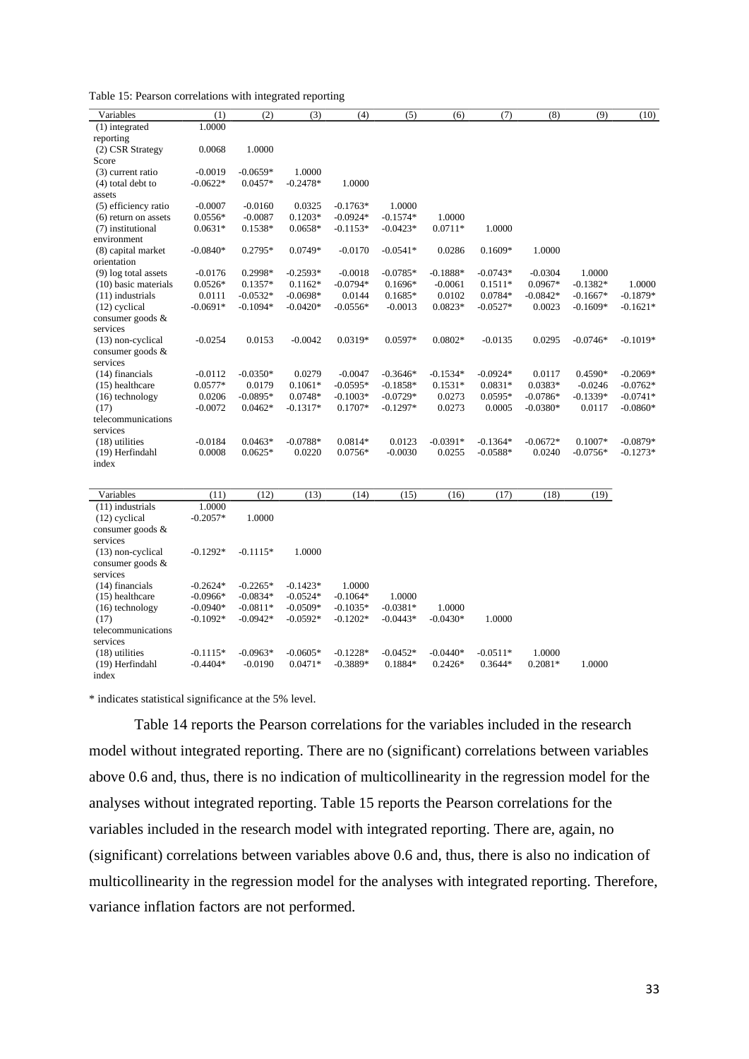Table 15: Pearson correlations with integrated reporting

| Variables | (1) | (2) | (3) | (4) | (5) | (6) | (7) | (8) | (9) | (10) |
|---|---|---|---|---|---|---|---|---|---|---|
| (1) integrated reporting | 1.0000 | | | | | | | | | |
| (2) CSR Strategy Score | 0.0068 | 1.0000 | | | | | | | | |
| (3) current ratio | -0.0019 | -0.0659* | 1.0000 | | | | | | | |
| (4) total debt to assets | -0.0622* | 0.0457* | -0.2478* | 1.0000 | | | | | | |
| (5) efficiency ratio | -0.0007 | -0.0160 | 0.0325 | -0.1763* | 1.0000 | | | | | |
| (6) return on assets | 0.0556* | -0.0087 | 0.1203* | -0.0924* | -0.1574* | 1.0000 | | | | |
| (7) institutional environment | 0.0631* | 0.1538* | 0.0658* | -0.1153* | -0.0423* | 0.0711* | 1.0000 | | | |
| (8) capital market orientation | -0.0840* | 0.2795* | 0.0749* | -0.0170 | -0.0541* | 0.0286 | 0.1609* | 1.0000 | | |
| (9) log total assets | -0.0176 | 0.2998* | -0.2593* | -0.0018 | -0.0785* | -0.1888* | -0.0743* | -0.0304 | 1.0000 | |
| (10) basic materials | 0.0526* | 0.1357* | 0.1162* | -0.0794* | 0.1696* | -0.0061 | 0.1511* | 0.0967* | -0.1382* | 1.0000 |
| (11) industrials | 0.0111 | -0.0532* | -0.0698* | 0.0144 | 0.1685* | 0.0102 | 0.0784* | -0.0842* | -0.1667* | -0.1879* |
| (12) cyclical consumer goods & services | -0.0691* | -0.1094* | -0.0420* | -0.0556* | -0.0013 | 0.0823* | -0.0527* | 0.0023 | -0.1609* | -0.1621* |
| (13) non-cyclical consumer goods & services | -0.0254 | 0.0153 | -0.0042 | 0.0319* | 0.0597* | 0.0802* | -0.0135 | 0.0295 | -0.0746* | -0.1019* |
| (14) financials | -0.0112 | -0.0350* | 0.0279 | -0.0047 | -0.3646* | -0.1534* | -0.0924* | 0.0117 | 0.4590* | -0.2069* |
| (15) healthcare | 0.0577* | 0.0179 | 0.1061* | -0.0595* | -0.1858* | 0.1531* | 0.0831* | 0.0383* | -0.0246 | -0.0762* |
| (16) technology | 0.0206 | -0.0895* | 0.0748* | -0.1003* | -0.0729* | 0.0273 | 0.0595* | -0.0786* | -0.1339* | -0.0741* |
| (17) telecommunications services | -0.0072 | 0.0462* | -0.1317* | 0.1707* | -0.1297* | 0.0273 | 0.0005 | -0.0380* | 0.0117 | -0.0860* |
| (18) utilities | -0.0184 | 0.0463* | -0.0788* | 0.0814* | 0.0123 | -0.0391* | -0.1364* | -0.0672* | 0.1007* | -0.0879* |
| (19) Herfindahl index | 0.0008 | 0.0625* | 0.0220 | 0.0756* | -0.0030 | 0.0255 | -0.0588* | 0.0240 | -0.0756* | -0.1273* |

| Variables | (11) | (12) | (13) | (14) | (15) | (16) | (17) | (18) | (19) |
|---|---|---|---|---|---|---|---|---|---|
| (11) industrials | 1.0000 | | | | | | | | |
| (12) cyclical consumer goods & services | -0.2057* | 1.0000 | | | | | | | |
| (13) non-cyclical consumer goods & services | -0.1292* | -0.1115* | 1.0000 | | | | | | |
| (14) financials | -0.2624* | -0.2265* | -0.1423* | 1.0000 | | | | | |
| (15) healthcare | -0.0966* | -0.0834* | -0.0524* | -0.1064* | 1.0000 | | | | |
| (16) technology | -0.0940* | -0.0811* | -0.0509* | -0.1035* | -0.0381* | 1.0000 | | | |
| (17) telecommunications services | -0.1092* | -0.0942* | -0.0592* | -0.1202* | -0.0443* | -0.0430* | 1.0000 | | |
| (18) utilities | -0.1115* | -0.0963* | -0.0605* | -0.1228* | -0.0452* | -0.0440* | -0.0511* | 1.0000 | |
| (19) Herfindahl index | -0.4404* | -0.0190 | 0.0471* | -0.3889* | 0.1884* | 0.2426* | 0.3644* | 0.2081* | 1.0000 |

* indicates statistical significance at the 5% level.

Table 14 reports the Pearson correlations for the variables included in the research model without integrated reporting. There are no (significant) correlations between variables above 0.6 and, thus, there is no indication of multicollinearity in the regression model for the analyses without integrated reporting. Table 15 reports the Pearson correlations for the variables included in the research model with integrated reporting. There are, again, no (significant) correlations between variables above 0.6 and, thus, there is also no indication of multicollinearity in the regression model for the analyses with integrated reporting. Therefore, variance inflation factors are not performed.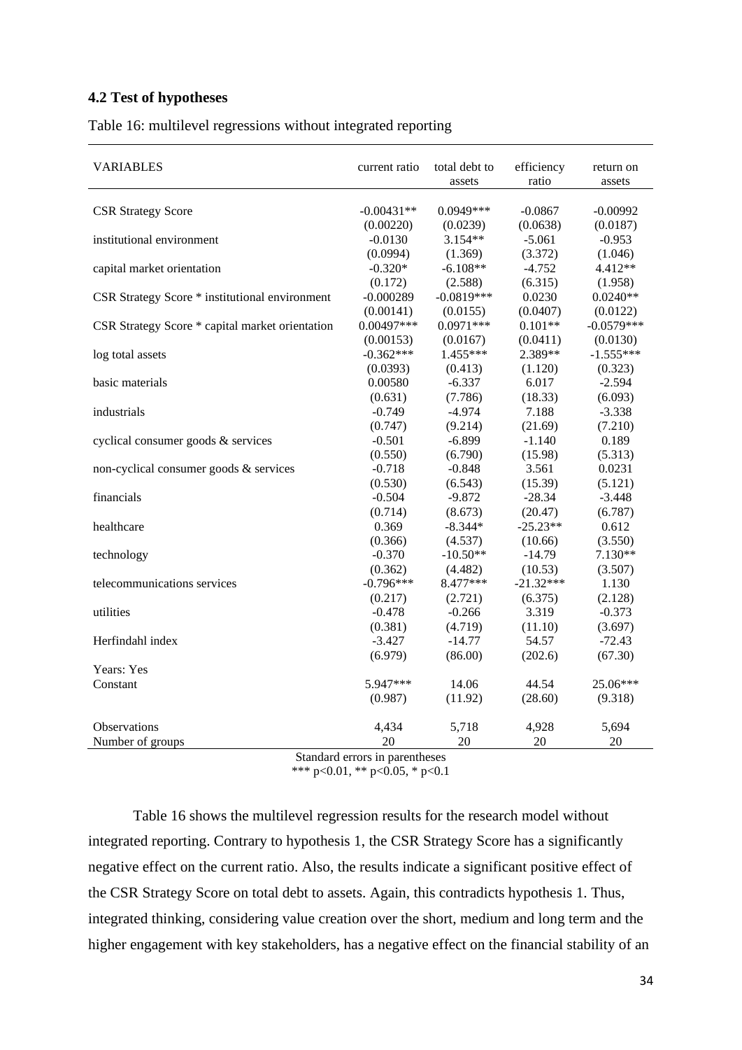### 4.2 Test of hypotheses

Table 16: multilevel regressions without integrated reporting

| VARIABLES | current ratio | total debt to assets | efficiency ratio | return on assets |
|---|---|---|---|---|
| CSR Strategy Score | -0.00431** | 0.0949*** | -0.0867 | -0.00992 |
| | (0.00220) | (0.0239) | (0.0638) | (0.0187) |
| institutional environment | -0.0130 | 3.154** | -5.061 | -0.953 |
| | (0.0994) | (1.369) | (3.372) | (1.046) |
| capital market orientation | -0.320* | -6.108** | -4.752 | 4.412** |
| | (0.172) | (2.588) | (6.315) | (1.958) |
| CSR Strategy Score * institutional environment | -0.000289 | -0.0819*** | 0.0230 | 0.0240** |
| | (0.00141) | (0.0155) | (0.0407) | (0.0122) |
| CSR Strategy Score * capital market orientation | 0.00497*** | 0.0971*** | 0.101** | -0.0579*** |
| | (0.00153) | (0.0167) | (0.0411) | (0.0130) |
| log total assets | -0.362*** | 1.455*** | 2.389** | -1.555*** |
| | (0.0393) | (0.413) | (1.120) | (0.323) |
| basic materials | 0.00580 | -6.337 | 6.017 | -2.594 |
| | (0.631) | (7.786) | (18.33) | (6.093) |
| industrials | -0.749 | -4.974 | 7.188 | -3.338 |
| | (0.747) | (9.214) | (21.69) | (7.210) |
| cyclical consumer goods & services | -0.501 | -6.899 | -1.140 | 0.189 |
| | (0.550) | (6.790) | (15.98) | (5.313) |
| non-cyclical consumer goods & services | -0.718 | -0.848 | 3.561 | 0.0231 |
| | (0.530) | (6.543) | (15.39) | (5.121) |
| financials | -0.504 | -9.872 | -28.34 | -3.448 |
| | (0.714) | (8.673) | (20.47) | (6.787) |
| healthcare | 0.369 | -8.344* | -25.23** | 0.612 |
| | (0.366) | (4.537) | (10.66) | (3.550) |
| technology | -0.370 | -10.50** | -14.79 | 7.130** |
| | (0.362) | (4.482) | (10.53) | (3.507) |
| telecommunications services | -0.796*** | 8.477*** | -21.32*** | 1.130 |
| | (0.217) | (2.721) | (6.375) | (2.128) |
| utilities | -0.478 | -0.266 | 3.319 | -0.373 |
| | (0.381) | (4.719) | (11.10) | (3.697) |
| Herfindahl index | -3.427 | -14.77 | 54.57 | -72.43 |
| | (6.979) | (86.00) | (202.6) | (67.30) |
| Years: Yes | | | | |
| Constant | 5.947*** | 14.06 | 44.54 | 25.06*** |
| | (0.987) | (11.92) | (28.60) | (9.318) |
| Observations | 4,434 | 5,718 | 4,928 | 5,694 |
| Number of groups | 20 | 20 | 20 | 20 |

Standard errors in parentheses
*** p<0.01, ** p<0.05, * p<0.1

Table 16 shows the multilevel regression results for the research model without integrated reporting. Contrary to hypothesis 1, the CSR Strategy Score has a significantly negative effect on the current ratio. Also, the results indicate a significant positive effect of the CSR Strategy Score on total debt to assets. Again, this contradicts hypothesis 1. Thus, integrated thinking, considering value creation over the short, medium and long term and the higher engagement with key stakeholders, has a negative effect on the financial stability of an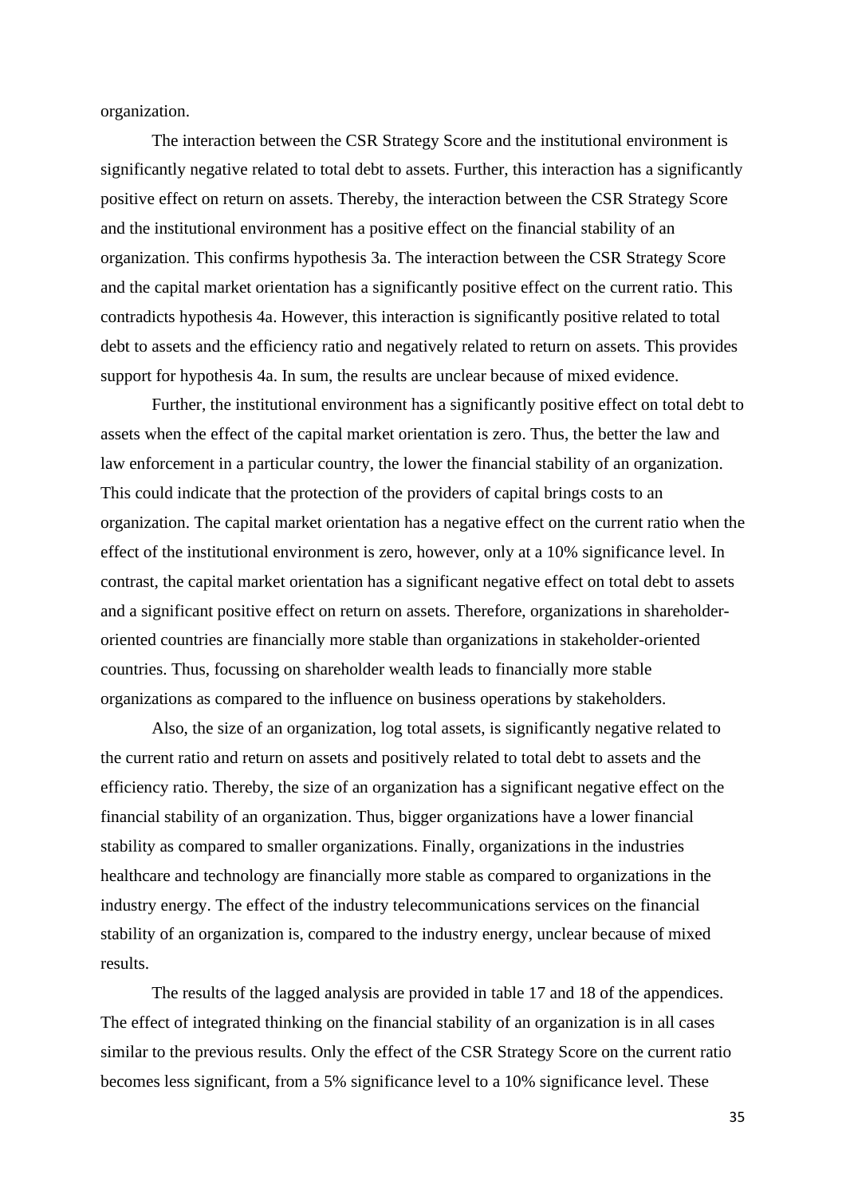organization.

The interaction between the CSR Strategy Score and the institutional environment is significantly negative related to total debt to assets. Further, this interaction has a significantly positive effect on return on assets. Thereby, the interaction between the CSR Strategy Score and the institutional environment has a positive effect on the financial stability of an organization. This confirms hypothesis 3a. The interaction between the CSR Strategy Score and the capital market orientation has a significantly positive effect on the current ratio. This contradicts hypothesis 4a. However, this interaction is significantly positive related to total debt to assets and the efficiency ratio and negatively related to return on assets. This provides support for hypothesis 4a. In sum, the results are unclear because of mixed evidence.

Further, the institutional environment has a significantly positive effect on total debt to assets when the effect of the capital market orientation is zero. Thus, the better the law and law enforcement in a particular country, the lower the financial stability of an organization. This could indicate that the protection of the providers of capital brings costs to an organization. The capital market orientation has a negative effect on the current ratio when the effect of the institutional environment is zero, however, only at a 10% significance level. In contrast, the capital market orientation has a significant negative effect on total debt to assets and a significant positive effect on return on assets. Therefore, organizations in shareholder-oriented countries are financially more stable than organizations in stakeholder-oriented countries. Thus, focussing on shareholder wealth leads to financially more stable organizations as compared to the influence on business operations by stakeholders.

Also, the size of an organization, log total assets, is significantly negative related to the current ratio and return on assets and positively related to total debt to assets and the efficiency ratio. Thereby, the size of an organization has a significant negative effect on the financial stability of an organization. Thus, bigger organizations have a lower financial stability as compared to smaller organizations. Finally, organizations in the industries healthcare and technology are financially more stable as compared to organizations in the industry energy. The effect of the industry telecommunications services on the financial stability of an organization is, compared to the industry energy, unclear because of mixed results.

The results of the lagged analysis are provided in table 17 and 18 of the appendices. The effect of integrated thinking on the financial stability of an organization is in all cases similar to the previous results. Only the effect of the CSR Strategy Score on the current ratio becomes less significant, from a 5% significance level to a 10% significance level. These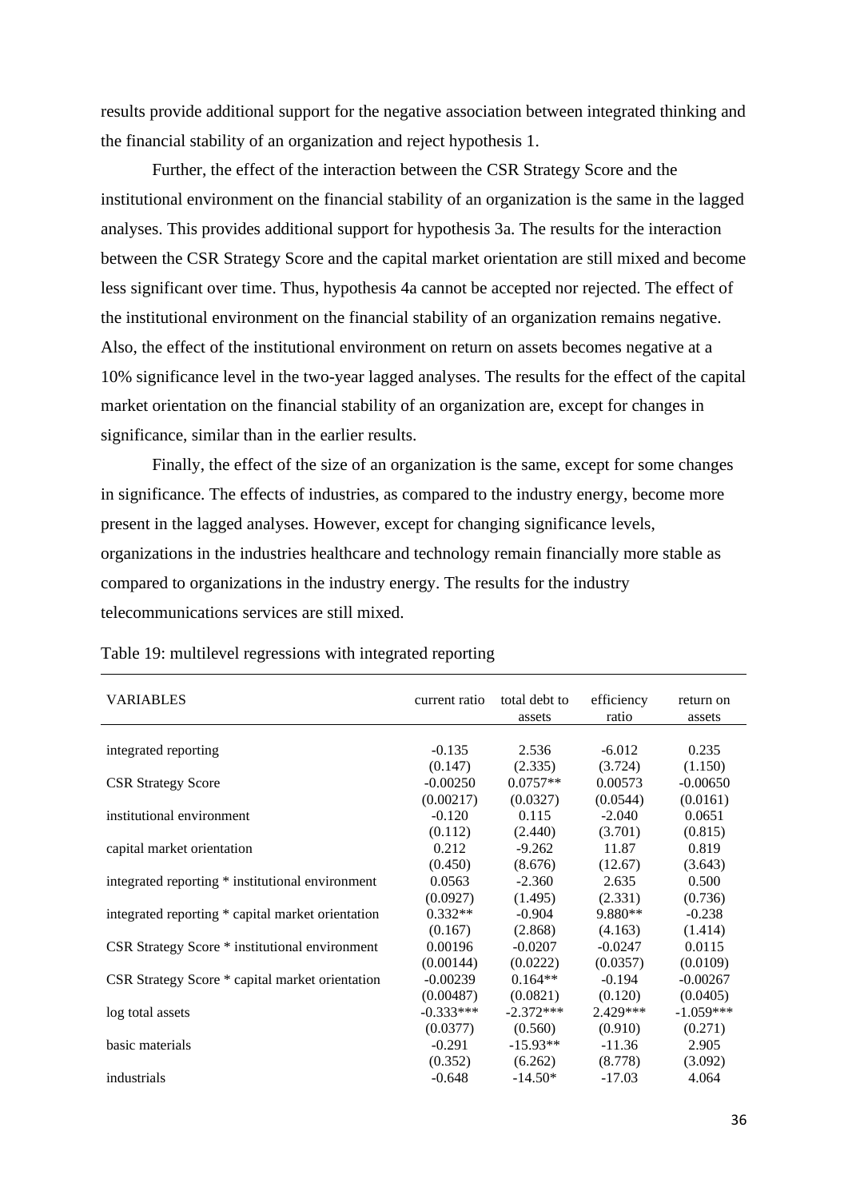results provide additional support for the negative association between integrated thinking and the financial stability of an organization and reject hypothesis 1.

Further, the effect of the interaction between the CSR Strategy Score and the institutional environment on the financial stability of an organization is the same in the lagged analyses. This provides additional support for hypothesis 3a. The results for the interaction between the CSR Strategy Score and the capital market orientation are still mixed and become less significant over time. Thus, hypothesis 4a cannot be accepted nor rejected. The effect of the institutional environment on the financial stability of an organization remains negative. Also, the effect of the institutional environment on return on assets becomes negative at a 10% significance level in the two-year lagged analyses. The results for the effect of the capital market orientation on the financial stability of an organization are, except for changes in significance, similar than in the earlier results.

Finally, the effect of the size of an organization is the same, except for some changes in significance. The effects of industries, as compared to the industry energy, become more present in the lagged analyses. However, except for changing significance levels, organizations in the industries healthcare and technology remain financially more stable as compared to organizations in the industry energy. The results for the industry telecommunications services are still mixed.

Table 19: multilevel regressions with integrated reporting

| VARIABLES | current ratio | total debt to assets | efficiency ratio | return on assets |
|---|---|---|---|---|
| integrated reporting | -0.135 | 2.536 | -6.012 | 0.235 |
| | (0.147) | (2.335) | (3.724) | (1.150) |
| CSR Strategy Score | -0.00250 | 0.0757** | 0.00573 | -0.00650 |
| | (0.00217) | (0.0327) | (0.0544) | (0.0161) |
| institutional environment | -0.120 | 0.115 | -2.040 | 0.0651 |
| | (0.112) | (2.440) | (3.701) | (0.815) |
| capital market orientation | 0.212 | -9.262 | 11.87 | 0.819 |
| | (0.450) | (8.676) | (12.67) | (3.643) |
| integrated reporting * institutional environment | 0.0563 | -2.360 | 2.635 | 0.500 |
| | (0.0927) | (1.495) | (2.331) | (0.736) |
| integrated reporting * capital market orientation | 0.332** | -0.904 | 9.880** | -0.238 |
| | (0.167) | (2.868) | (4.163) | (1.414) |
| CSR Strategy Score * institutional environment | 0.00196 | -0.0207 | -0.0247 | 0.0115 |
| | (0.00144) | (0.0222) | (0.0357) | (0.0109) |
| CSR Strategy Score * capital market orientation | -0.00239 | 0.164** | -0.194 | -0.00267 |
| | (0.00487) | (0.0821) | (0.120) | (0.0405) |
| log total assets | -0.333*** | -2.372*** | 2.429*** | -1.059*** |
| | (0.0377) | (0.560) | (0.910) | (0.271) |
| basic materials | -0.291 | -15.93** | -11.36 | 2.905 |
| | (0.352) | (6.262) | (8.778) | (3.092) |
| industrials | -0.648 | -14.50* | -17.03 | 4.064 |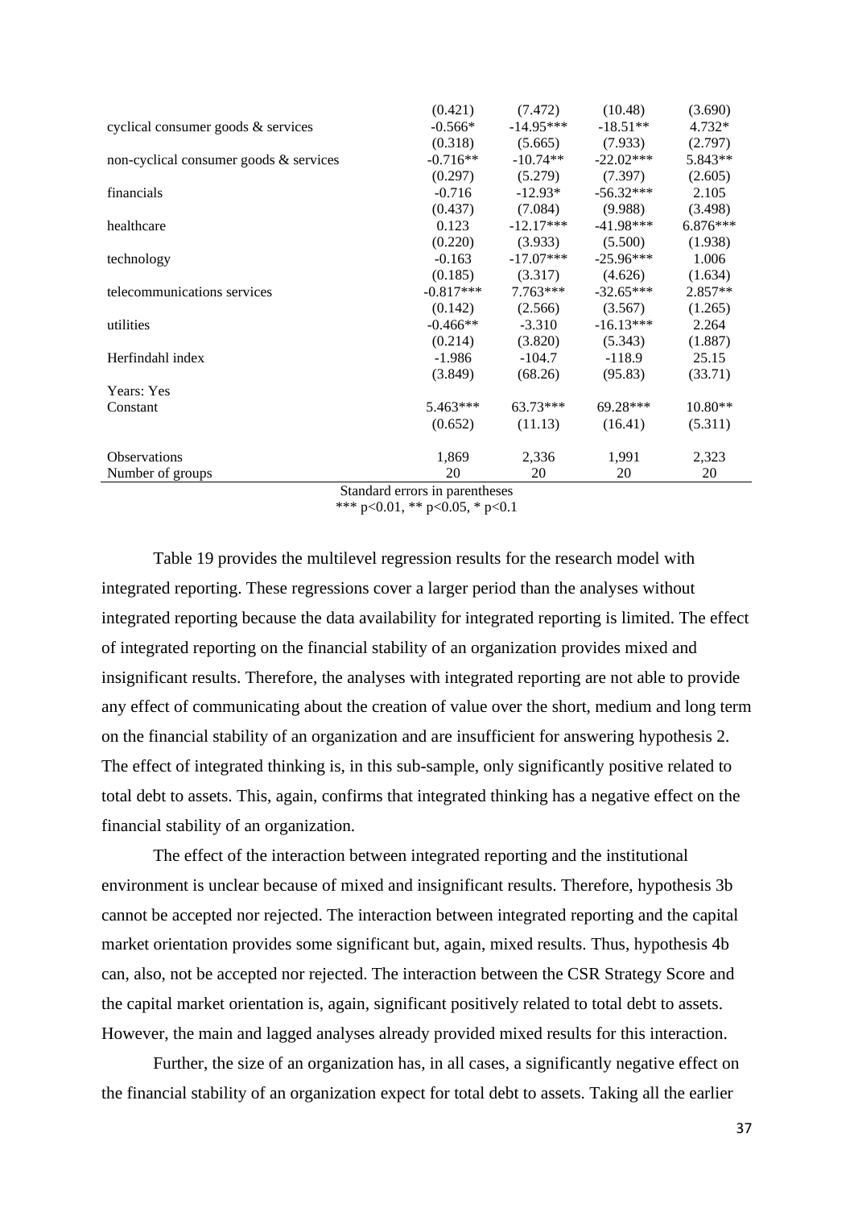|  |  |  |  |  |
|---|---|---|---|---|
|  | (0.421) | (7.472) | (10.48) | (3.690) |
| cyclical consumer goods & services | -0.566* | -14.95*** | -18.51** | 4.732* |
|  | (0.318) | (5.665) | (7.933) | (2.797) |
| non-cyclical consumer goods & services | -0.716** | -10.74** | -22.02*** | 5.843** |
|  | (0.297) | (5.279) | (7.397) | (2.605) |
| financials | -0.716 | -12.93* | -56.32*** | 2.105 |
|  | (0.437) | (7.084) | (9.988) | (3.498) |
| healthcare | 0.123 | -12.17*** | -41.98*** | 6.876*** |
|  | (0.220) | (3.933) | (5.500) | (1.938) |
| technology | -0.163 | -17.07*** | -25.96*** | 1.006 |
|  | (0.185) | (3.317) | (4.626) | (1.634) |
| telecommunications services | -0.817*** | 7.763*** | -32.65*** | 2.857** |
|  | (0.142) | (2.566) | (3.567) | (1.265) |
| utilities | -0.466** | -3.310 | -16.13*** | 2.264 |
|  | (0.214) | (3.820) | (5.343) | (1.887) |
| Herfindahl index | -1.986 | -104.7 | -118.9 | 25.15 |
|  | (3.849) | (68.26) | (95.83) | (33.71) |
| Years: Yes |  |  |  |  |
| Constant | 5.463*** | 63.73*** | 69.28*** | 10.80** |
|  | (0.652) | (11.13) | (16.41) | (5.311) |
| Observations | 1,869 | 2,336 | 1,991 | 2,323 |
| Number of groups | 20 | 20 | 20 | 20 |

Standard errors in parentheses
*** p<0.01, ** p<0.05, * p<0.1

Table 19 provides the multilevel regression results for the research model with integrated reporting. These regressions cover a larger period than the analyses without integrated reporting because the data availability for integrated reporting is limited. The effect of integrated reporting on the financial stability of an organization provides mixed and insignificant results. Therefore, the analyses with integrated reporting are not able to provide any effect of communicating about the creation of value over the short, medium and long term on the financial stability of an organization and are insufficient for answering hypothesis 2. The effect of integrated thinking is, in this sub-sample, only significantly positive related to total debt to assets. This, again, confirms that integrated thinking has a negative effect on the financial stability of an organization.

The effect of the interaction between integrated reporting and the institutional environment is unclear because of mixed and insignificant results. Therefore, hypothesis 3b cannot be accepted nor rejected. The interaction between integrated reporting and the capital market orientation provides some significant but, again, mixed results. Thus, hypothesis 4b can, also, not be accepted nor rejected. The interaction between the CSR Strategy Score and the capital market orientation is, again, significant positively related to total debt to assets. However, the main and lagged analyses already provided mixed results for this interaction.

Further, the size of an organization has, in all cases, a significantly negative effect on the financial stability of an organization expect for total debt to assets. Taking all the earlier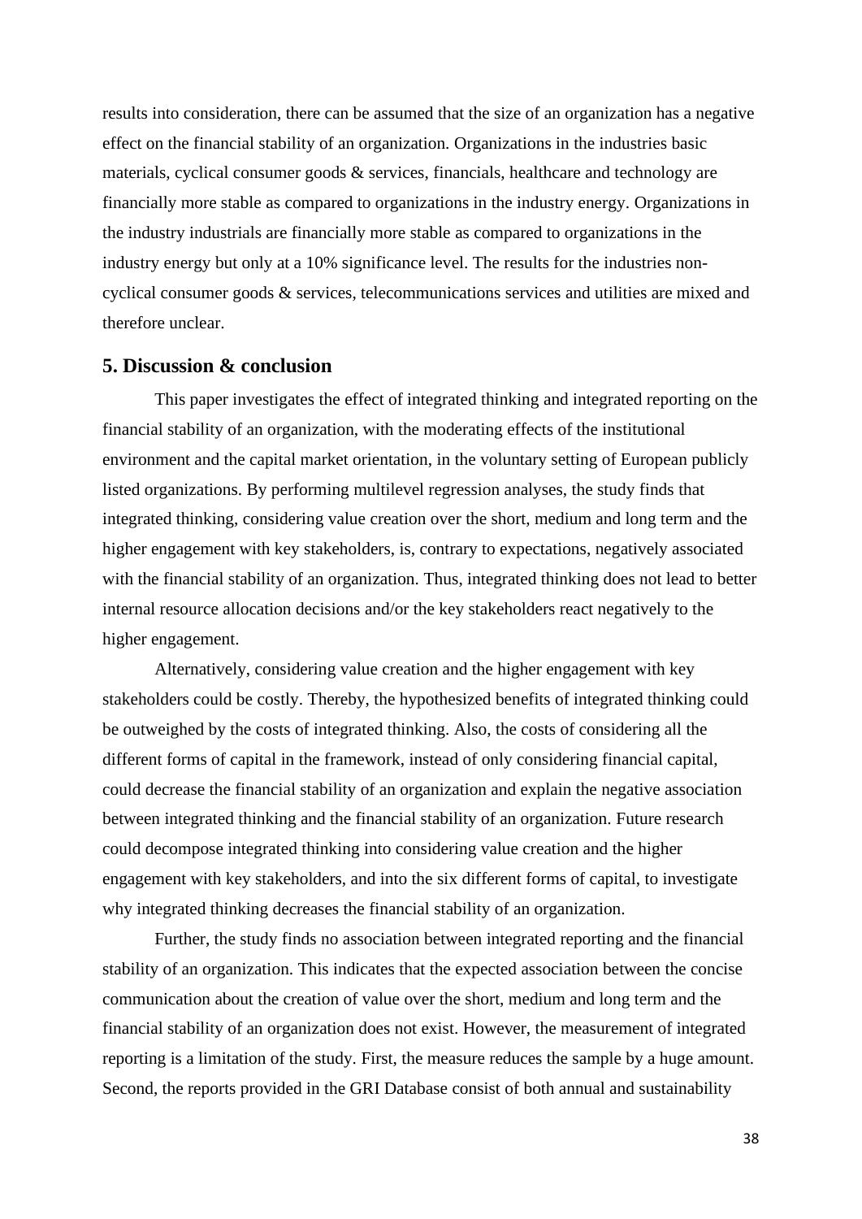results into consideration, there can be assumed that the size of an organization has a negative effect on the financial stability of an organization. Organizations in the industries basic materials, cyclical consumer goods & services, financials, healthcare and technology are financially more stable as compared to organizations in the industry energy. Organizations in the industry industrials are financially more stable as compared to organizations in the industry energy but only at a 10% significance level. The results for the industries non-cyclical consumer goods & services, telecommunications services and utilities are mixed and therefore unclear.

## 5. Discussion & conclusion

This paper investigates the effect of integrated thinking and integrated reporting on the financial stability of an organization, with the moderating effects of the institutional environment and the capital market orientation, in the voluntary setting of European publicly listed organizations. By performing multilevel regression analyses, the study finds that integrated thinking, considering value creation over the short, medium and long term and the higher engagement with key stakeholders, is, contrary to expectations, negatively associated with the financial stability of an organization. Thus, integrated thinking does not lead to better internal resource allocation decisions and/or the key stakeholders react negatively to the higher engagement.

Alternatively, considering value creation and the higher engagement with key stakeholders could be costly. Thereby, the hypothesized benefits of integrated thinking could be outweighed by the costs of integrated thinking. Also, the costs of considering all the different forms of capital in the framework, instead of only considering financial capital, could decrease the financial stability of an organization and explain the negative association between integrated thinking and the financial stability of an organization. Future research could decompose integrated thinking into considering value creation and the higher engagement with key stakeholders, and into the six different forms of capital, to investigate why integrated thinking decreases the financial stability of an organization.

Further, the study finds no association between integrated reporting and the financial stability of an organization. This indicates that the expected association between the concise communication about the creation of value over the short, medium and long term and the financial stability of an organization does not exist. However, the measurement of integrated reporting is a limitation of the study. First, the measure reduces the sample by a huge amount. Second, the reports provided in the GRI Database consist of both annual and sustainability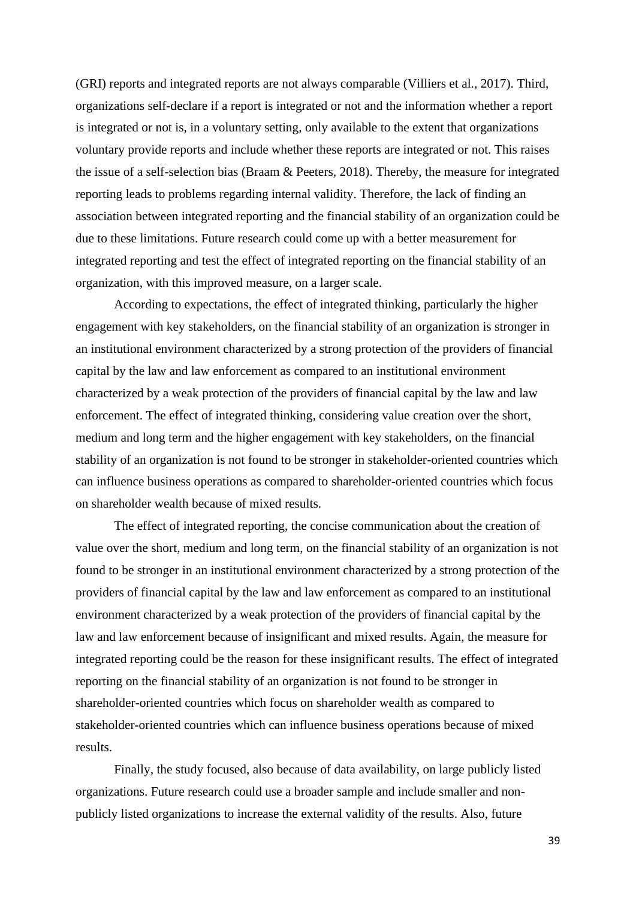(GRI) reports and integrated reports are not always comparable (Villiers et al., 2017). Third, organizations self-declare if a report is integrated or not and the information whether a report is integrated or not is, in a voluntary setting, only available to the extent that organizations voluntary provide reports and include whether these reports are integrated or not. This raises the issue of a self-selection bias (Braam & Peeters, 2018). Thereby, the measure for integrated reporting leads to problems regarding internal validity. Therefore, the lack of finding an association between integrated reporting and the financial stability of an organization could be due to these limitations. Future research could come up with a better measurement for integrated reporting and test the effect of integrated reporting on the financial stability of an organization, with this improved measure, on a larger scale.

According to expectations, the effect of integrated thinking, particularly the higher engagement with key stakeholders, on the financial stability of an organization is stronger in an institutional environment characterized by a strong protection of the providers of financial capital by the law and law enforcement as compared to an institutional environment characterized by a weak protection of the providers of financial capital by the law and law enforcement. The effect of integrated thinking, considering value creation over the short, medium and long term and the higher engagement with key stakeholders, on the financial stability of an organization is not found to be stronger in stakeholder-oriented countries which can influence business operations as compared to shareholder-oriented countries which focus on shareholder wealth because of mixed results.

The effect of integrated reporting, the concise communication about the creation of value over the short, medium and long term, on the financial stability of an organization is not found to be stronger in an institutional environment characterized by a strong protection of the providers of financial capital by the law and law enforcement as compared to an institutional environment characterized by a weak protection of the providers of financial capital by the law and law enforcement because of insignificant and mixed results. Again, the measure for integrated reporting could be the reason for these insignificant results. The effect of integrated reporting on the financial stability of an organization is not found to be stronger in shareholder-oriented countries which focus on shareholder wealth as compared to stakeholder-oriented countries which can influence business operations because of mixed results.

Finally, the study focused, also because of data availability, on large publicly listed organizations. Future research could use a broader sample and include smaller and non-publicly listed organizations to increase the external validity of the results. Also, future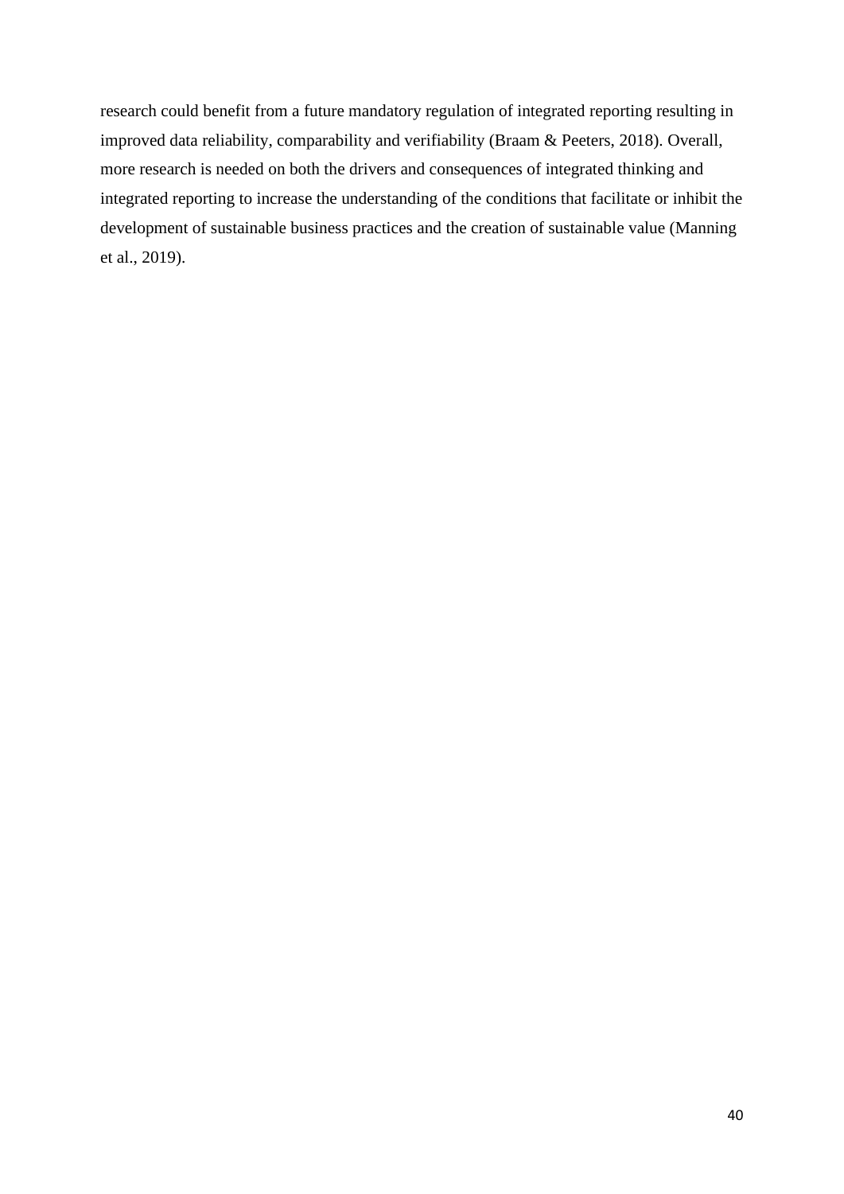research could benefit from a future mandatory regulation of integrated reporting resulting in improved data reliability, comparability and verifiability (Braam & Peeters, 2018). Overall, more research is needed on both the drivers and consequences of integrated thinking and integrated reporting to increase the understanding of the conditions that facilitate or inhibit the development of sustainable business practices and the creation of sustainable value (Manning et al., 2019).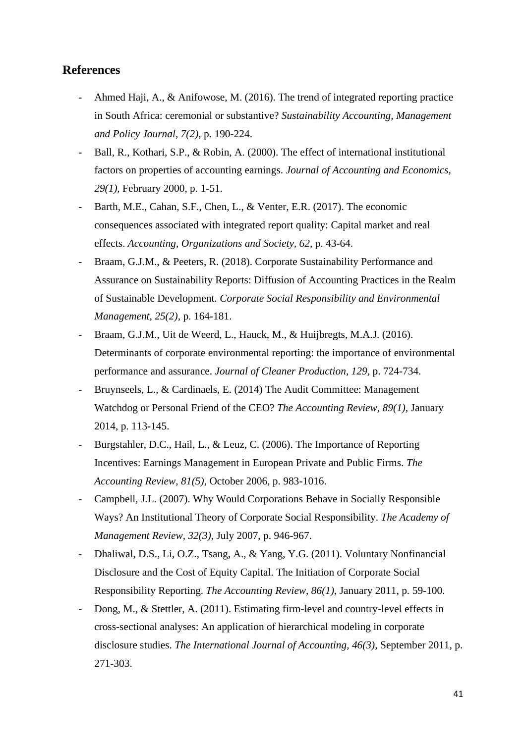## References

- Ahmed Haji, A., & Anifowose, M. (2016). The trend of integrated reporting practice in South Africa: ceremonial or substantive? *Sustainability Accounting, Management and Policy Journal, 7(2),* p. 190-224.
- Ball, R., Kothari, S.P., & Robin, A. (2000). The effect of international institutional factors on properties of accounting earnings. *Journal of Accounting and Economics, 29(1),* February 2000, p. 1-51.
- Barth, M.E., Cahan, S.F., Chen, L., & Venter, E.R. (2017). The economic consequences associated with integrated report quality: Capital market and real effects. *Accounting, Organizations and Society, 62,* p. 43-64.
- Braam, G.J.M., & Peeters, R. (2018). Corporate Sustainability Performance and Assurance on Sustainability Reports: Diffusion of Accounting Practices in the Realm of Sustainable Development. *Corporate Social Responsibility and Environmental Management, 25(2),* p. 164-181.
- Braam, G.J.M., Uit de Weerd, L., Hauck, M., & Huijbregts, M.A.J. (2016). Determinants of corporate environmental reporting: the importance of environmental performance and assurance. *Journal of Cleaner Production, 129,* p. 724-734.
- Bruynseels, L., & Cardinaels, E. (2014) The Audit Committee: Management Watchdog or Personal Friend of the CEO? *The Accounting Review, 89(1),* January 2014, p. 113-145.
- Burgstahler, D.C., Hail, L., & Leuz, C. (2006). The Importance of Reporting Incentives: Earnings Management in European Private and Public Firms. *The Accounting Review, 81(5),* October 2006, p. 983-1016.
- Campbell, J.L. (2007). Why Would Corporations Behave in Socially Responsible Ways? An Institutional Theory of Corporate Social Responsibility. *The Academy of Management Review, 32(3),* July 2007, p. 946-967.
- Dhaliwal, D.S., Li, O.Z., Tsang, A., & Yang, Y.G. (2011). Voluntary Nonfinancial Disclosure and the Cost of Equity Capital. The Initiation of Corporate Social Responsibility Reporting. *The Accounting Review, 86(1),* January 2011, p. 59-100.
- Dong, M., & Stettler, A. (2011). Estimating firm-level and country-level effects in cross-sectional analyses: An application of hierarchical modeling in corporate disclosure studies. *The International Journal of Accounting, 46(3),* September 2011, p. 271-303.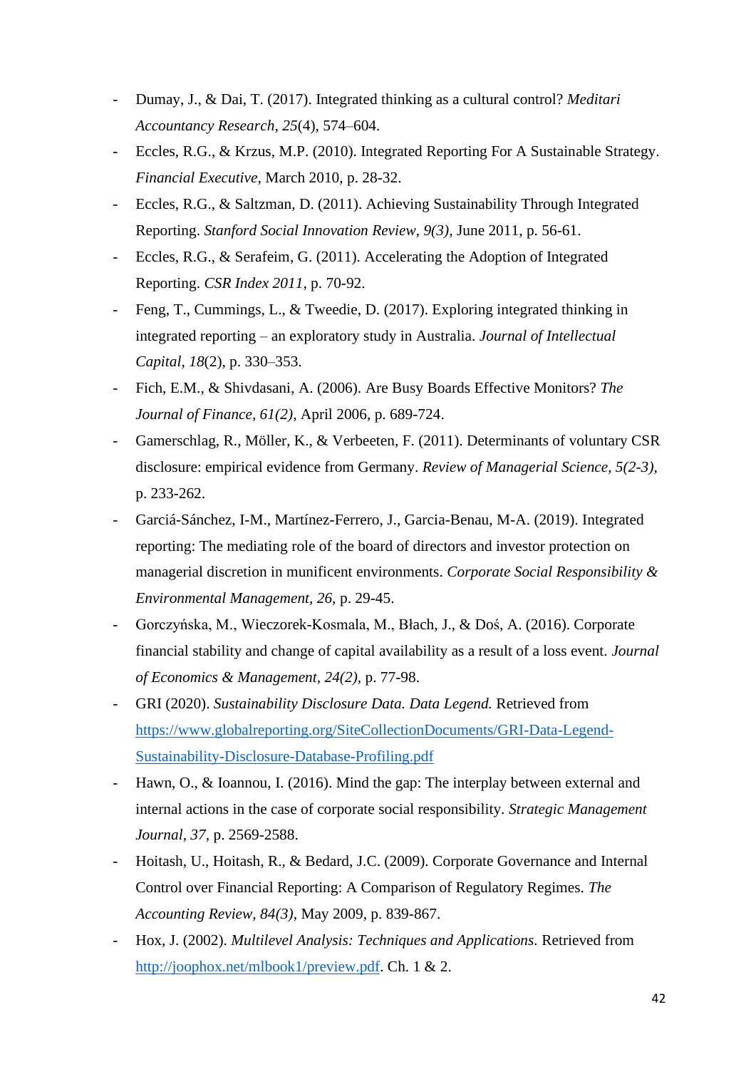- Dumay, J., & Dai, T. (2017). Integrated thinking as a cultural control? *Meditari Accountancy Research*, *25*(4), 574–604.
- Eccles, R.G., & Krzus, M.P. (2010). Integrated Reporting For A Sustainable Strategy. *Financial Executive,* March 2010, p. 28-32.
- Eccles, R.G., & Saltzman, D. (2011). Achieving Sustainability Through Integrated Reporting. *Stanford Social Innovation Review, 9(3),* June 2011, p. 56-61.
- Eccles, R.G., & Serafeim, G. (2011). Accelerating the Adoption of Integrated Reporting. *CSR Index 2011,* p. 70-92.
- Feng, T., Cummings, L., & Tweedie, D. (2017). Exploring integrated thinking in integrated reporting – an exploratory study in Australia. *Journal of Intellectual Capital*, *18*(2), p. 330–353.
- Fich, E.M., & Shivdasani, A. (2006). Are Busy Boards Effective Monitors? *The Journal of Finance, 61(2),* April 2006, p. 689-724.
- Gamerschlag, R., Möller, K., & Verbeeten, F. (2011). Determinants of voluntary CSR disclosure: empirical evidence from Germany. *Review of Managerial Science, 5(2-3),* p. 233-262.
- Garciá-Sánchez, I-M., Martínez-Ferrero, J., Garcia-Benau, M-A. (2019). Integrated reporting: The mediating role of the board of directors and investor protection on managerial discretion in munificent environments. *Corporate Social Responsibility & Environmental Management, 26,* p. 29-45.
- Gorczyńska, M., Wieczorek-Kosmala, M., Błach, J., & Doś, A. (2016). Corporate financial stability and change of capital availability as a result of a loss event. *Journal of Economics & Management, 24(2),* p. 77-98.
- GRI (2020). *Sustainability Disclosure Data. Data Legend.* Retrieved from https://www.globalreporting.org/SiteCollectionDocuments/GRI-Data-Legend-Sustainability-Disclosure-Database-Profiling.pdf
- Hawn, O., & Ioannou, I. (2016). Mind the gap: The interplay between external and internal actions in the case of corporate social responsibility. *Strategic Management Journal*, *37*, p. 2569-2588.
- Hoitash, U., Hoitash, R., & Bedard, J.C. (2009). Corporate Governance and Internal Control over Financial Reporting: A Comparison of Regulatory Regimes. *The Accounting Review, 84(3),* May 2009, p. 839-867.
- Hox, J. (2002). *Multilevel Analysis: Techniques and Applications.* Retrieved from http://joophox.net/mlbook1/preview.pdf. Ch. 1 & 2.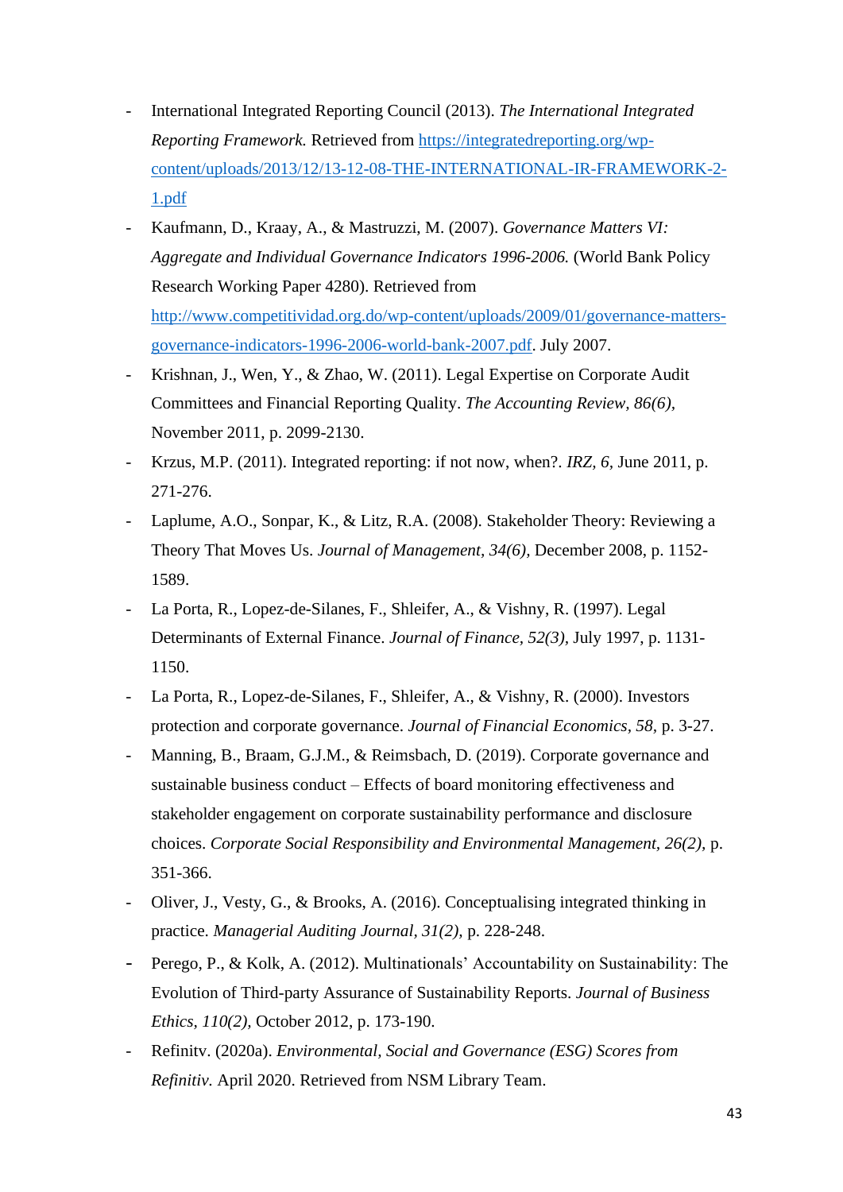- International Integrated Reporting Council (2013). *The International Integrated Reporting Framework.* Retrieved from https://integratedreporting.org/wp-content/uploads/2013/12/13-12-08-THE-INTERNATIONAL-IR-FRAMEWORK-2-1.pdf
- Kaufmann, D., Kraay, A., & Mastruzzi, M. (2007). *Governance Matters VI: Aggregate and Individual Governance Indicators 1996-2006.* (World Bank Policy Research Working Paper 4280). Retrieved from http://www.competitividad.org.do/wp-content/uploads/2009/01/governance-matters-governance-indicators-1996-2006-world-bank-2007.pdf. July 2007.
- Krishnan, J., Wen, Y., & Zhao, W. (2011). Legal Expertise on Corporate Audit Committees and Financial Reporting Quality. *The Accounting Review, 86(6),* November 2011, p. 2099-2130.
- Krzus, M.P. (2011). Integrated reporting: if not now, when?. *IRZ, 6,* June 2011, p. 271-276.
- Laplume, A.O., Sonpar, K., & Litz, R.A. (2008). Stakeholder Theory: Reviewing a Theory That Moves Us. *Journal of Management, 34(6),* December 2008, p. 1152-1589.
- La Porta, R., Lopez-de-Silanes, F., Shleifer, A., & Vishny, R. (1997). Legal Determinants of External Finance. *Journal of Finance, 52(3),* July 1997, p. 1131-1150.
- La Porta, R., Lopez-de-Silanes, F., Shleifer, A., & Vishny, R. (2000). Investors protection and corporate governance. *Journal of Financial Economics, 58,* p. 3-27.
- Manning, B., Braam, G.J.M., & Reimsbach, D. (2019). Corporate governance and sustainable business conduct – Effects of board monitoring effectiveness and stakeholder engagement on corporate sustainability performance and disclosure choices. *Corporate Social Responsibility and Environmental Management, 26(2),* p. 351-366.
- Oliver, J., Vesty, G., & Brooks, A. (2016). Conceptualising integrated thinking in practice. *Managerial Auditing Journal, 31(2),* p. 228-248.
- Perego, P., & Kolk, A. (2012). Multinationals' Accountability on Sustainability: The Evolution of Third-party Assurance of Sustainability Reports. *Journal of Business Ethics, 110(2),* October 2012, p. 173-190.
- Refinitv. (2020a). *Environmental, Social and Governance (ESG) Scores from Refinitiv.* April 2020. Retrieved from NSM Library Team.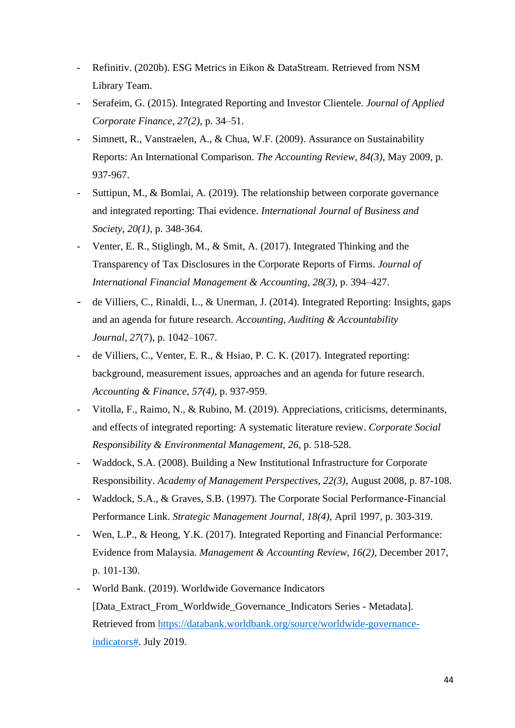- Refinitiv. (2020b). ESG Metrics in Eikon & DataStream. Retrieved from NSM Library Team.
- Serafeim, G. (2015). Integrated Reporting and Investor Clientele. *Journal of Applied Corporate Finance*, *27(2)*, p. 34–51.
- Simnett, R., Vanstraelen, A., & Chua, W.F. (2009). Assurance on Sustainability Reports: An International Comparison. *The Accounting Review*, *84(3)*, May 2009, p. 937-967.
- Suttipun, M., & Bomlai, A. (2019). The relationship between corporate governance and integrated reporting: Thai evidence. *International Journal of Business and Society*, *20(1)*, p. 348-364.
- Venter, E. R., Stiglingh, M., & Smit, A. (2017). Integrated Thinking and the Transparency of Tax Disclosures in the Corporate Reports of Firms. *Journal of International Financial Management & Accounting*, *28(3)*, p. 394–427.
- de Villiers, C., Rinaldi, L., & Unerman, J. (2014). Integrated Reporting: Insights, gaps and an agenda for future research. *Accounting, Auditing & Accountability Journal*, *27*(7), p. 1042–1067.
- de Villiers, C., Venter, E. R., & Hsiao, P. C. K. (2017). Integrated reporting: background, measurement issues, approaches and an agenda for future research. *Accounting & Finance*, *57(4)*, p. 937-959.
- Vitolla, F., Raimo, N., & Rubino, M. (2019). Appreciations, criticisms, determinants, and effects of integrated reporting: A systematic literature review. *Corporate Social Responsibility & Environmental Management*, *26*, p. 518-528.
- Waddock, S.A. (2008). Building a New Institutional Infrastructure for Corporate Responsibility. *Academy of Management Perspectives*, *22(3)*, August 2008, p. 87-108.
- Waddock, S.A., & Graves, S.B. (1997). The Corporate Social Performance-Financial Performance Link. *Strategic Management Journal*, *18(4)*, April 1997, p. 303-319.
- Wen, L.P., & Heong, Y.K. (2017). Integrated Reporting and Financial Performance: Evidence from Malaysia. *Management & Accounting Review*, *16(2)*, December 2017, p. 101-130.
- World Bank. (2019). Worldwide Governance Indicators [Data_Extract_From_Worldwide_Governance_Indicators Series - Metadata]. Retrieved from [https://databank.worldbank.org/source/worldwide-governance-indicators#](https://databank.worldbank.org/source/worldwide-governance-indicators#). July 2019.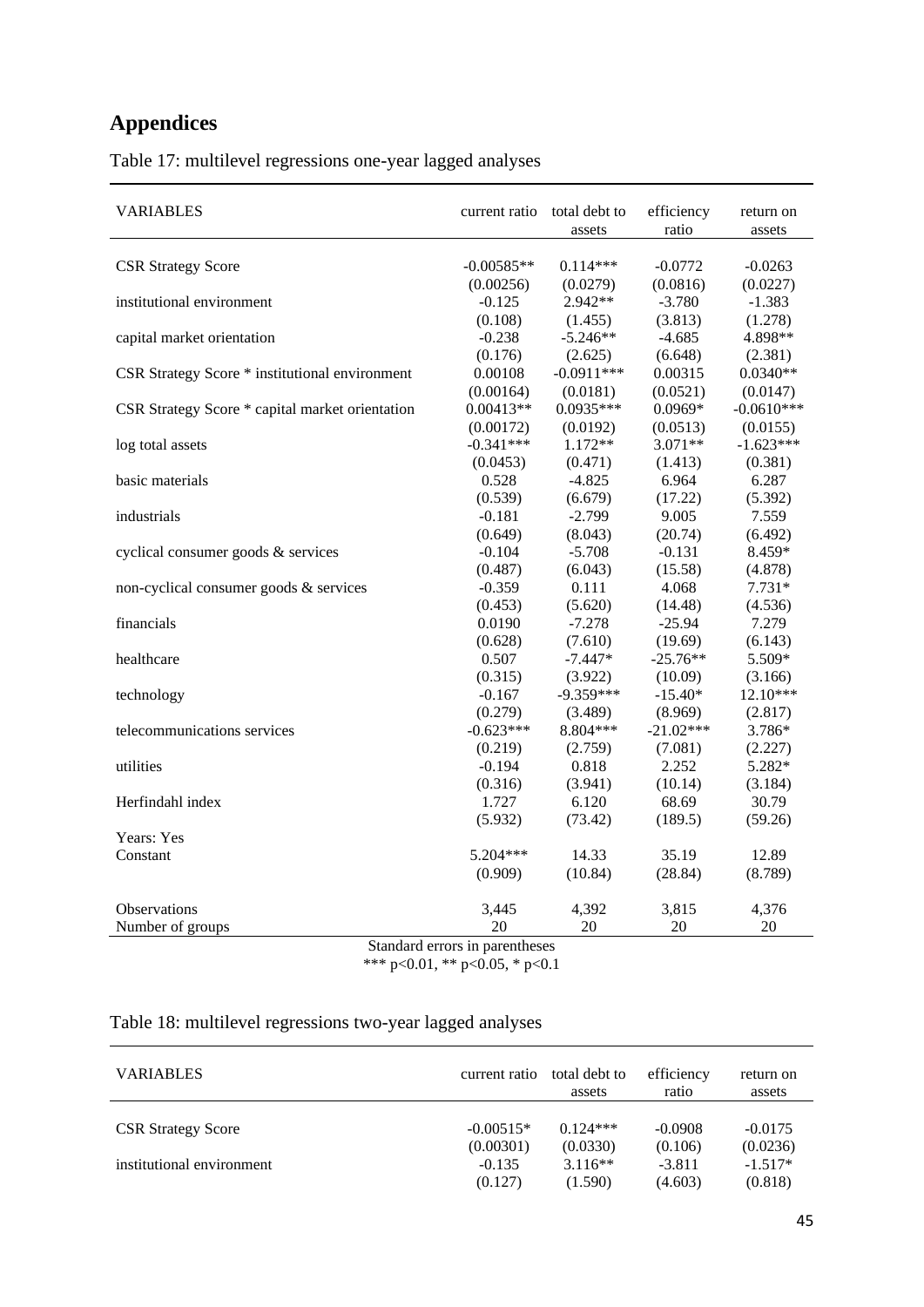# Appendices

Table 17: multilevel regressions one-year lagged analyses

| VARIABLES | current ratio | total debt to assets | efficiency ratio | return on assets |
|---|---|---|---|---|
| CSR Strategy Score | -0.00585** | 0.114*** | -0.0772 | -0.0263 |
| | (0.00256) | (0.0279) | (0.0816) | (0.0227) |
| institutional environment | -0.125 | 2.942** | -3.780 | -1.383 |
| | (0.108) | (1.455) | (3.813) | (1.278) |
| capital market orientation | -0.238 | -5.246** | -4.685 | 4.898** |
| | (0.176) | (2.625) | (6.648) | (2.381) |
| CSR Strategy Score * institutional environment | 0.00108 | -0.0911*** | 0.00315 | 0.0340** |
| | (0.00164) | (0.0181) | (0.0521) | (0.0147) |
| CSR Strategy Score * capital market orientation | 0.00413** | 0.0935*** | 0.0969* | -0.0610*** |
| | (0.00172) | (0.0192) | (0.0513) | (0.0155) |
| log total assets | -0.341*** | 1.172** | 3.071** | -1.623*** |
| | (0.0453) | (0.471) | (1.413) | (0.381) |
| basic materials | 0.528 | -4.825 | 6.964 | 6.287 |
| | (0.539) | (6.679) | (17.22) | (5.392) |
| industrials | -0.181 | -2.799 | 9.005 | 7.559 |
| | (0.649) | (8.043) | (20.74) | (6.492) |
| cyclical consumer goods & services | -0.104 | -5.708 | -0.131 | 8.459* |
| | (0.487) | (6.043) | (15.58) | (4.878) |
| non-cyclical consumer goods & services | -0.359 | 0.111 | 4.068 | 7.731* |
| | (0.453) | (5.620) | (14.48) | (4.536) |
| financials | 0.0190 | -7.278 | -25.94 | 7.279 |
| | (0.628) | (7.610) | (19.69) | (6.143) |
| healthcare | 0.507 | -7.447* | -25.76** | 5.509* |
| | (0.315) | (3.922) | (10.09) | (3.166) |
| technology | -0.167 | -9.359*** | -15.40* | 12.10*** |
| | (0.279) | (3.489) | (8.969) | (2.817) |
| telecommunications services | -0.623*** | 8.804*** | -21.02*** | 3.786* |
| | (0.219) | (2.759) | (7.081) | (2.227) |
| utilities | -0.194 | 0.818 | 2.252 | 5.282* |
| | (0.316) | (3.941) | (10.14) | (3.184) |
| Herfindahl index | 1.727 | 6.120 | 68.69 | 30.79 |
| | (5.932) | (73.42) | (189.5) | (59.26) |
| Years: Yes | | | | |
| Constant | 5.204*** | 14.33 | 35.19 | 12.89 |
| | (0.909) | (10.84) | (28.84) | (8.789) |
| Observations | 3,445 | 4,392 | 3,815 | 4,376 |
| Number of groups | 20 | 20 | 20 | 20 |

Standard errors in parentheses
*** p<0.01, ** p<0.05, * p<0.1

Table 18: multilevel regressions two-year lagged analyses

| VARIABLES | current ratio | total debt to assets | efficiency ratio | return on assets |
|---|---|---|---|---|
| CSR Strategy Score | -0.00515* | 0.124*** | -0.0908 | -0.0175 |
| | (0.00301) | (0.0330) | (0.106) | (0.0236) |
| institutional environment | -0.135 | 3.116** | -3.811 | -1.517* |
| | (0.127) | (1.590) | (4.603) | (0.818) |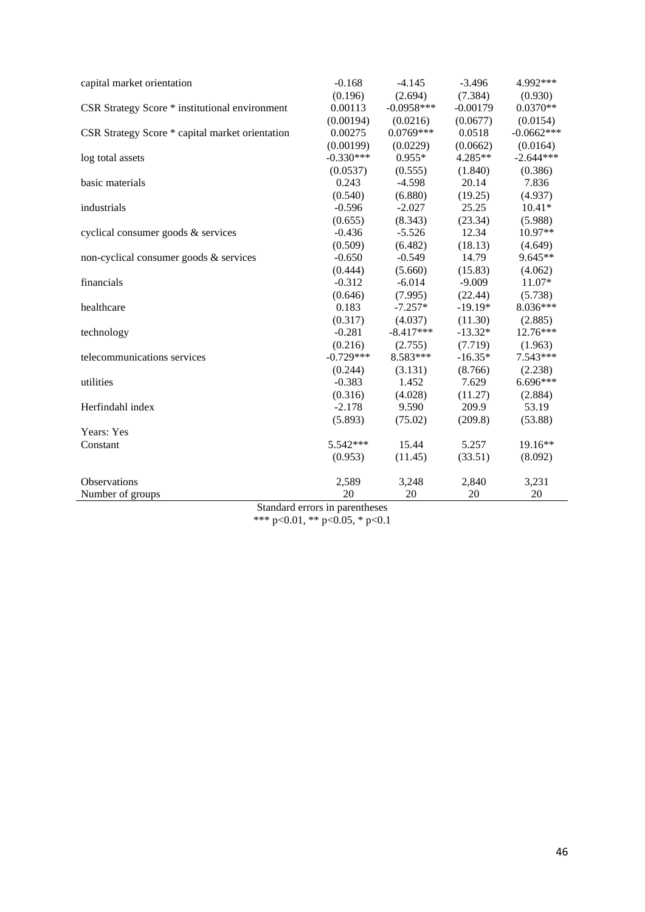| | | | | |
|---|---|---|---|---|
| capital market orientation | -0.168 | -4.145 | -3.496 | 4.992*** |
| | (0.196) | (2.694) | (7.384) | (0.930) |
| CSR Strategy Score * institutional environment | 0.00113 | -0.0958*** | -0.00179 | 0.0370** |
| | (0.00194) | (0.0216) | (0.0677) | (0.0154) |
| CSR Strategy Score * capital market orientation | 0.00275 | 0.0769*** | 0.0518 | -0.0662*** |
| | (0.00199) | (0.0229) | (0.0662) | (0.0164) |
| log total assets | -0.330*** | 0.955* | 4.285** | -2.644*** |
| | (0.0537) | (0.555) | (1.840) | (0.386) |
| basic materials | 0.243 | -4.598 | 20.14 | 7.836 |
| | (0.540) | (6.880) | (19.25) | (4.937) |
| industrials | -0.596 | -2.027 | 25.25 | 10.41* |
| | (0.655) | (8.343) | (23.34) | (5.988) |
| cyclical consumer goods & services | -0.436 | -5.526 | 12.34 | 10.97** |
| | (0.509) | (6.482) | (18.13) | (4.649) |
| non-cyclical consumer goods & services | -0.650 | -0.549 | 14.79 | 9.645** |
| | (0.444) | (5.660) | (15.83) | (4.062) |
| financials | -0.312 | -6.014 | -9.009 | 11.07* |
| | (0.646) | (7.995) | (22.44) | (5.738) |
| healthcare | 0.183 | -7.257* | -19.19* | 8.036*** |
| | (0.317) | (4.037) | (11.30) | (2.885) |
| technology | -0.281 | -8.417*** | -13.32* | 12.76*** |
| | (0.216) | (2.755) | (7.719) | (1.963) |
| telecommunications services | -0.729*** | 8.583*** | -16.35* | 7.543*** |
| | (0.244) | (3.131) | (8.766) | (2.238) |
| utilities | -0.383 | 1.452 | 7.629 | 6.696*** |
| | (0.316) | (4.028) | (11.27) | (2.884) |
| Herfindahl index | -2.178 | 9.590 | 209.9 | 53.19 |
| | (5.893) | (75.02) | (209.8) | (53.88) |
| Years: Yes | | | | |
| Constant | 5.542*** | 15.44 | 5.257 | 19.16** |
| | (0.953) | (11.45) | (33.51) | (8.092) |
| | | | | |
| Observations | 2,589 | 3,248 | 2,840 | 3,231 |
| Number of groups | 20 | 20 | 20 | 20 |

Standard errors in parentheses

*** p<0.01, ** p<0.05, * p<0.1